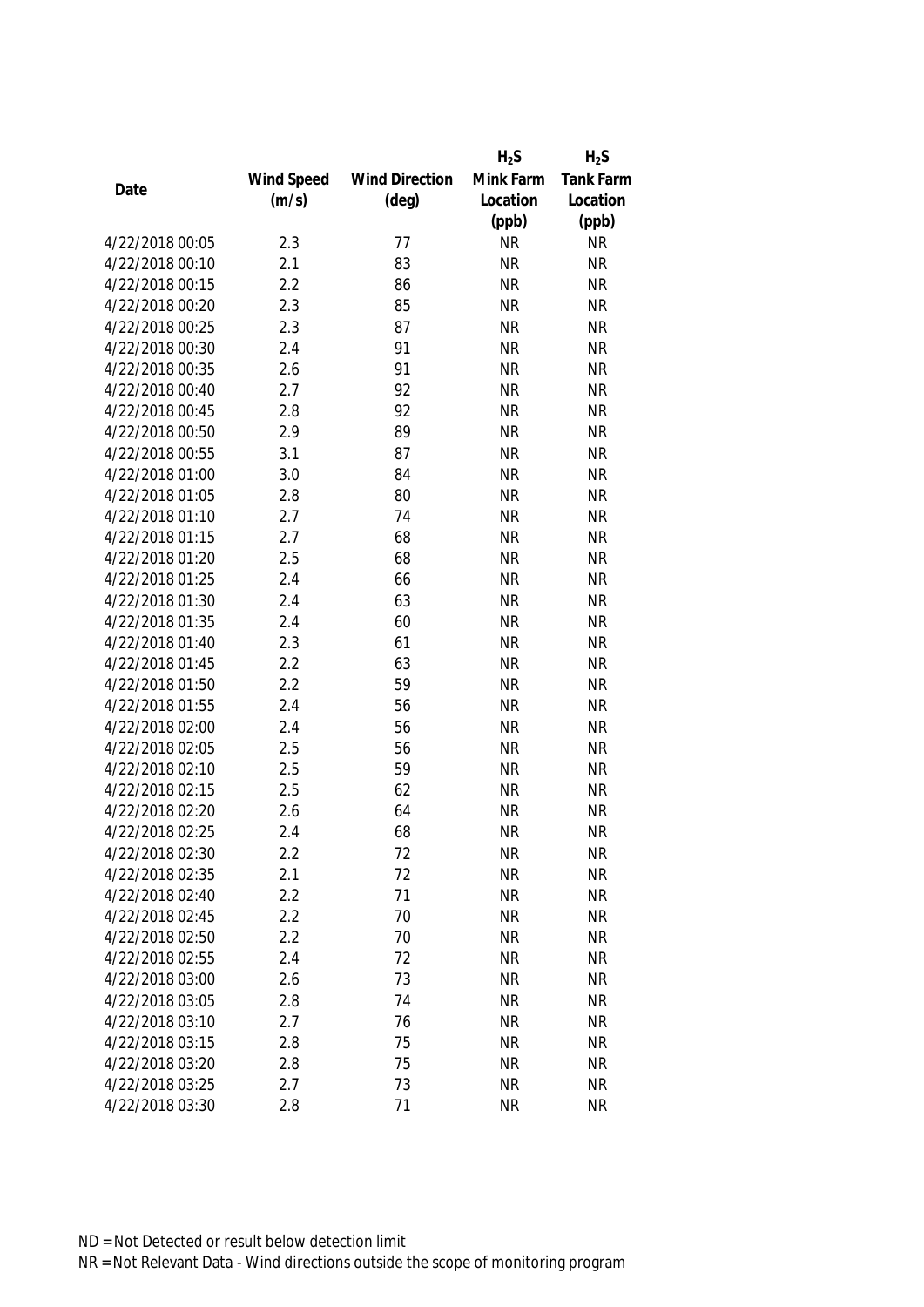| Date | Wind Speed (m/s) | Wind Direction (deg) | $H_2S$ Mink Farm Location (ppb) | $H_2S$ Tank Farm Location (ppb) |
|---|---|---|---|---|
| 4/22/2018 00:05 | 2.3 | 77 | NR | NR |
| 4/22/2018 00:10 | 2.1 | 83 | NR | NR |
| 4/22/2018 00:15 | 2.2 | 86 | NR | NR |
| 4/22/2018 00:20 | 2.3 | 85 | NR | NR |
| 4/22/2018 00:25 | 2.3 | 87 | NR | NR |
| 4/22/2018 00:30 | 2.4 | 91 | NR | NR |
| 4/22/2018 00:35 | 2.6 | 91 | NR | NR |
| 4/22/2018 00:40 | 2.7 | 92 | NR | NR |
| 4/22/2018 00:45 | 2.8 | 92 | NR | NR |
| 4/22/2018 00:50 | 2.9 | 89 | NR | NR |
| 4/22/2018 00:55 | 3.1 | 87 | NR | NR |
| 4/22/2018 01:00 | 3.0 | 84 | NR | NR |
| 4/22/2018 01:05 | 2.8 | 80 | NR | NR |
| 4/22/2018 01:10 | 2.7 | 74 | NR | NR |
| 4/22/2018 01:15 | 2.7 | 68 | NR | NR |
| 4/22/2018 01:20 | 2.5 | 68 | NR | NR |
| 4/22/2018 01:25 | 2.4 | 66 | NR | NR |
| 4/22/2018 01:30 | 2.4 | 63 | NR | NR |
| 4/22/2018 01:35 | 2.4 | 60 | NR | NR |
| 4/22/2018 01:40 | 2.3 | 61 | NR | NR |
| 4/22/2018 01:45 | 2.2 | 63 | NR | NR |
| 4/22/2018 01:50 | 2.2 | 59 | NR | NR |
| 4/22/2018 01:55 | 2.4 | 56 | NR | NR |
| 4/22/2018 02:00 | 2.4 | 56 | NR | NR |
| 4/22/2018 02:05 | 2.5 | 56 | NR | NR |
| 4/22/2018 02:10 | 2.5 | 59 | NR | NR |
| 4/22/2018 02:15 | 2.5 | 62 | NR | NR |
| 4/22/2018 02:20 | 2.6 | 64 | NR | NR |
| 4/22/2018 02:25 | 2.4 | 68 | NR | NR |
| 4/22/2018 02:30 | 2.2 | 72 | NR | NR |
| 4/22/2018 02:35 | 2.1 | 72 | NR | NR |
| 4/22/2018 02:40 | 2.2 | 71 | NR | NR |
| 4/22/2018 02:45 | 2.2 | 70 | NR | NR |
| 4/22/2018 02:50 | 2.2 | 70 | NR | NR |
| 4/22/2018 02:55 | 2.4 | 72 | NR | NR |
| 4/22/2018 03:00 | 2.6 | 73 | NR | NR |
| 4/22/2018 03:05 | 2.8 | 74 | NR | NR |
| 4/22/2018 03:10 | 2.7 | 76 | NR | NR |
| 4/22/2018 03:15 | 2.8 | 75 | NR | NR |
| 4/22/2018 03:20 | 2.8 | 75 | NR | NR |
| 4/22/2018 03:25 | 2.7 | 73 | NR | NR |
| 4/22/2018 03:30 | 2.8 | 71 | NR | NR |

ND = Not Detected or result below detection limit

NR = Not Relevant Data - Wind directions outside the scope of monitoring program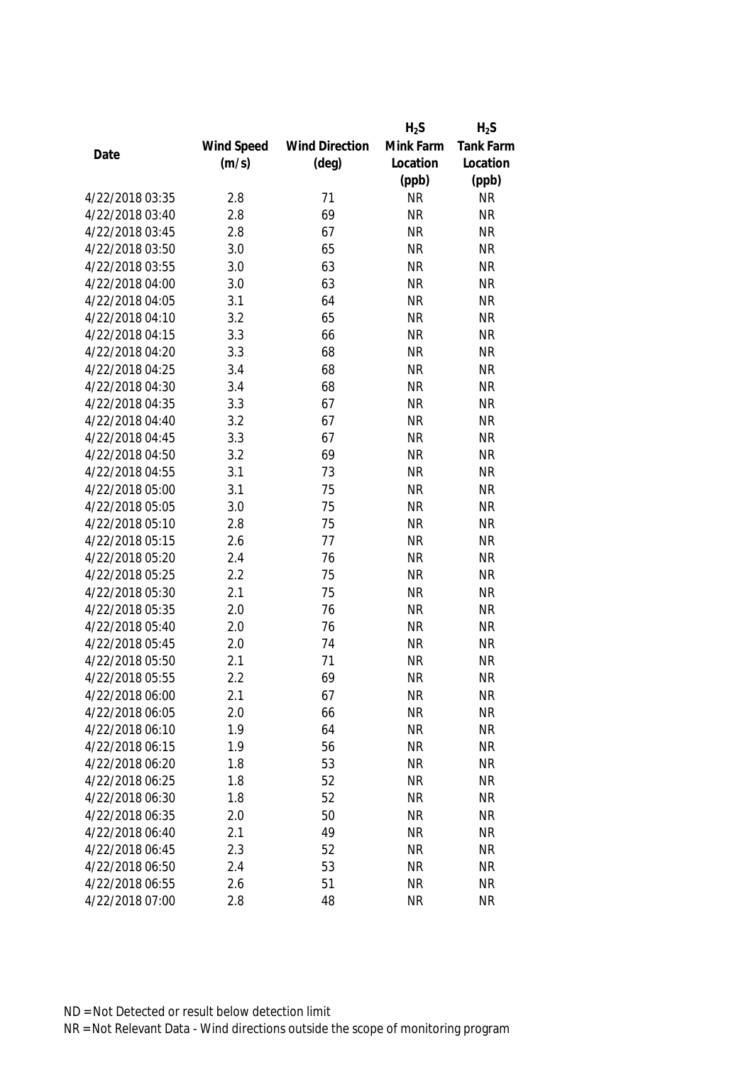| Date | Wind Speed (m/s) | Wind Direction (deg) | $H_2S$ Mink Farm Location (ppb) | $H_2S$ Tank Farm Location (ppb) |
|---|---|---|---|---|
| 4/22/2018 03:35 | 2.8 | 71 | NR | NR |
| 4/22/2018 03:40 | 2.8 | 69 | NR | NR |
| 4/22/2018 03:45 | 2.8 | 67 | NR | NR |
| 4/22/2018 03:50 | 3.0 | 65 | NR | NR |
| 4/22/2018 03:55 | 3.0 | 63 | NR | NR |
| 4/22/2018 04:00 | 3.0 | 63 | NR | NR |
| 4/22/2018 04:05 | 3.1 | 64 | NR | NR |
| 4/22/2018 04:10 | 3.2 | 65 | NR | NR |
| 4/22/2018 04:15 | 3.3 | 66 | NR | NR |
| 4/22/2018 04:20 | 3.3 | 68 | NR | NR |
| 4/22/2018 04:25 | 3.4 | 68 | NR | NR |
| 4/22/2018 04:30 | 3.4 | 68 | NR | NR |
| 4/22/2018 04:35 | 3.3 | 67 | NR | NR |
| 4/22/2018 04:40 | 3.2 | 67 | NR | NR |
| 4/22/2018 04:45 | 3.3 | 67 | NR | NR |
| 4/22/2018 04:50 | 3.2 | 69 | NR | NR |
| 4/22/2018 04:55 | 3.1 | 73 | NR | NR |
| 4/22/2018 05:00 | 3.1 | 75 | NR | NR |
| 4/22/2018 05:05 | 3.0 | 75 | NR | NR |
| 4/22/2018 05:10 | 2.8 | 75 | NR | NR |
| 4/22/2018 05:15 | 2.6 | 77 | NR | NR |
| 4/22/2018 05:20 | 2.4 | 76 | NR | NR |
| 4/22/2018 05:25 | 2.2 | 75 | NR | NR |
| 4/22/2018 05:30 | 2.1 | 75 | NR | NR |
| 4/22/2018 05:35 | 2.0 | 76 | NR | NR |
| 4/22/2018 05:40 | 2.0 | 76 | NR | NR |
| 4/22/2018 05:45 | 2.0 | 74 | NR | NR |
| 4/22/2018 05:50 | 2.1 | 71 | NR | NR |
| 4/22/2018 05:55 | 2.2 | 69 | NR | NR |
| 4/22/2018 06:00 | 2.1 | 67 | NR | NR |
| 4/22/2018 06:05 | 2.0 | 66 | NR | NR |
| 4/22/2018 06:10 | 1.9 | 64 | NR | NR |
| 4/22/2018 06:15 | 1.9 | 56 | NR | NR |
| 4/22/2018 06:20 | 1.8 | 53 | NR | NR |
| 4/22/2018 06:25 | 1.8 | 52 | NR | NR |
| 4/22/2018 06:30 | 1.8 | 52 | NR | NR |
| 4/22/2018 06:35 | 2.0 | 50 | NR | NR |
| 4/22/2018 06:40 | 2.1 | 49 | NR | NR |
| 4/22/2018 06:45 | 2.3 | 52 | NR | NR |
| 4/22/2018 06:50 | 2.4 | 53 | NR | NR |
| 4/22/2018 06:55 | 2.6 | 51 | NR | NR |
| 4/22/2018 07:00 | 2.8 | 48 | NR | NR |

ND = Not Detected or result below detection limit

NR = Not Relevant Data - Wind directions outside the scope of monitoring program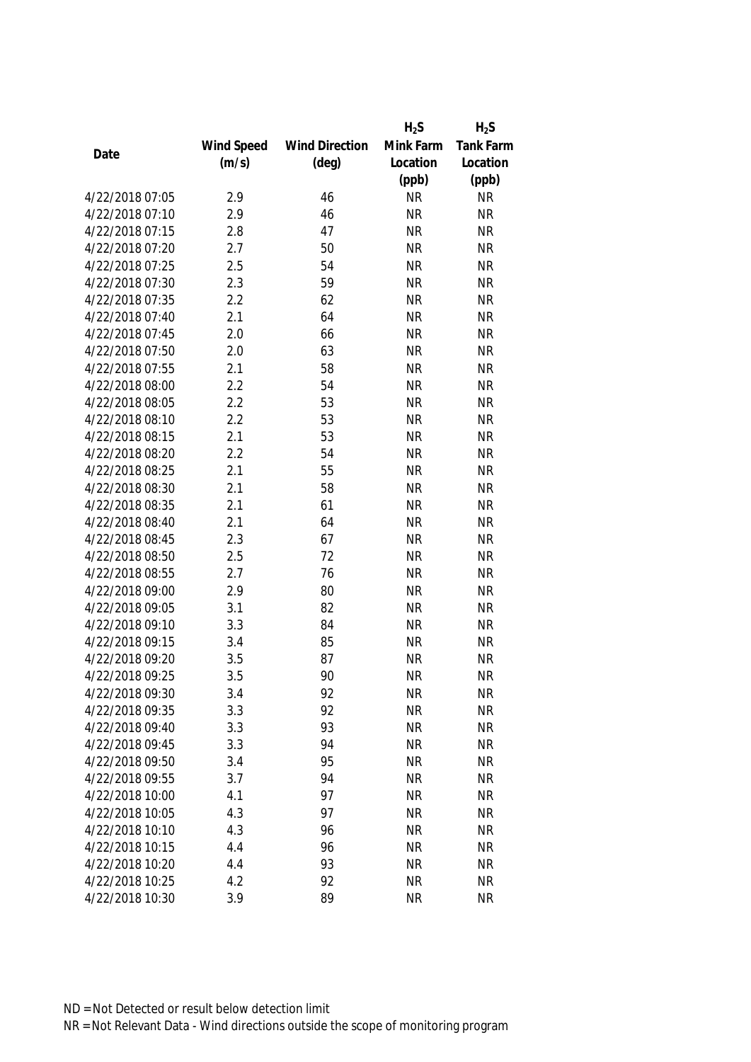| Date | Wind Speed (m/s) | Wind Direction (deg) | $H_2S$ Mink Farm Location (ppb) | $H_2S$ Tank Farm Location (ppb) |
|---|---|---|---|---|
| 4/22/2018 07:05 | 2.9 | 46 | NR | NR |
| 4/22/2018 07:10 | 2.9 | 46 | NR | NR |
| 4/22/2018 07:15 | 2.8 | 47 | NR | NR |
| 4/22/2018 07:20 | 2.7 | 50 | NR | NR |
| 4/22/2018 07:25 | 2.5 | 54 | NR | NR |
| 4/22/2018 07:30 | 2.3 | 59 | NR | NR |
| 4/22/2018 07:35 | 2.2 | 62 | NR | NR |
| 4/22/2018 07:40 | 2.1 | 64 | NR | NR |
| 4/22/2018 07:45 | 2.0 | 66 | NR | NR |
| 4/22/2018 07:50 | 2.0 | 63 | NR | NR |
| 4/22/2018 07:55 | 2.1 | 58 | NR | NR |
| 4/22/2018 08:00 | 2.2 | 54 | NR | NR |
| 4/22/2018 08:05 | 2.2 | 53 | NR | NR |
| 4/22/2018 08:10 | 2.2 | 53 | NR | NR |
| 4/22/2018 08:15 | 2.1 | 53 | NR | NR |
| 4/22/2018 08:20 | 2.2 | 54 | NR | NR |
| 4/22/2018 08:25 | 2.1 | 55 | NR | NR |
| 4/22/2018 08:30 | 2.1 | 58 | NR | NR |
| 4/22/2018 08:35 | 2.1 | 61 | NR | NR |
| 4/22/2018 08:40 | 2.1 | 64 | NR | NR |
| 4/22/2018 08:45 | 2.3 | 67 | NR | NR |
| 4/22/2018 08:50 | 2.5 | 72 | NR | NR |
| 4/22/2018 08:55 | 2.7 | 76 | NR | NR |
| 4/22/2018 09:00 | 2.9 | 80 | NR | NR |
| 4/22/2018 09:05 | 3.1 | 82 | NR | NR |
| 4/22/2018 09:10 | 3.3 | 84 | NR | NR |
| 4/22/2018 09:15 | 3.4 | 85 | NR | NR |
| 4/22/2018 09:20 | 3.5 | 87 | NR | NR |
| 4/22/2018 09:25 | 3.5 | 90 | NR | NR |
| 4/22/2018 09:30 | 3.4 | 92 | NR | NR |
| 4/22/2018 09:35 | 3.3 | 92 | NR | NR |
| 4/22/2018 09:40 | 3.3 | 93 | NR | NR |
| 4/22/2018 09:45 | 3.3 | 94 | NR | NR |
| 4/22/2018 09:50 | 3.4 | 95 | NR | NR |
| 4/22/2018 09:55 | 3.7 | 94 | NR | NR |
| 4/22/2018 10:00 | 4.1 | 97 | NR | NR |
| 4/22/2018 10:05 | 4.3 | 97 | NR | NR |
| 4/22/2018 10:10 | 4.3 | 96 | NR | NR |
| 4/22/2018 10:15 | 4.4 | 96 | NR | NR |
| 4/22/2018 10:20 | 4.4 | 93 | NR | NR |
| 4/22/2018 10:25 | 4.2 | 92 | NR | NR |
| 4/22/2018 10:30 | 3.9 | 89 | NR | NR |

ND = Not Detected or result below detection limit

NR = Not Relevant Data - Wind directions outside the scope of monitoring program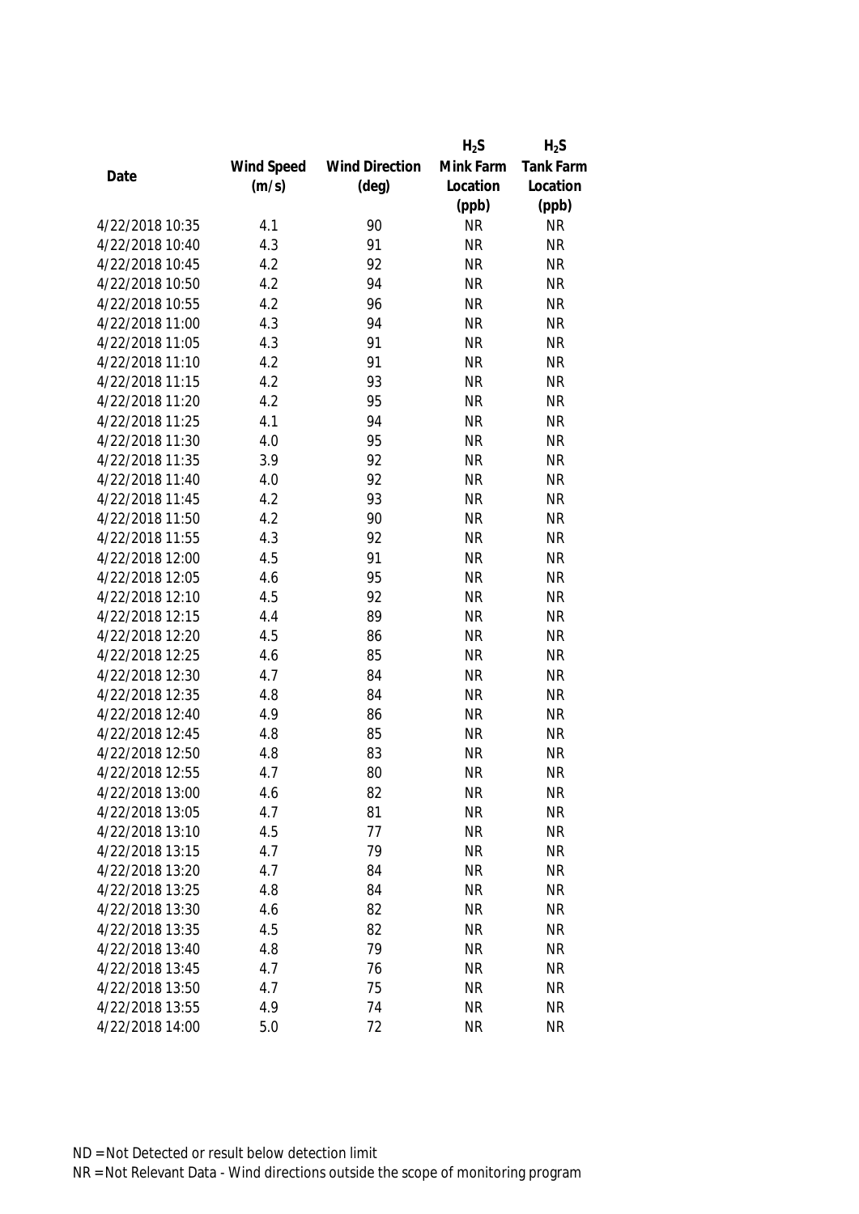| Date | Wind Speed (m/s) | Wind Direction (deg) | $H_2S$ Mink Farm Location (ppb) | $H_2S$ Tank Farm Location (ppb) |
|---|---|---|---|---|
| 4/22/2018 10:35 | 4.1 | 90 | NR | NR |
| 4/22/2018 10:40 | 4.3 | 91 | NR | NR |
| 4/22/2018 10:45 | 4.2 | 92 | NR | NR |
| 4/22/2018 10:50 | 4.2 | 94 | NR | NR |
| 4/22/2018 10:55 | 4.2 | 96 | NR | NR |
| 4/22/2018 11:00 | 4.3 | 94 | NR | NR |
| 4/22/2018 11:05 | 4.3 | 91 | NR | NR |
| 4/22/2018 11:10 | 4.2 | 91 | NR | NR |
| 4/22/2018 11:15 | 4.2 | 93 | NR | NR |
| 4/22/2018 11:20 | 4.2 | 95 | NR | NR |
| 4/22/2018 11:25 | 4.1 | 94 | NR | NR |
| 4/22/2018 11:30 | 4.0 | 95 | NR | NR |
| 4/22/2018 11:35 | 3.9 | 92 | NR | NR |
| 4/22/2018 11:40 | 4.0 | 92 | NR | NR |
| 4/22/2018 11:45 | 4.2 | 93 | NR | NR |
| 4/22/2018 11:50 | 4.2 | 90 | NR | NR |
| 4/22/2018 11:55 | 4.3 | 92 | NR | NR |
| 4/22/2018 12:00 | 4.5 | 91 | NR | NR |
| 4/22/2018 12:05 | 4.6 | 95 | NR | NR |
| 4/22/2018 12:10 | 4.5 | 92 | NR | NR |
| 4/22/2018 12:15 | 4.4 | 89 | NR | NR |
| 4/22/2018 12:20 | 4.5 | 86 | NR | NR |
| 4/22/2018 12:25 | 4.6 | 85 | NR | NR |
| 4/22/2018 12:30 | 4.7 | 84 | NR | NR |
| 4/22/2018 12:35 | 4.8 | 84 | NR | NR |
| 4/22/2018 12:40 | 4.9 | 86 | NR | NR |
| 4/22/2018 12:45 | 4.8 | 85 | NR | NR |
| 4/22/2018 12:50 | 4.8 | 83 | NR | NR |
| 4/22/2018 12:55 | 4.7 | 80 | NR | NR |
| 4/22/2018 13:00 | 4.6 | 82 | NR | NR |
| 4/22/2018 13:05 | 4.7 | 81 | NR | NR |
| 4/22/2018 13:10 | 4.5 | 77 | NR | NR |
| 4/22/2018 13:15 | 4.7 | 79 | NR | NR |
| 4/22/2018 13:20 | 4.7 | 84 | NR | NR |
| 4/22/2018 13:25 | 4.8 | 84 | NR | NR |
| 4/22/2018 13:30 | 4.6 | 82 | NR | NR |
| 4/22/2018 13:35 | 4.5 | 82 | NR | NR |
| 4/22/2018 13:40 | 4.8 | 79 | NR | NR |
| 4/22/2018 13:45 | 4.7 | 76 | NR | NR |
| 4/22/2018 13:50 | 4.7 | 75 | NR | NR |
| 4/22/2018 13:55 | 4.9 | 74 | NR | NR |
| 4/22/2018 14:00 | 5.0 | 72 | NR | NR |

ND = Not Detected or result below detection limit

NR = Not Relevant Data - Wind directions outside the scope of monitoring program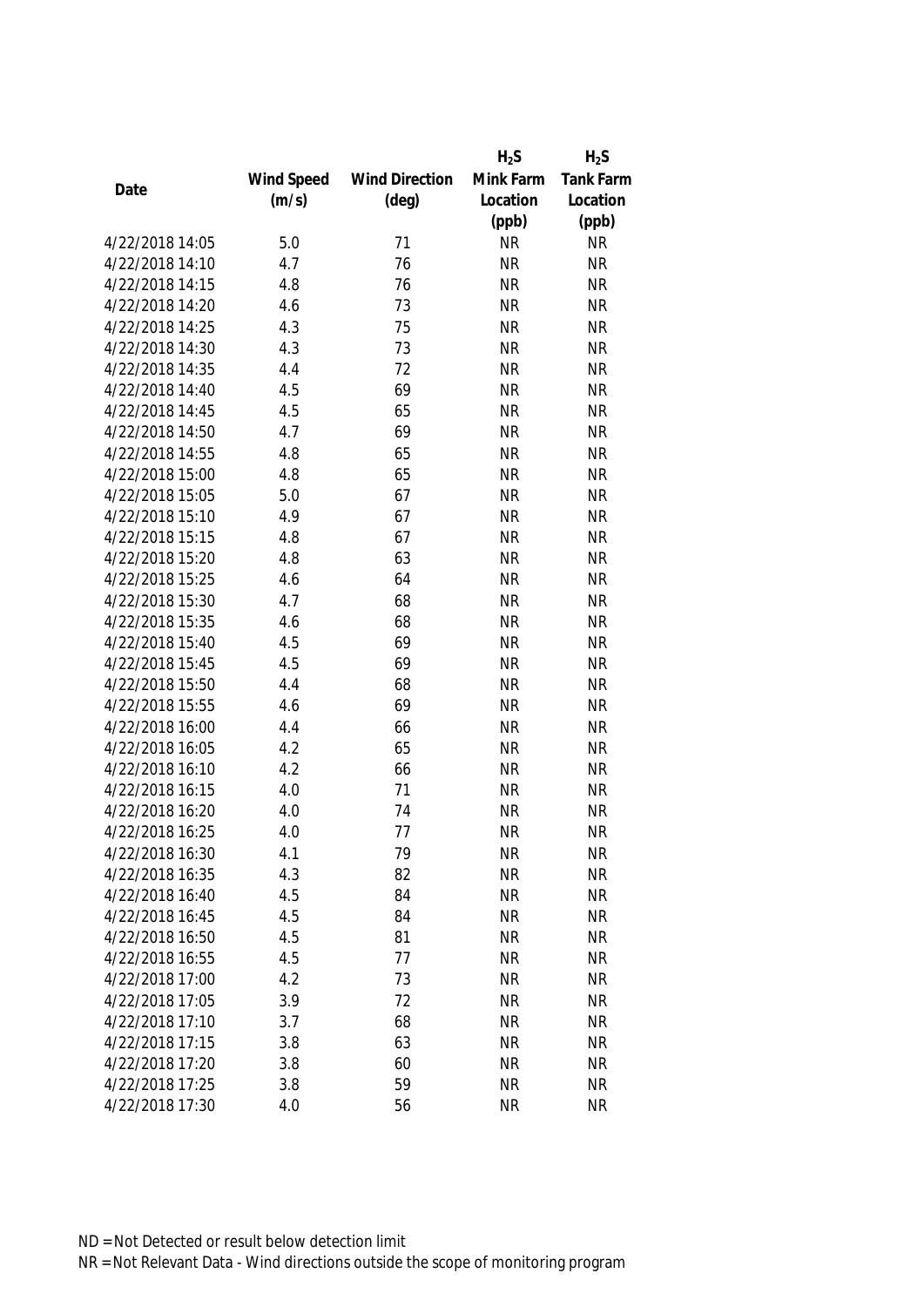| Date | Wind Speed (m/s) | Wind Direction (deg) | $H_2S$ Mink Farm Location (ppb) | $H_2S$ Tank Farm Location (ppb) |
|---|---|---|---|---|
| 4/22/2018 14:05 | 5.0 | 71 | NR | NR |
| 4/22/2018 14:10 | 4.7 | 76 | NR | NR |
| 4/22/2018 14:15 | 4.8 | 76 | NR | NR |
| 4/22/2018 14:20 | 4.6 | 73 | NR | NR |
| 4/22/2018 14:25 | 4.3 | 75 | NR | NR |
| 4/22/2018 14:30 | 4.3 | 73 | NR | NR |
| 4/22/2018 14:35 | 4.4 | 72 | NR | NR |
| 4/22/2018 14:40 | 4.5 | 69 | NR | NR |
| 4/22/2018 14:45 | 4.5 | 65 | NR | NR |
| 4/22/2018 14:50 | 4.7 | 69 | NR | NR |
| 4/22/2018 14:55 | 4.8 | 65 | NR | NR |
| 4/22/2018 15:00 | 4.8 | 65 | NR | NR |
| 4/22/2018 15:05 | 5.0 | 67 | NR | NR |
| 4/22/2018 15:10 | 4.9 | 67 | NR | NR |
| 4/22/2018 15:15 | 4.8 | 67 | NR | NR |
| 4/22/2018 15:20 | 4.8 | 63 | NR | NR |
| 4/22/2018 15:25 | 4.6 | 64 | NR | NR |
| 4/22/2018 15:30 | 4.7 | 68 | NR | NR |
| 4/22/2018 15:35 | 4.6 | 68 | NR | NR |
| 4/22/2018 15:40 | 4.5 | 69 | NR | NR |
| 4/22/2018 15:45 | 4.5 | 69 | NR | NR |
| 4/22/2018 15:50 | 4.4 | 68 | NR | NR |
| 4/22/2018 15:55 | 4.6 | 69 | NR | NR |
| 4/22/2018 16:00 | 4.4 | 66 | NR | NR |
| 4/22/2018 16:05 | 4.2 | 65 | NR | NR |
| 4/22/2018 16:10 | 4.2 | 66 | NR | NR |
| 4/22/2018 16:15 | 4.0 | 71 | NR | NR |
| 4/22/2018 16:20 | 4.0 | 74 | NR | NR |
| 4/22/2018 16:25 | 4.0 | 77 | NR | NR |
| 4/22/2018 16:30 | 4.1 | 79 | NR | NR |
| 4/22/2018 16:35 | 4.3 | 82 | NR | NR |
| 4/22/2018 16:40 | 4.5 | 84 | NR | NR |
| 4/22/2018 16:45 | 4.5 | 84 | NR | NR |
| 4/22/2018 16:50 | 4.5 | 81 | NR | NR |
| 4/22/2018 16:55 | 4.5 | 77 | NR | NR |
| 4/22/2018 17:00 | 4.2 | 73 | NR | NR |
| 4/22/2018 17:05 | 3.9 | 72 | NR | NR |
| 4/22/2018 17:10 | 3.7 | 68 | NR | NR |
| 4/22/2018 17:15 | 3.8 | 63 | NR | NR |
| 4/22/2018 17:20 | 3.8 | 60 | NR | NR |
| 4/22/2018 17:25 | 3.8 | 59 | NR | NR |
| 4/22/2018 17:30 | 4.0 | 56 | NR | NR |

ND = Not Detected or result below detection limit

NR = Not Relevant Data - Wind directions outside the scope of monitoring program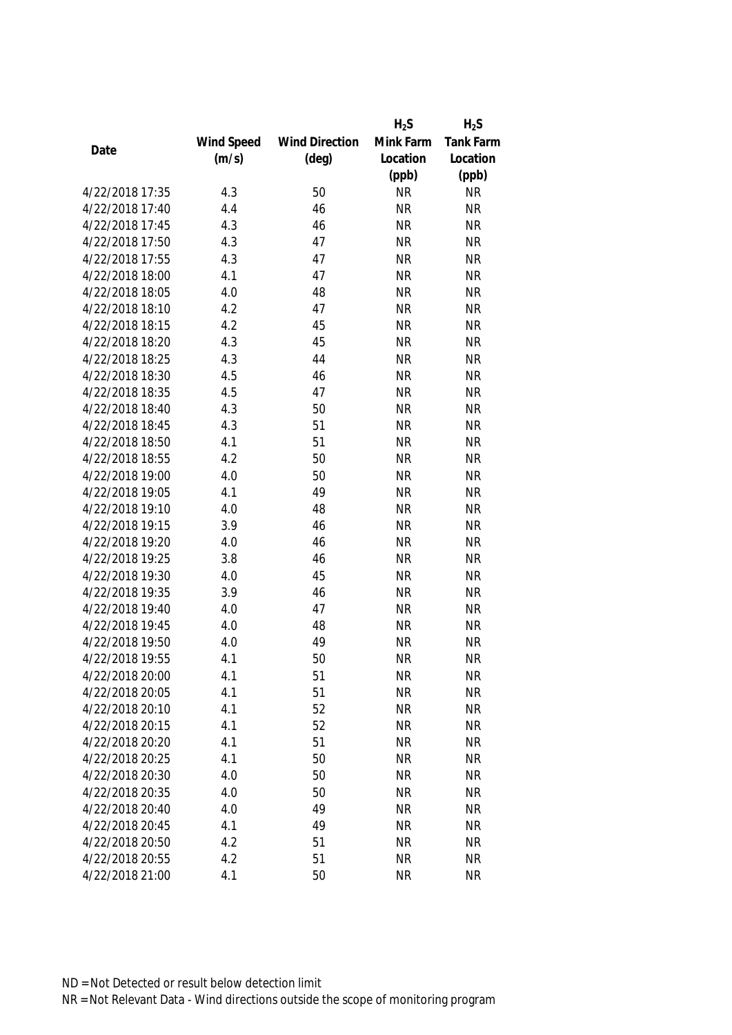| Date | Wind Speed (m/s) | Wind Direction (deg) | $H_2S$ Mink Farm Location (ppb) | $H_2S$ Tank Farm Location (ppb) |
|---|---|---|---|---|
| 4/22/2018 17:35 | 4.3 | 50 | NR | NR |
| 4/22/2018 17:40 | 4.4 | 46 | NR | NR |
| 4/22/2018 17:45 | 4.3 | 46 | NR | NR |
| 4/22/2018 17:50 | 4.3 | 47 | NR | NR |
| 4/22/2018 17:55 | 4.3 | 47 | NR | NR |
| 4/22/2018 18:00 | 4.1 | 47 | NR | NR |
| 4/22/2018 18:05 | 4.0 | 48 | NR | NR |
| 4/22/2018 18:10 | 4.2 | 47 | NR | NR |
| 4/22/2018 18:15 | 4.2 | 45 | NR | NR |
| 4/22/2018 18:20 | 4.3 | 45 | NR | NR |
| 4/22/2018 18:25 | 4.3 | 44 | NR | NR |
| 4/22/2018 18:30 | 4.5 | 46 | NR | NR |
| 4/22/2018 18:35 | 4.5 | 47 | NR | NR |
| 4/22/2018 18:40 | 4.3 | 50 | NR | NR |
| 4/22/2018 18:45 | 4.3 | 51 | NR | NR |
| 4/22/2018 18:50 | 4.1 | 51 | NR | NR |
| 4/22/2018 18:55 | 4.2 | 50 | NR | NR |
| 4/22/2018 19:00 | 4.0 | 50 | NR | NR |
| 4/22/2018 19:05 | 4.1 | 49 | NR | NR |
| 4/22/2018 19:10 | 4.0 | 48 | NR | NR |
| 4/22/2018 19:15 | 3.9 | 46 | NR | NR |
| 4/22/2018 19:20 | 4.0 | 46 | NR | NR |
| 4/22/2018 19:25 | 3.8 | 46 | NR | NR |
| 4/22/2018 19:30 | 4.0 | 45 | NR | NR |
| 4/22/2018 19:35 | 3.9 | 46 | NR | NR |
| 4/22/2018 19:40 | 4.0 | 47 | NR | NR |
| 4/22/2018 19:45 | 4.0 | 48 | NR | NR |
| 4/22/2018 19:50 | 4.0 | 49 | NR | NR |
| 4/22/2018 19:55 | 4.1 | 50 | NR | NR |
| 4/22/2018 20:00 | 4.1 | 51 | NR | NR |
| 4/22/2018 20:05 | 4.1 | 51 | NR | NR |
| 4/22/2018 20:10 | 4.1 | 52 | NR | NR |
| 4/22/2018 20:15 | 4.1 | 52 | NR | NR |
| 4/22/2018 20:20 | 4.1 | 51 | NR | NR |
| 4/22/2018 20:25 | 4.1 | 50 | NR | NR |
| 4/22/2018 20:30 | 4.0 | 50 | NR | NR |
| 4/22/2018 20:35 | 4.0 | 50 | NR | NR |
| 4/22/2018 20:40 | 4.0 | 49 | NR | NR |
| 4/22/2018 20:45 | 4.1 | 49 | NR | NR |
| 4/22/2018 20:50 | 4.2 | 51 | NR | NR |
| 4/22/2018 20:55 | 4.2 | 51 | NR | NR |
| 4/22/2018 21:00 | 4.1 | 50 | NR | NR |

ND = Not Detected or result below detection limit

NR = Not Relevant Data - Wind directions outside the scope of monitoring program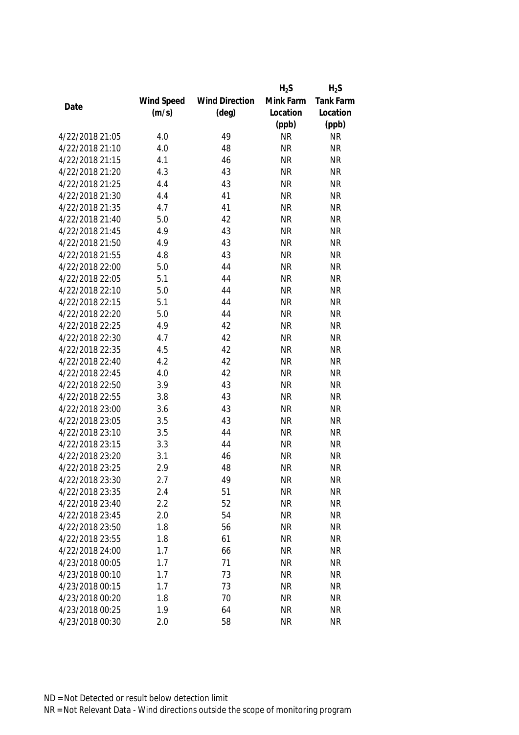| Date | Wind Speed (m/s) | Wind Direction (deg) | $H_2S$ Mink Farm Location (ppb) | $H_2S$ Tank Farm Location (ppb) |
|---|---|---|---|---|
| 4/22/2018 21:05 | 4.0 | 49 | NR | NR |
| 4/22/2018 21:10 | 4.0 | 48 | NR | NR |
| 4/22/2018 21:15 | 4.1 | 46 | NR | NR |
| 4/22/2018 21:20 | 4.3 | 43 | NR | NR |
| 4/22/2018 21:25 | 4.4 | 43 | NR | NR |
| 4/22/2018 21:30 | 4.4 | 41 | NR | NR |
| 4/22/2018 21:35 | 4.7 | 41 | NR | NR |
| 4/22/2018 21:40 | 5.0 | 42 | NR | NR |
| 4/22/2018 21:45 | 4.9 | 43 | NR | NR |
| 4/22/2018 21:50 | 4.9 | 43 | NR | NR |
| 4/22/2018 21:55 | 4.8 | 43 | NR | NR |
| 4/22/2018 22:00 | 5.0 | 44 | NR | NR |
| 4/22/2018 22:05 | 5.1 | 44 | NR | NR |
| 4/22/2018 22:10 | 5.0 | 44 | NR | NR |
| 4/22/2018 22:15 | 5.1 | 44 | NR | NR |
| 4/22/2018 22:20 | 5.0 | 44 | NR | NR |
| 4/22/2018 22:25 | 4.9 | 42 | NR | NR |
| 4/22/2018 22:30 | 4.7 | 42 | NR | NR |
| 4/22/2018 22:35 | 4.5 | 42 | NR | NR |
| 4/22/2018 22:40 | 4.2 | 42 | NR | NR |
| 4/22/2018 22:45 | 4.0 | 42 | NR | NR |
| 4/22/2018 22:50 | 3.9 | 43 | NR | NR |
| 4/22/2018 22:55 | 3.8 | 43 | NR | NR |
| 4/22/2018 23:00 | 3.6 | 43 | NR | NR |
| 4/22/2018 23:05 | 3.5 | 43 | NR | NR |
| 4/22/2018 23:10 | 3.5 | 44 | NR | NR |
| 4/22/2018 23:15 | 3.3 | 44 | NR | NR |
| 4/22/2018 23:20 | 3.1 | 46 | NR | NR |
| 4/22/2018 23:25 | 2.9 | 48 | NR | NR |
| 4/22/2018 23:30 | 2.7 | 49 | NR | NR |
| 4/22/2018 23:35 | 2.4 | 51 | NR | NR |
| 4/22/2018 23:40 | 2.2 | 52 | NR | NR |
| 4/22/2018 23:45 | 2.0 | 54 | NR | NR |
| 4/22/2018 23:50 | 1.8 | 56 | NR | NR |
| 4/22/2018 23:55 | 1.8 | 61 | NR | NR |
| 4/22/2018 24:00 | 1.7 | 66 | NR | NR |
| 4/23/2018 00:05 | 1.7 | 71 | NR | NR |
| 4/23/2018 00:10 | 1.7 | 73 | NR | NR |
| 4/23/2018 00:15 | 1.7 | 73 | NR | NR |
| 4/23/2018 00:20 | 1.8 | 70 | NR | NR |
| 4/23/2018 00:25 | 1.9 | 64 | NR | NR |
| 4/23/2018 00:30 | 2.0 | 58 | NR | NR |

ND = Not Detected or result below detection limit
NR = Not Relevant Data - Wind directions outside the scope of monitoring program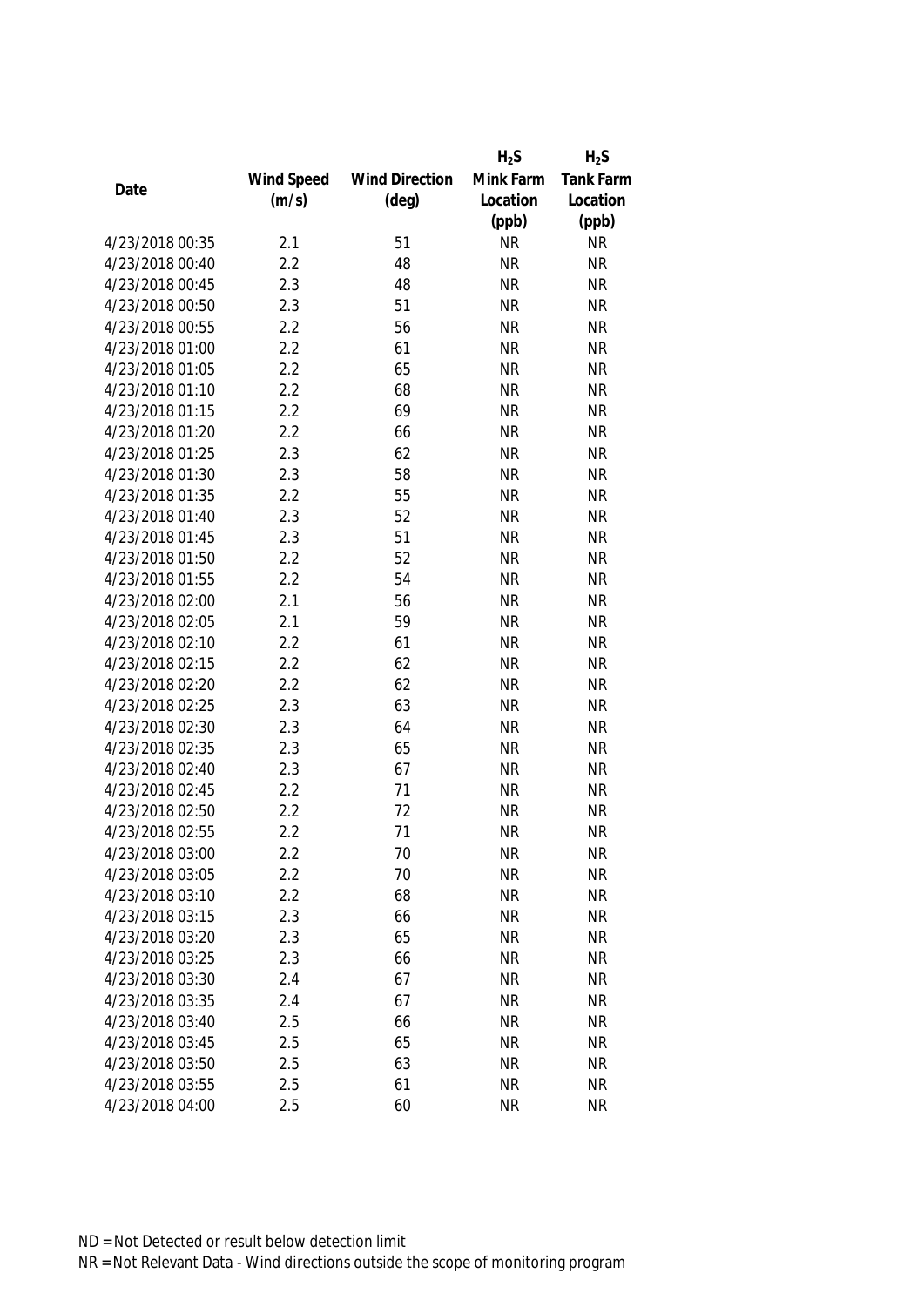| Date | Wind Speed (m/s) | Wind Direction (deg) | $H_2S$ Mink Farm Location (ppb) | $H_2S$ Tank Farm Location (ppb) |
|---|---|---|---|---|
| 4/23/2018 00:35 | 2.1 | 51 | NR | NR |
| 4/23/2018 00:40 | 2.2 | 48 | NR | NR |
| 4/23/2018 00:45 | 2.3 | 48 | NR | NR |
| 4/23/2018 00:50 | 2.3 | 51 | NR | NR |
| 4/23/2018 00:55 | 2.2 | 56 | NR | NR |
| 4/23/2018 01:00 | 2.2 | 61 | NR | NR |
| 4/23/2018 01:05 | 2.2 | 65 | NR | NR |
| 4/23/2018 01:10 | 2.2 | 68 | NR | NR |
| 4/23/2018 01:15 | 2.2 | 69 | NR | NR |
| 4/23/2018 01:20 | 2.2 | 66 | NR | NR |
| 4/23/2018 01:25 | 2.3 | 62 | NR | NR |
| 4/23/2018 01:30 | 2.3 | 58 | NR | NR |
| 4/23/2018 01:35 | 2.2 | 55 | NR | NR |
| 4/23/2018 01:40 | 2.3 | 52 | NR | NR |
| 4/23/2018 01:45 | 2.3 | 51 | NR | NR |
| 4/23/2018 01:50 | 2.2 | 52 | NR | NR |
| 4/23/2018 01:55 | 2.2 | 54 | NR | NR |
| 4/23/2018 02:00 | 2.1 | 56 | NR | NR |
| 4/23/2018 02:05 | 2.1 | 59 | NR | NR |
| 4/23/2018 02:10 | 2.2 | 61 | NR | NR |
| 4/23/2018 02:15 | 2.2 | 62 | NR | NR |
| 4/23/2018 02:20 | 2.2 | 62 | NR | NR |
| 4/23/2018 02:25 | 2.3 | 63 | NR | NR |
| 4/23/2018 02:30 | 2.3 | 64 | NR | NR |
| 4/23/2018 02:35 | 2.3 | 65 | NR | NR |
| 4/23/2018 02:40 | 2.3 | 67 | NR | NR |
| 4/23/2018 02:45 | 2.2 | 71 | NR | NR |
| 4/23/2018 02:50 | 2.2 | 72 | NR | NR |
| 4/23/2018 02:55 | 2.2 | 71 | NR | NR |
| 4/23/2018 03:00 | 2.2 | 70 | NR | NR |
| 4/23/2018 03:05 | 2.2 | 70 | NR | NR |
| 4/23/2018 03:10 | 2.2 | 68 | NR | NR |
| 4/23/2018 03:15 | 2.3 | 66 | NR | NR |
| 4/23/2018 03:20 | 2.3 | 65 | NR | NR |
| 4/23/2018 03:25 | 2.3 | 66 | NR | NR |
| 4/23/2018 03:30 | 2.4 | 67 | NR | NR |
| 4/23/2018 03:35 | 2.4 | 67 | NR | NR |
| 4/23/2018 03:40 | 2.5 | 66 | NR | NR |
| 4/23/2018 03:45 | 2.5 | 65 | NR | NR |
| 4/23/2018 03:50 | 2.5 | 63 | NR | NR |
| 4/23/2018 03:55 | 2.5 | 61 | NR | NR |
| 4/23/2018 04:00 | 2.5 | 60 | NR | NR |

ND = Not Detected or result below detection limit

NR = Not Relevant Data - Wind directions outside the scope of monitoring program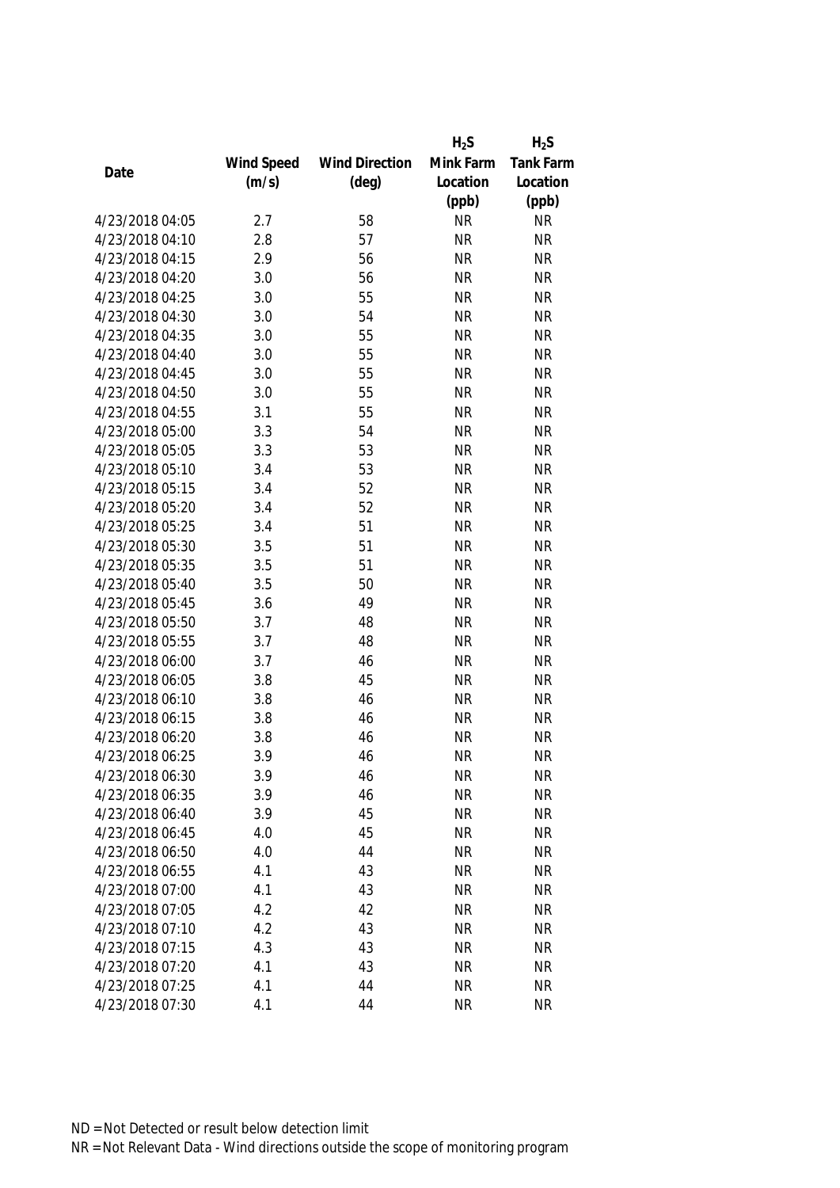| Date | Wind Speed (m/s) | Wind Direction (deg) | $H_2S$ Mink Farm Location (ppb) | $H_2S$ Tank Farm Location (ppb) |
|---|---|---|---|---|
| 4/23/2018 04:05 | 2.7 | 58 | NR | NR |
| 4/23/2018 04:10 | 2.8 | 57 | NR | NR |
| 4/23/2018 04:15 | 2.9 | 56 | NR | NR |
| 4/23/2018 04:20 | 3.0 | 56 | NR | NR |
| 4/23/2018 04:25 | 3.0 | 55 | NR | NR |
| 4/23/2018 04:30 | 3.0 | 54 | NR | NR |
| 4/23/2018 04:35 | 3.0 | 55 | NR | NR |
| 4/23/2018 04:40 | 3.0 | 55 | NR | NR |
| 4/23/2018 04:45 | 3.0 | 55 | NR | NR |
| 4/23/2018 04:50 | 3.0 | 55 | NR | NR |
| 4/23/2018 04:55 | 3.1 | 55 | NR | NR |
| 4/23/2018 05:00 | 3.3 | 54 | NR | NR |
| 4/23/2018 05:05 | 3.3 | 53 | NR | NR |
| 4/23/2018 05:10 | 3.4 | 53 | NR | NR |
| 4/23/2018 05:15 | 3.4 | 52 | NR | NR |
| 4/23/2018 05:20 | 3.4 | 52 | NR | NR |
| 4/23/2018 05:25 | 3.4 | 51 | NR | NR |
| 4/23/2018 05:30 | 3.5 | 51 | NR | NR |
| 4/23/2018 05:35 | 3.5 | 51 | NR | NR |
| 4/23/2018 05:40 | 3.5 | 50 | NR | NR |
| 4/23/2018 05:45 | 3.6 | 49 | NR | NR |
| 4/23/2018 05:50 | 3.7 | 48 | NR | NR |
| 4/23/2018 05:55 | 3.7 | 48 | NR | NR |
| 4/23/2018 06:00 | 3.7 | 46 | NR | NR |
| 4/23/2018 06:05 | 3.8 | 45 | NR | NR |
| 4/23/2018 06:10 | 3.8 | 46 | NR | NR |
| 4/23/2018 06:15 | 3.8 | 46 | NR | NR |
| 4/23/2018 06:20 | 3.8 | 46 | NR | NR |
| 4/23/2018 06:25 | 3.9 | 46 | NR | NR |
| 4/23/2018 06:30 | 3.9 | 46 | NR | NR |
| 4/23/2018 06:35 | 3.9 | 46 | NR | NR |
| 4/23/2018 06:40 | 3.9 | 45 | NR | NR |
| 4/23/2018 06:45 | 4.0 | 45 | NR | NR |
| 4/23/2018 06:50 | 4.0 | 44 | NR | NR |
| 4/23/2018 06:55 | 4.1 | 43 | NR | NR |
| 4/23/2018 07:00 | 4.1 | 43 | NR | NR |
| 4/23/2018 07:05 | 4.2 | 42 | NR | NR |
| 4/23/2018 07:10 | 4.2 | 43 | NR | NR |
| 4/23/2018 07:15 | 4.3 | 43 | NR | NR |
| 4/23/2018 07:20 | 4.1 | 43 | NR | NR |
| 4/23/2018 07:25 | 4.1 | 44 | NR | NR |
| 4/23/2018 07:30 | 4.1 | 44 | NR | NR |

ND = Not Detected or result below detection limit

NR = Not Relevant Data - Wind directions outside the scope of monitoring program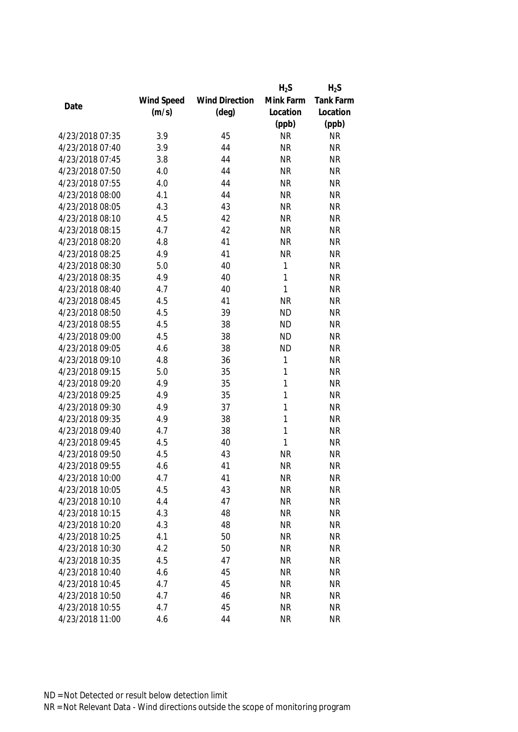| Date | Wind Speed (m/s) | Wind Direction (deg) | $H_2S$ Mink Farm Location (ppb) | $H_2S$ Tank Farm Location (ppb) |
|---|---|---|---|---|
| 4/23/2018 07:35 | 3.9 | 45 | NR | NR |
| 4/23/2018 07:40 | 3.9 | 44 | NR | NR |
| 4/23/2018 07:45 | 3.8 | 44 | NR | NR |
| 4/23/2018 07:50 | 4.0 | 44 | NR | NR |
| 4/23/2018 07:55 | 4.0 | 44 | NR | NR |
| 4/23/2018 08:00 | 4.1 | 44 | NR | NR |
| 4/23/2018 08:05 | 4.3 | 43 | NR | NR |
| 4/23/2018 08:10 | 4.5 | 42 | NR | NR |
| 4/23/2018 08:15 | 4.7 | 42 | NR | NR |
| 4/23/2018 08:20 | 4.8 | 41 | NR | NR |
| 4/23/2018 08:25 | 4.9 | 41 | NR | NR |
| 4/23/2018 08:30 | 5.0 | 40 | 1 | NR |
| 4/23/2018 08:35 | 4.9 | 40 | 1 | NR |
| 4/23/2018 08:40 | 4.7 | 40 | 1 | NR |
| 4/23/2018 08:45 | 4.5 | 41 | NR | NR |
| 4/23/2018 08:50 | 4.5 | 39 | ND | NR |
| 4/23/2018 08:55 | 4.5 | 38 | ND | NR |
| 4/23/2018 09:00 | 4.5 | 38 | ND | NR |
| 4/23/2018 09:05 | 4.6 | 38 | ND | NR |
| 4/23/2018 09:10 | 4.8 | 36 | 1 | NR |
| 4/23/2018 09:15 | 5.0 | 35 | 1 | NR |
| 4/23/2018 09:20 | 4.9 | 35 | 1 | NR |
| 4/23/2018 09:25 | 4.9 | 35 | 1 | NR |
| 4/23/2018 09:30 | 4.9 | 37 | 1 | NR |
| 4/23/2018 09:35 | 4.9 | 38 | 1 | NR |
| 4/23/2018 09:40 | 4.7 | 38 | 1 | NR |
| 4/23/2018 09:45 | 4.5 | 40 | 1 | NR |
| 4/23/2018 09:50 | 4.5 | 43 | NR | NR |
| 4/23/2018 09:55 | 4.6 | 41 | NR | NR |
| 4/23/2018 10:00 | 4.7 | 41 | NR | NR |
| 4/23/2018 10:05 | 4.5 | 43 | NR | NR |
| 4/23/2018 10:10 | 4.4 | 47 | NR | NR |
| 4/23/2018 10:15 | 4.3 | 48 | NR | NR |
| 4/23/2018 10:20 | 4.3 | 48 | NR | NR |
| 4/23/2018 10:25 | 4.1 | 50 | NR | NR |
| 4/23/2018 10:30 | 4.2 | 50 | NR | NR |
| 4/23/2018 10:35 | 4.5 | 47 | NR | NR |
| 4/23/2018 10:40 | 4.6 | 45 | NR | NR |
| 4/23/2018 10:45 | 4.7 | 45 | NR | NR |
| 4/23/2018 10:50 | 4.7 | 46 | NR | NR |
| 4/23/2018 10:55 | 4.7 | 45 | NR | NR |
| 4/23/2018 11:00 | 4.6 | 44 | NR | NR |

ND = Not Detected or result below detection limit

NR = Not Relevant Data - Wind directions outside the scope of monitoring program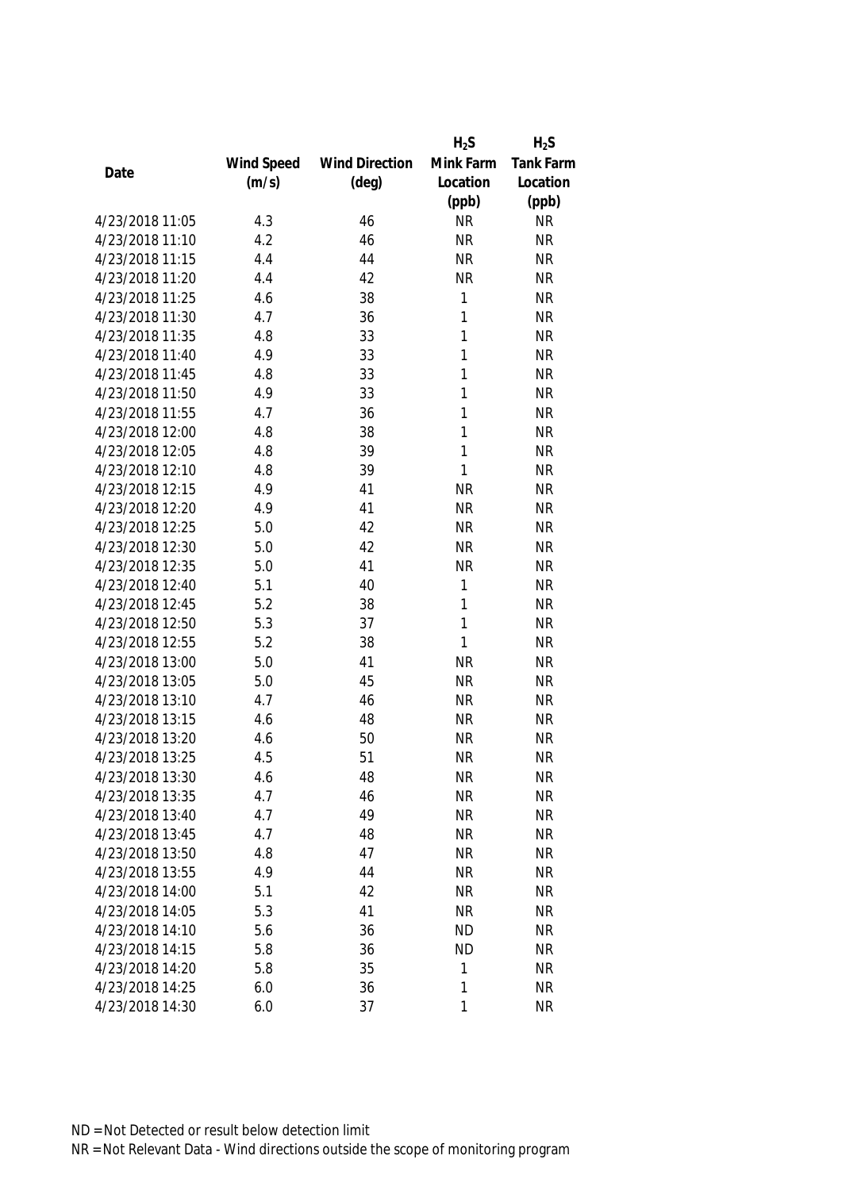| Date | Wind Speed (m/s) | Wind Direction (deg) | $H_2S$ Mink Farm Location (ppb) | $H_2S$ Tank Farm Location (ppb) |
|---|---|---|---|---|
| 4/23/2018 11:05 | 4.3 | 46 | NR | NR |
| 4/23/2018 11:10 | 4.2 | 46 | NR | NR |
| 4/23/2018 11:15 | 4.4 | 44 | NR | NR |
| 4/23/2018 11:20 | 4.4 | 42 | NR | NR |
| 4/23/2018 11:25 | 4.6 | 38 | 1 | NR |
| 4/23/2018 11:30 | 4.7 | 36 | 1 | NR |
| 4/23/2018 11:35 | 4.8 | 33 | 1 | NR |
| 4/23/2018 11:40 | 4.9 | 33 | 1 | NR |
| 4/23/2018 11:45 | 4.8 | 33 | 1 | NR |
| 4/23/2018 11:50 | 4.9 | 33 | 1 | NR |
| 4/23/2018 11:55 | 4.7 | 36 | 1 | NR |
| 4/23/2018 12:00 | 4.8 | 38 | 1 | NR |
| 4/23/2018 12:05 | 4.8 | 39 | 1 | NR |
| 4/23/2018 12:10 | 4.8 | 39 | 1 | NR |
| 4/23/2018 12:15 | 4.9 | 41 | NR | NR |
| 4/23/2018 12:20 | 4.9 | 41 | NR | NR |
| 4/23/2018 12:25 | 5.0 | 42 | NR | NR |
| 4/23/2018 12:30 | 5.0 | 42 | NR | NR |
| 4/23/2018 12:35 | 5.0 | 41 | NR | NR |
| 4/23/2018 12:40 | 5.1 | 40 | 1 | NR |
| 4/23/2018 12:45 | 5.2 | 38 | 1 | NR |
| 4/23/2018 12:50 | 5.3 | 37 | 1 | NR |
| 4/23/2018 12:55 | 5.2 | 38 | 1 | NR |
| 4/23/2018 13:00 | 5.0 | 41 | NR | NR |
| 4/23/2018 13:05 | 5.0 | 45 | NR | NR |
| 4/23/2018 13:10 | 4.7 | 46 | NR | NR |
| 4/23/2018 13:15 | 4.6 | 48 | NR | NR |
| 4/23/2018 13:20 | 4.6 | 50 | NR | NR |
| 4/23/2018 13:25 | 4.5 | 51 | NR | NR |
| 4/23/2018 13:30 | 4.6 | 48 | NR | NR |
| 4/23/2018 13:35 | 4.7 | 46 | NR | NR |
| 4/23/2018 13:40 | 4.7 | 49 | NR | NR |
| 4/23/2018 13:45 | 4.7 | 48 | NR | NR |
| 4/23/2018 13:50 | 4.8 | 47 | NR | NR |
| 4/23/2018 13:55 | 4.9 | 44 | NR | NR |
| 4/23/2018 14:00 | 5.1 | 42 | NR | NR |
| 4/23/2018 14:05 | 5.3 | 41 | NR | NR |
| 4/23/2018 14:10 | 5.6 | 36 | ND | NR |
| 4/23/2018 14:15 | 5.8 | 36 | ND | NR |
| 4/23/2018 14:20 | 5.8 | 35 | 1 | NR |
| 4/23/2018 14:25 | 6.0 | 36 | 1 | NR |
| 4/23/2018 14:30 | 6.0 | 37 | 1 | NR |

ND = Not Detected or result below detection limit

NR = Not Relevant Data - Wind directions outside the scope of monitoring program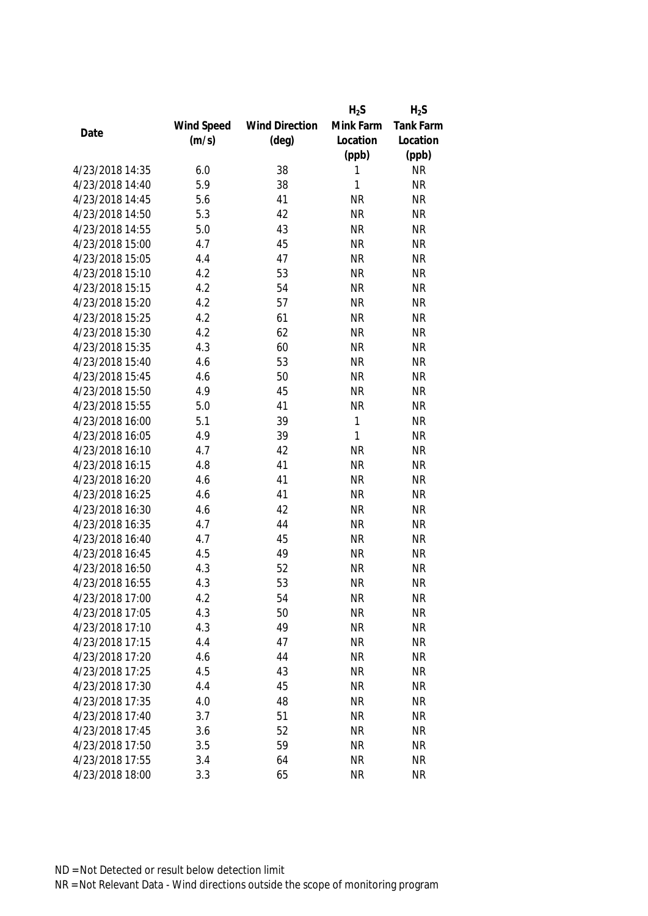| Date | Wind Speed (m/s) | Wind Direction (deg) | $H_2S$ Mink Farm Location (ppb) | $H_2S$ Tank Farm Location (ppb) |
|---|---|---|---|---|
| 4/23/2018 14:35 | 6.0 | 38 | 1 | NR |
| 4/23/2018 14:40 | 5.9 | 38 | 1 | NR |
| 4/23/2018 14:45 | 5.6 | 41 | NR | NR |
| 4/23/2018 14:50 | 5.3 | 42 | NR | NR |
| 4/23/2018 14:55 | 5.0 | 43 | NR | NR |
| 4/23/2018 15:00 | 4.7 | 45 | NR | NR |
| 4/23/2018 15:05 | 4.4 | 47 | NR | NR |
| 4/23/2018 15:10 | 4.2 | 53 | NR | NR |
| 4/23/2018 15:15 | 4.2 | 54 | NR | NR |
| 4/23/2018 15:20 | 4.2 | 57 | NR | NR |
| 4/23/2018 15:25 | 4.2 | 61 | NR | NR |
| 4/23/2018 15:30 | 4.2 | 62 | NR | NR |
| 4/23/2018 15:35 | 4.3 | 60 | NR | NR |
| 4/23/2018 15:40 | 4.6 | 53 | NR | NR |
| 4/23/2018 15:45 | 4.6 | 50 | NR | NR |
| 4/23/2018 15:50 | 4.9 | 45 | NR | NR |
| 4/23/2018 15:55 | 5.0 | 41 | NR | NR |
| 4/23/2018 16:00 | 5.1 | 39 | 1 | NR |
| 4/23/2018 16:05 | 4.9 | 39 | 1 | NR |
| 4/23/2018 16:10 | 4.7 | 42 | NR | NR |
| 4/23/2018 16:15 | 4.8 | 41 | NR | NR |
| 4/23/2018 16:20 | 4.6 | 41 | NR | NR |
| 4/23/2018 16:25 | 4.6 | 41 | NR | NR |
| 4/23/2018 16:30 | 4.6 | 42 | NR | NR |
| 4/23/2018 16:35 | 4.7 | 44 | NR | NR |
| 4/23/2018 16:40 | 4.7 | 45 | NR | NR |
| 4/23/2018 16:45 | 4.5 | 49 | NR | NR |
| 4/23/2018 16:50 | 4.3 | 52 | NR | NR |
| 4/23/2018 16:55 | 4.3 | 53 | NR | NR |
| 4/23/2018 17:00 | 4.2 | 54 | NR | NR |
| 4/23/2018 17:05 | 4.3 | 50 | NR | NR |
| 4/23/2018 17:10 | 4.3 | 49 | NR | NR |
| 4/23/2018 17:15 | 4.4 | 47 | NR | NR |
| 4/23/2018 17:20 | 4.6 | 44 | NR | NR |
| 4/23/2018 17:25 | 4.5 | 43 | NR | NR |
| 4/23/2018 17:30 | 4.4 | 45 | NR | NR |
| 4/23/2018 17:35 | 4.0 | 48 | NR | NR |
| 4/23/2018 17:40 | 3.7 | 51 | NR | NR |
| 4/23/2018 17:45 | 3.6 | 52 | NR | NR |
| 4/23/2018 17:50 | 3.5 | 59 | NR | NR |
| 4/23/2018 17:55 | 3.4 | 64 | NR | NR |
| 4/23/2018 18:00 | 3.3 | 65 | NR | NR |

ND = Not Detected or result below detection limit

NR = Not Relevant Data - Wind directions outside the scope of monitoring program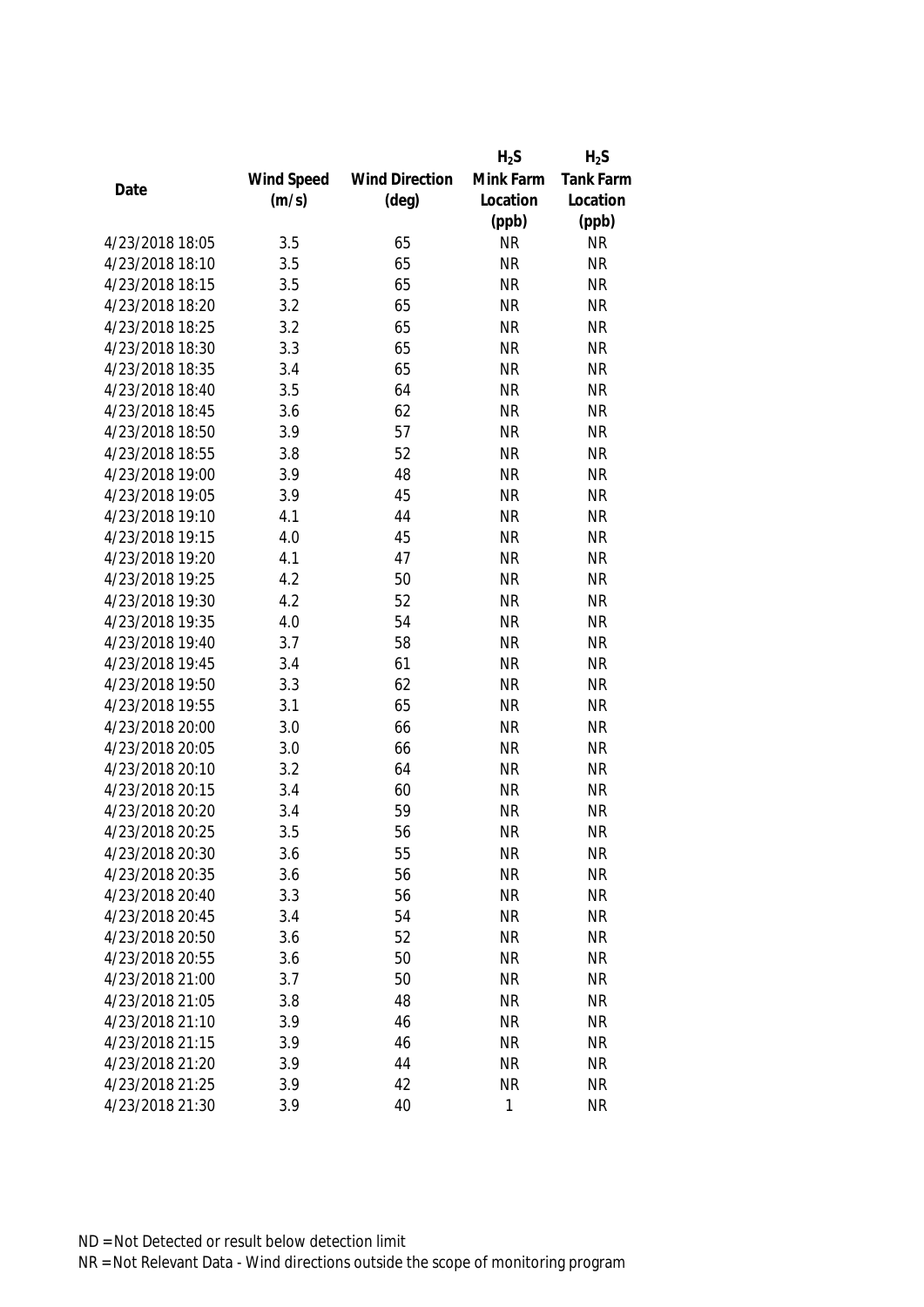| Date | Wind Speed (m/s) | Wind Direction (deg) | $H_2S$ Mink Farm Location (ppb) | $H_2S$ Tank Farm Location (ppb) |
|---|---|---|---|---|
| 4/23/2018 18:05 | 3.5 | 65 | NR | NR |
| 4/23/2018 18:10 | 3.5 | 65 | NR | NR |
| 4/23/2018 18:15 | 3.5 | 65 | NR | NR |
| 4/23/2018 18:20 | 3.2 | 65 | NR | NR |
| 4/23/2018 18:25 | 3.2 | 65 | NR | NR |
| 4/23/2018 18:30 | 3.3 | 65 | NR | NR |
| 4/23/2018 18:35 | 3.4 | 65 | NR | NR |
| 4/23/2018 18:40 | 3.5 | 64 | NR | NR |
| 4/23/2018 18:45 | 3.6 | 62 | NR | NR |
| 4/23/2018 18:50 | 3.9 | 57 | NR | NR |
| 4/23/2018 18:55 | 3.8 | 52 | NR | NR |
| 4/23/2018 19:00 | 3.9 | 48 | NR | NR |
| 4/23/2018 19:05 | 3.9 | 45 | NR | NR |
| 4/23/2018 19:10 | 4.1 | 44 | NR | NR |
| 4/23/2018 19:15 | 4.0 | 45 | NR | NR |
| 4/23/2018 19:20 | 4.1 | 47 | NR | NR |
| 4/23/2018 19:25 | 4.2 | 50 | NR | NR |
| 4/23/2018 19:30 | 4.2 | 52 | NR | NR |
| 4/23/2018 19:35 | 4.0 | 54 | NR | NR |
| 4/23/2018 19:40 | 3.7 | 58 | NR | NR |
| 4/23/2018 19:45 | 3.4 | 61 | NR | NR |
| 4/23/2018 19:50 | 3.3 | 62 | NR | NR |
| 4/23/2018 19:55 | 3.1 | 65 | NR | NR |
| 4/23/2018 20:00 | 3.0 | 66 | NR | NR |
| 4/23/2018 20:05 | 3.0 | 66 | NR | NR |
| 4/23/2018 20:10 | 3.2 | 64 | NR | NR |
| 4/23/2018 20:15 | 3.4 | 60 | NR | NR |
| 4/23/2018 20:20 | 3.4 | 59 | NR | NR |
| 4/23/2018 20:25 | 3.5 | 56 | NR | NR |
| 4/23/2018 20:30 | 3.6 | 55 | NR | NR |
| 4/23/2018 20:35 | 3.6 | 56 | NR | NR |
| 4/23/2018 20:40 | 3.3 | 56 | NR | NR |
| 4/23/2018 20:45 | 3.4 | 54 | NR | NR |
| 4/23/2018 20:50 | 3.6 | 52 | NR | NR |
| 4/23/2018 20:55 | 3.6 | 50 | NR | NR |
| 4/23/2018 21:00 | 3.7 | 50 | NR | NR |
| 4/23/2018 21:05 | 3.8 | 48 | NR | NR |
| 4/23/2018 21:10 | 3.9 | 46 | NR | NR |
| 4/23/2018 21:15 | 3.9 | 46 | NR | NR |
| 4/23/2018 21:20 | 3.9 | 44 | NR | NR |
| 4/23/2018 21:25 | 3.9 | 42 | NR | NR |
| 4/23/2018 21:30 | 3.9 | 40 | 1 | NR |

ND = Not Detected or result below detection limit

NR = Not Relevant Data - Wind directions outside the scope of monitoring program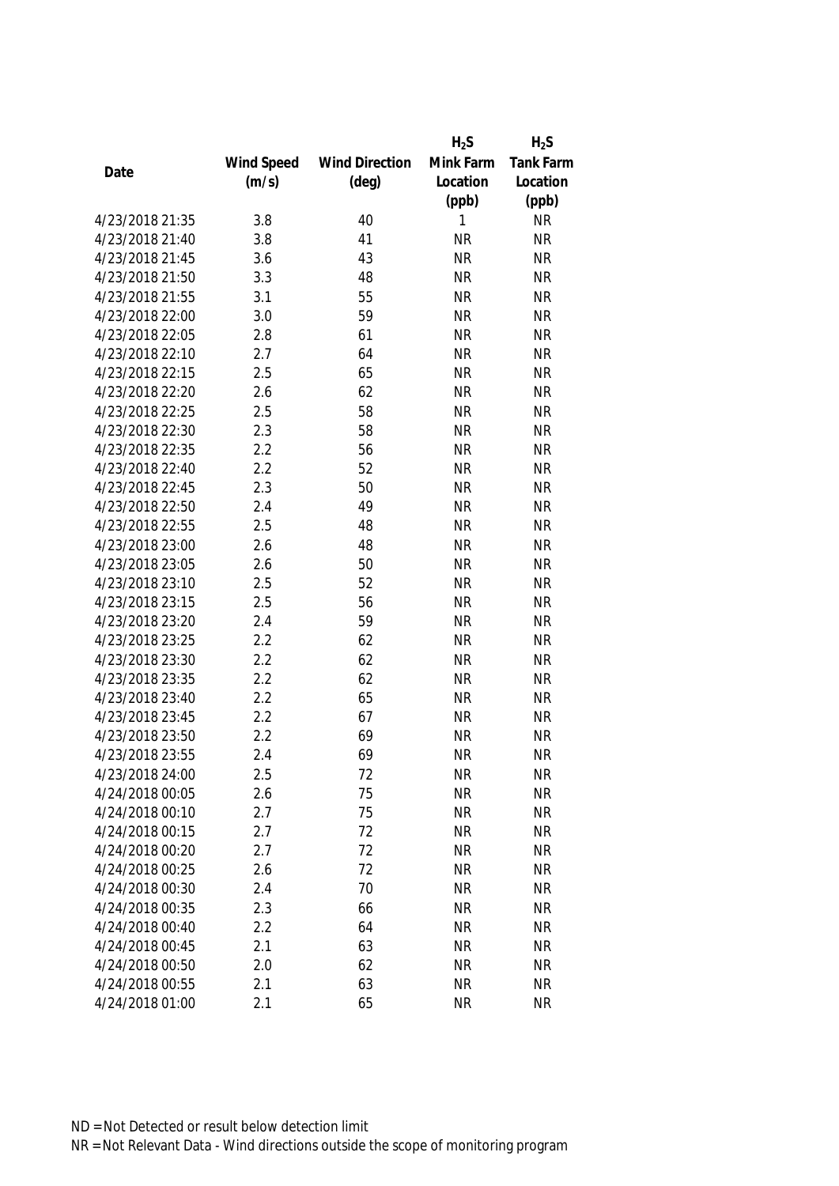| Date | Wind Speed (m/s) | Wind Direction (deg) | $H_2S$ Mink Farm Location (ppb) | $H_2S$ Tank Farm Location (ppb) |
|---|---|---|---|---|
| 4/23/2018 21:35 | 3.8 | 40 | 1 | NR |
| 4/23/2018 21:40 | 3.8 | 41 | NR | NR |
| 4/23/2018 21:45 | 3.6 | 43 | NR | NR |
| 4/23/2018 21:50 | 3.3 | 48 | NR | NR |
| 4/23/2018 21:55 | 3.1 | 55 | NR | NR |
| 4/23/2018 22:00 | 3.0 | 59 | NR | NR |
| 4/23/2018 22:05 | 2.8 | 61 | NR | NR |
| 4/23/2018 22:10 | 2.7 | 64 | NR | NR |
| 4/23/2018 22:15 | 2.5 | 65 | NR | NR |
| 4/23/2018 22:20 | 2.6 | 62 | NR | NR |
| 4/23/2018 22:25 | 2.5 | 58 | NR | NR |
| 4/23/2018 22:30 | 2.3 | 58 | NR | NR |
| 4/23/2018 22:35 | 2.2 | 56 | NR | NR |
| 4/23/2018 22:40 | 2.2 | 52 | NR | NR |
| 4/23/2018 22:45 | 2.3 | 50 | NR | NR |
| 4/23/2018 22:50 | 2.4 | 49 | NR | NR |
| 4/23/2018 22:55 | 2.5 | 48 | NR | NR |
| 4/23/2018 23:00 | 2.6 | 48 | NR | NR |
| 4/23/2018 23:05 | 2.6 | 50 | NR | NR |
| 4/23/2018 23:10 | 2.5 | 52 | NR | NR |
| 4/23/2018 23:15 | 2.5 | 56 | NR | NR |
| 4/23/2018 23:20 | 2.4 | 59 | NR | NR |
| 4/23/2018 23:25 | 2.2 | 62 | NR | NR |
| 4/23/2018 23:30 | 2.2 | 62 | NR | NR |
| 4/23/2018 23:35 | 2.2 | 62 | NR | NR |
| 4/23/2018 23:40 | 2.2 | 65 | NR | NR |
| 4/23/2018 23:45 | 2.2 | 67 | NR | NR |
| 4/23/2018 23:50 | 2.2 | 69 | NR | NR |
| 4/23/2018 23:55 | 2.4 | 69 | NR | NR |
| 4/23/2018 24:00 | 2.5 | 72 | NR | NR |
| 4/24/2018 00:05 | 2.6 | 75 | NR | NR |
| 4/24/2018 00:10 | 2.7 | 75 | NR | NR |
| 4/24/2018 00:15 | 2.7 | 72 | NR | NR |
| 4/24/2018 00:20 | 2.7 | 72 | NR | NR |
| 4/24/2018 00:25 | 2.6 | 72 | NR | NR |
| 4/24/2018 00:30 | 2.4 | 70 | NR | NR |
| 4/24/2018 00:35 | 2.3 | 66 | NR | NR |
| 4/24/2018 00:40 | 2.2 | 64 | NR | NR |
| 4/24/2018 00:45 | 2.1 | 63 | NR | NR |
| 4/24/2018 00:50 | 2.0 | 62 | NR | NR |
| 4/24/2018 00:55 | 2.1 | 63 | NR | NR |
| 4/24/2018 01:00 | 2.1 | 65 | NR | NR |

ND = Not Detected or result below detection limit

NR = Not Relevant Data - Wind directions outside the scope of monitoring program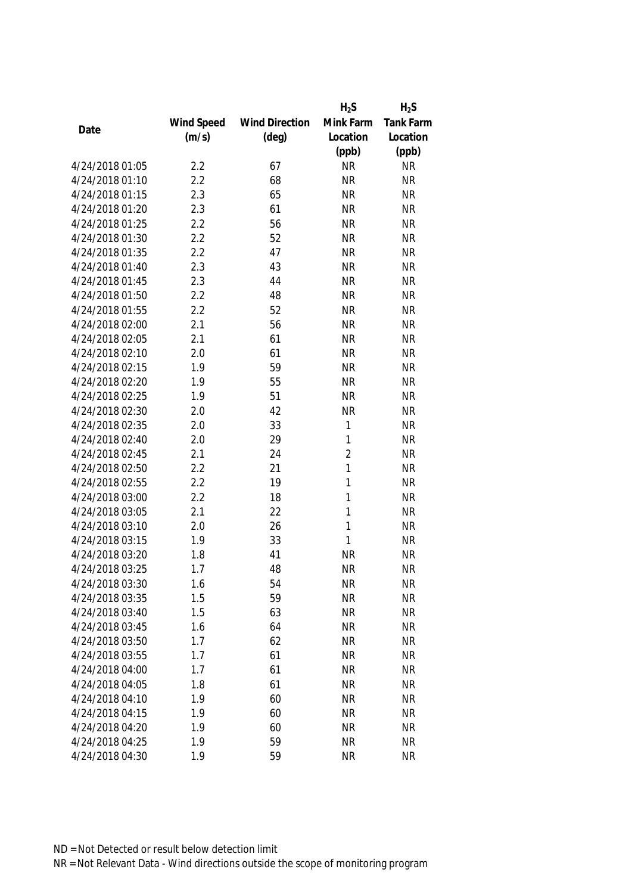| Date | Wind Speed (m/s) | Wind Direction (deg) | $H_2S$ Mink Farm Location (ppb) | $H_2S$ Tank Farm Location (ppb) |
|---|---|---|---|---|
| 4/24/2018 01:05 | 2.2 | 67 | NR | NR |
| 4/24/2018 01:10 | 2.2 | 68 | NR | NR |
| 4/24/2018 01:15 | 2.3 | 65 | NR | NR |
| 4/24/2018 01:20 | 2.3 | 61 | NR | NR |
| 4/24/2018 01:25 | 2.2 | 56 | NR | NR |
| 4/24/2018 01:30 | 2.2 | 52 | NR | NR |
| 4/24/2018 01:35 | 2.2 | 47 | NR | NR |
| 4/24/2018 01:40 | 2.3 | 43 | NR | NR |
| 4/24/2018 01:45 | 2.3 | 44 | NR | NR |
| 4/24/2018 01:50 | 2.2 | 48 | NR | NR |
| 4/24/2018 01:55 | 2.2 | 52 | NR | NR |
| 4/24/2018 02:00 | 2.1 | 56 | NR | NR |
| 4/24/2018 02:05 | 2.1 | 61 | NR | NR |
| 4/24/2018 02:10 | 2.0 | 61 | NR | NR |
| 4/24/2018 02:15 | 1.9 | 59 | NR | NR |
| 4/24/2018 02:20 | 1.9 | 55 | NR | NR |
| 4/24/2018 02:25 | 1.9 | 51 | NR | NR |
| 4/24/2018 02:30 | 2.0 | 42 | NR | NR |
| 4/24/2018 02:35 | 2.0 | 33 | 1 | NR |
| 4/24/2018 02:40 | 2.0 | 29 | 1 | NR |
| 4/24/2018 02:45 | 2.1 | 24 | 2 | NR |
| 4/24/2018 02:50 | 2.2 | 21 | 1 | NR |
| 4/24/2018 02:55 | 2.2 | 19 | 1 | NR |
| 4/24/2018 03:00 | 2.2 | 18 | 1 | NR |
| 4/24/2018 03:05 | 2.1 | 22 | 1 | NR |
| 4/24/2018 03:10 | 2.0 | 26 | 1 | NR |
| 4/24/2018 03:15 | 1.9 | 33 | 1 | NR |
| 4/24/2018 03:20 | 1.8 | 41 | NR | NR |
| 4/24/2018 03:25 | 1.7 | 48 | NR | NR |
| 4/24/2018 03:30 | 1.6 | 54 | NR | NR |
| 4/24/2018 03:35 | 1.5 | 59 | NR | NR |
| 4/24/2018 03:40 | 1.5 | 63 | NR | NR |
| 4/24/2018 03:45 | 1.6 | 64 | NR | NR |
| 4/24/2018 03:50 | 1.7 | 62 | NR | NR |
| 4/24/2018 03:55 | 1.7 | 61 | NR | NR |
| 4/24/2018 04:00 | 1.7 | 61 | NR | NR |
| 4/24/2018 04:05 | 1.8 | 61 | NR | NR |
| 4/24/2018 04:10 | 1.9 | 60 | NR | NR |
| 4/24/2018 04:15 | 1.9 | 60 | NR | NR |
| 4/24/2018 04:20 | 1.9 | 60 | NR | NR |
| 4/24/2018 04:25 | 1.9 | 59 | NR | NR |
| 4/24/2018 04:30 | 1.9 | 59 | NR | NR |

ND = Not Detected or result below detection limit

NR = Not Relevant Data - Wind directions outside the scope of monitoring program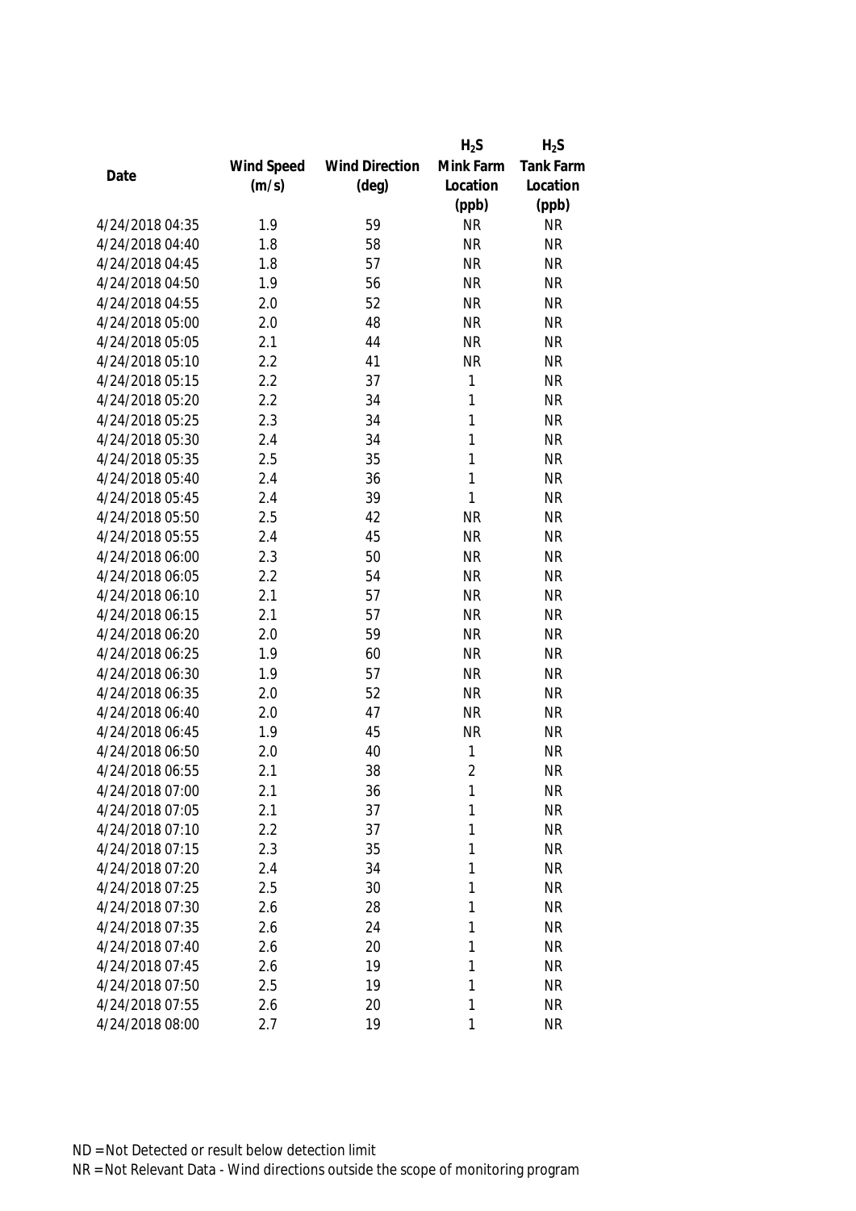| Date | Wind Speed (m/s) | Wind Direction (deg) | $H_2S$ Mink Farm Location (ppb) | $H_2S$ Tank Farm Location (ppb) |
|---|---|---|---|---|
| 4/24/2018 04:35 | 1.9 | 59 | NR | NR |
| 4/24/2018 04:40 | 1.8 | 58 | NR | NR |
| 4/24/2018 04:45 | 1.8 | 57 | NR | NR |
| 4/24/2018 04:50 | 1.9 | 56 | NR | NR |
| 4/24/2018 04:55 | 2.0 | 52 | NR | NR |
| 4/24/2018 05:00 | 2.0 | 48 | NR | NR |
| 4/24/2018 05:05 | 2.1 | 44 | NR | NR |
| 4/24/2018 05:10 | 2.2 | 41 | NR | NR |
| 4/24/2018 05:15 | 2.2 | 37 | 1 | NR |
| 4/24/2018 05:20 | 2.2 | 34 | 1 | NR |
| 4/24/2018 05:25 | 2.3 | 34 | 1 | NR |
| 4/24/2018 05:30 | 2.4 | 34 | 1 | NR |
| 4/24/2018 05:35 | 2.5 | 35 | 1 | NR |
| 4/24/2018 05:40 | 2.4 | 36 | 1 | NR |
| 4/24/2018 05:45 | 2.4 | 39 | 1 | NR |
| 4/24/2018 05:50 | 2.5 | 42 | NR | NR |
| 4/24/2018 05:55 | 2.4 | 45 | NR | NR |
| 4/24/2018 06:00 | 2.3 | 50 | NR | NR |
| 4/24/2018 06:05 | 2.2 | 54 | NR | NR |
| 4/24/2018 06:10 | 2.1 | 57 | NR | NR |
| 4/24/2018 06:15 | 2.1 | 57 | NR | NR |
| 4/24/2018 06:20 | 2.0 | 59 | NR | NR |
| 4/24/2018 06:25 | 1.9 | 60 | NR | NR |
| 4/24/2018 06:30 | 1.9 | 57 | NR | NR |
| 4/24/2018 06:35 | 2.0 | 52 | NR | NR |
| 4/24/2018 06:40 | 2.0 | 47 | NR | NR |
| 4/24/2018 06:45 | 1.9 | 45 | NR | NR |
| 4/24/2018 06:50 | 2.0 | 40 | 1 | NR |
| 4/24/2018 06:55 | 2.1 | 38 | 2 | NR |
| 4/24/2018 07:00 | 2.1 | 36 | 1 | NR |
| 4/24/2018 07:05 | 2.1 | 37 | 1 | NR |
| 4/24/2018 07:10 | 2.2 | 37 | 1 | NR |
| 4/24/2018 07:15 | 2.3 | 35 | 1 | NR |
| 4/24/2018 07:20 | 2.4 | 34 | 1 | NR |
| 4/24/2018 07:25 | 2.5 | 30 | 1 | NR |
| 4/24/2018 07:30 | 2.6 | 28 | 1 | NR |
| 4/24/2018 07:35 | 2.6 | 24 | 1 | NR |
| 4/24/2018 07:40 | 2.6 | 20 | 1 | NR |
| 4/24/2018 07:45 | 2.6 | 19 | 1 | NR |
| 4/24/2018 07:50 | 2.5 | 19 | 1 | NR |
| 4/24/2018 07:55 | 2.6 | 20 | 1 | NR |
| 4/24/2018 08:00 | 2.7 | 19 | 1 | NR |

ND = Not Detected or result below detection limit

NR = Not Relevant Data - Wind directions outside the scope of monitoring program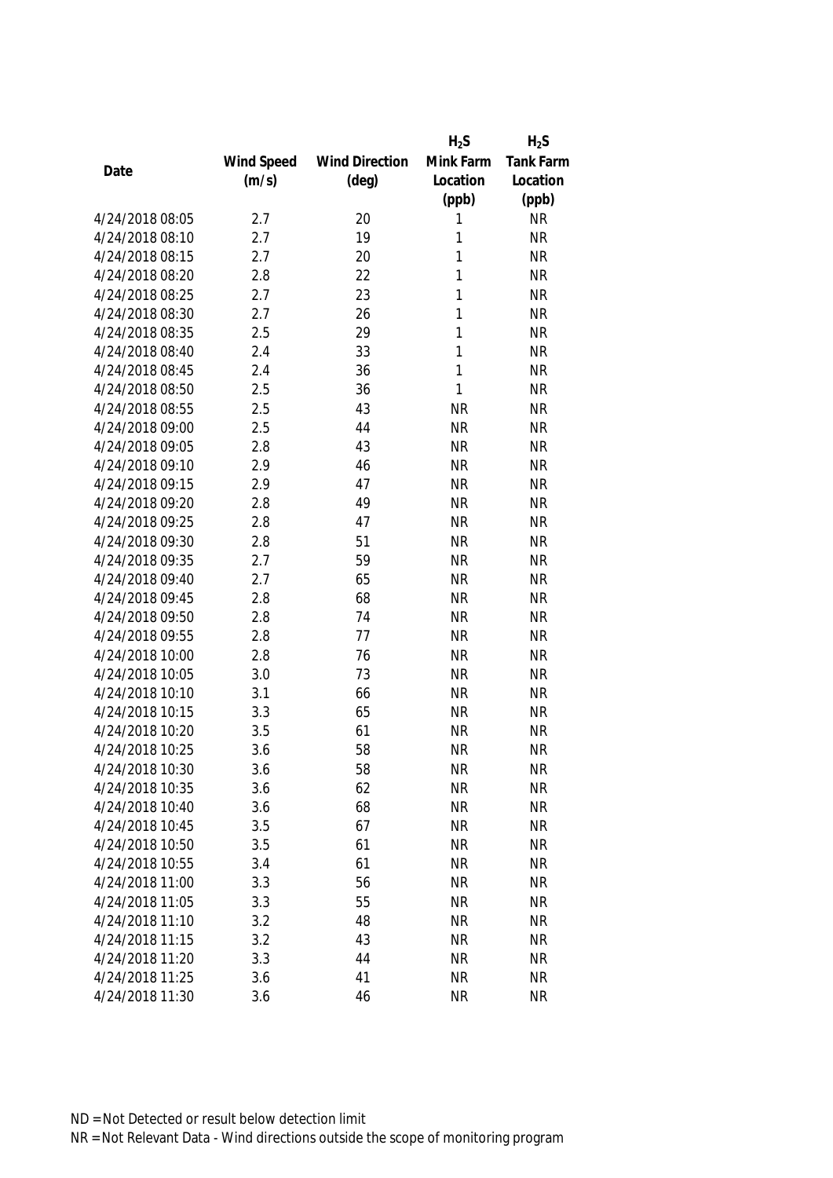| Date | Wind Speed (m/s) | Wind Direction (deg) | $H_2S$ Mink Farm Location (ppb) | $H_2S$ Tank Farm Location (ppb) |
|---|---|---|---|---|
| 4/24/2018 08:05 | 2.7 | 20 | 1 | NR |
| 4/24/2018 08:10 | 2.7 | 19 | 1 | NR |
| 4/24/2018 08:15 | 2.7 | 20 | 1 | NR |
| 4/24/2018 08:20 | 2.8 | 22 | 1 | NR |
| 4/24/2018 08:25 | 2.7 | 23 | 1 | NR |
| 4/24/2018 08:30 | 2.7 | 26 | 1 | NR |
| 4/24/2018 08:35 | 2.5 | 29 | 1 | NR |
| 4/24/2018 08:40 | 2.4 | 33 | 1 | NR |
| 4/24/2018 08:45 | 2.4 | 36 | 1 | NR |
| 4/24/2018 08:50 | 2.5 | 36 | 1 | NR |
| 4/24/2018 08:55 | 2.5 | 43 | NR | NR |
| 4/24/2018 09:00 | 2.5 | 44 | NR | NR |
| 4/24/2018 09:05 | 2.8 | 43 | NR | NR |
| 4/24/2018 09:10 | 2.9 | 46 | NR | NR |
| 4/24/2018 09:15 | 2.9 | 47 | NR | NR |
| 4/24/2018 09:20 | 2.8 | 49 | NR | NR |
| 4/24/2018 09:25 | 2.8 | 47 | NR | NR |
| 4/24/2018 09:30 | 2.8 | 51 | NR | NR |
| 4/24/2018 09:35 | 2.7 | 59 | NR | NR |
| 4/24/2018 09:40 | 2.7 | 65 | NR | NR |
| 4/24/2018 09:45 | 2.8 | 68 | NR | NR |
| 4/24/2018 09:50 | 2.8 | 74 | NR | NR |
| 4/24/2018 09:55 | 2.8 | 77 | NR | NR |
| 4/24/2018 10:00 | 2.8 | 76 | NR | NR |
| 4/24/2018 10:05 | 3.0 | 73 | NR | NR |
| 4/24/2018 10:10 | 3.1 | 66 | NR | NR |
| 4/24/2018 10:15 | 3.3 | 65 | NR | NR |
| 4/24/2018 10:20 | 3.5 | 61 | NR | NR |
| 4/24/2018 10:25 | 3.6 | 58 | NR | NR |
| 4/24/2018 10:30 | 3.6 | 58 | NR | NR |
| 4/24/2018 10:35 | 3.6 | 62 | NR | NR |
| 4/24/2018 10:40 | 3.6 | 68 | NR | NR |
| 4/24/2018 10:45 | 3.5 | 67 | NR | NR |
| 4/24/2018 10:50 | 3.5 | 61 | NR | NR |
| 4/24/2018 10:55 | 3.4 | 61 | NR | NR |
| 4/24/2018 11:00 | 3.3 | 56 | NR | NR |
| 4/24/2018 11:05 | 3.3 | 55 | NR | NR |
| 4/24/2018 11:10 | 3.2 | 48 | NR | NR |
| 4/24/2018 11:15 | 3.2 | 43 | NR | NR |
| 4/24/2018 11:20 | 3.3 | 44 | NR | NR |
| 4/24/2018 11:25 | 3.6 | 41 | NR | NR |
| 4/24/2018 11:30 | 3.6 | 46 | NR | NR |

ND = Not Detected or result below detection limit

NR = Not Relevant Data - Wind directions outside the scope of monitoring program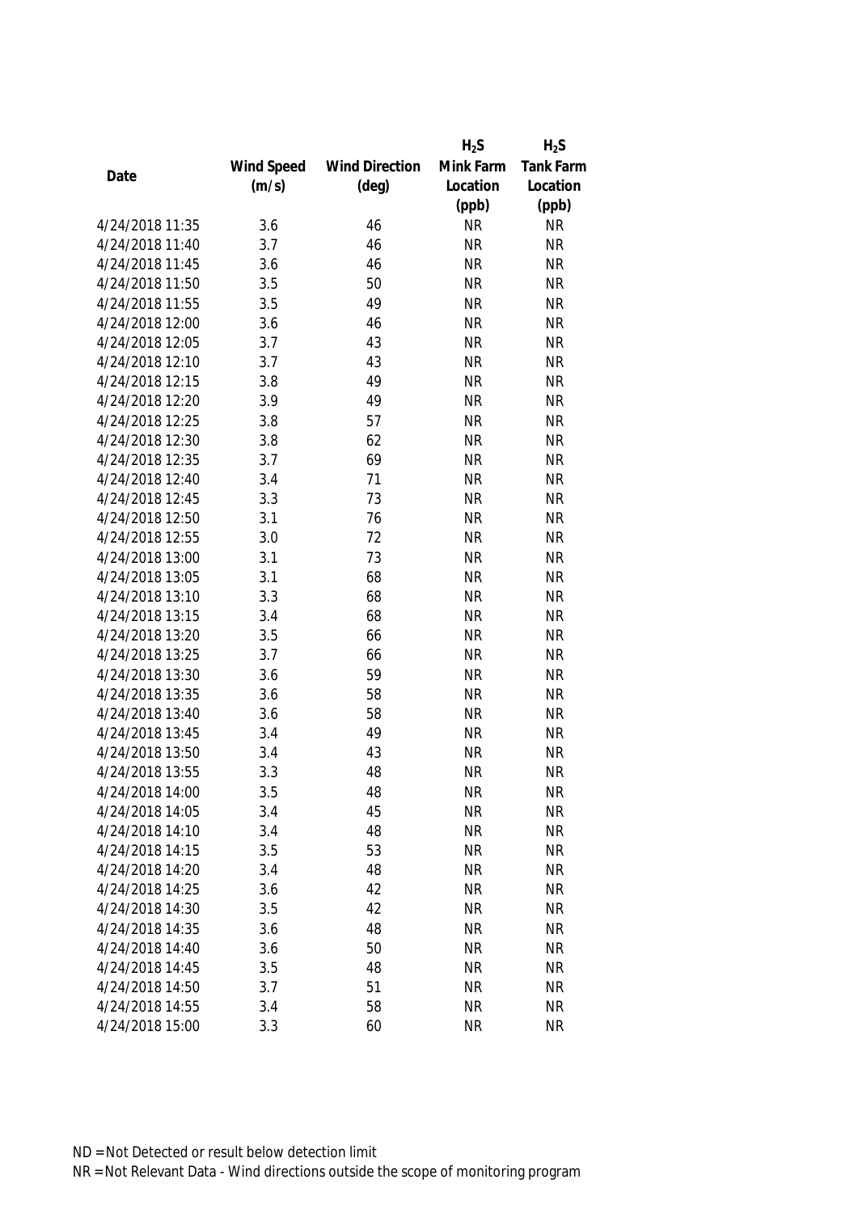| Date | Wind Speed (m/s) | Wind Direction (deg) | $H_2S$ Mink Farm Location (ppb) | $H_2S$ Tank Farm Location (ppb) |
|---|---|---|---|---|
| 4/24/2018 11:35 | 3.6 | 46 | NR | NR |
| 4/24/2018 11:40 | 3.7 | 46 | NR | NR |
| 4/24/2018 11:45 | 3.6 | 46 | NR | NR |
| 4/24/2018 11:50 | 3.5 | 50 | NR | NR |
| 4/24/2018 11:55 | 3.5 | 49 | NR | NR |
| 4/24/2018 12:00 | 3.6 | 46 | NR | NR |
| 4/24/2018 12:05 | 3.7 | 43 | NR | NR |
| 4/24/2018 12:10 | 3.7 | 43 | NR | NR |
| 4/24/2018 12:15 | 3.8 | 49 | NR | NR |
| 4/24/2018 12:20 | 3.9 | 49 | NR | NR |
| 4/24/2018 12:25 | 3.8 | 57 | NR | NR |
| 4/24/2018 12:30 | 3.8 | 62 | NR | NR |
| 4/24/2018 12:35 | 3.7 | 69 | NR | NR |
| 4/24/2018 12:40 | 3.4 | 71 | NR | NR |
| 4/24/2018 12:45 | 3.3 | 73 | NR | NR |
| 4/24/2018 12:50 | 3.1 | 76 | NR | NR |
| 4/24/2018 12:55 | 3.0 | 72 | NR | NR |
| 4/24/2018 13:00 | 3.1 | 73 | NR | NR |
| 4/24/2018 13:05 | 3.1 | 68 | NR | NR |
| 4/24/2018 13:10 | 3.3 | 68 | NR | NR |
| 4/24/2018 13:15 | 3.4 | 68 | NR | NR |
| 4/24/2018 13:20 | 3.5 | 66 | NR | NR |
| 4/24/2018 13:25 | 3.7 | 66 | NR | NR |
| 4/24/2018 13:30 | 3.6 | 59 | NR | NR |
| 4/24/2018 13:35 | 3.6 | 58 | NR | NR |
| 4/24/2018 13:40 | 3.6 | 58 | NR | NR |
| 4/24/2018 13:45 | 3.4 | 49 | NR | NR |
| 4/24/2018 13:50 | 3.4 | 43 | NR | NR |
| 4/24/2018 13:55 | 3.3 | 48 | NR | NR |
| 4/24/2018 14:00 | 3.5 | 48 | NR | NR |
| 4/24/2018 14:05 | 3.4 | 45 | NR | NR |
| 4/24/2018 14:10 | 3.4 | 48 | NR | NR |
| 4/24/2018 14:15 | 3.5 | 53 | NR | NR |
| 4/24/2018 14:20 | 3.4 | 48 | NR | NR |
| 4/24/2018 14:25 | 3.6 | 42 | NR | NR |
| 4/24/2018 14:30 | 3.5 | 42 | NR | NR |
| 4/24/2018 14:35 | 3.6 | 48 | NR | NR |
| 4/24/2018 14:40 | 3.6 | 50 | NR | NR |
| 4/24/2018 14:45 | 3.5 | 48 | NR | NR |
| 4/24/2018 14:50 | 3.7 | 51 | NR | NR |
| 4/24/2018 14:55 | 3.4 | 58 | NR | NR |
| 4/24/2018 15:00 | 3.3 | 60 | NR | NR |

ND = Not Detected or result below detection limit

NR = Not Relevant Data - Wind directions outside the scope of monitoring program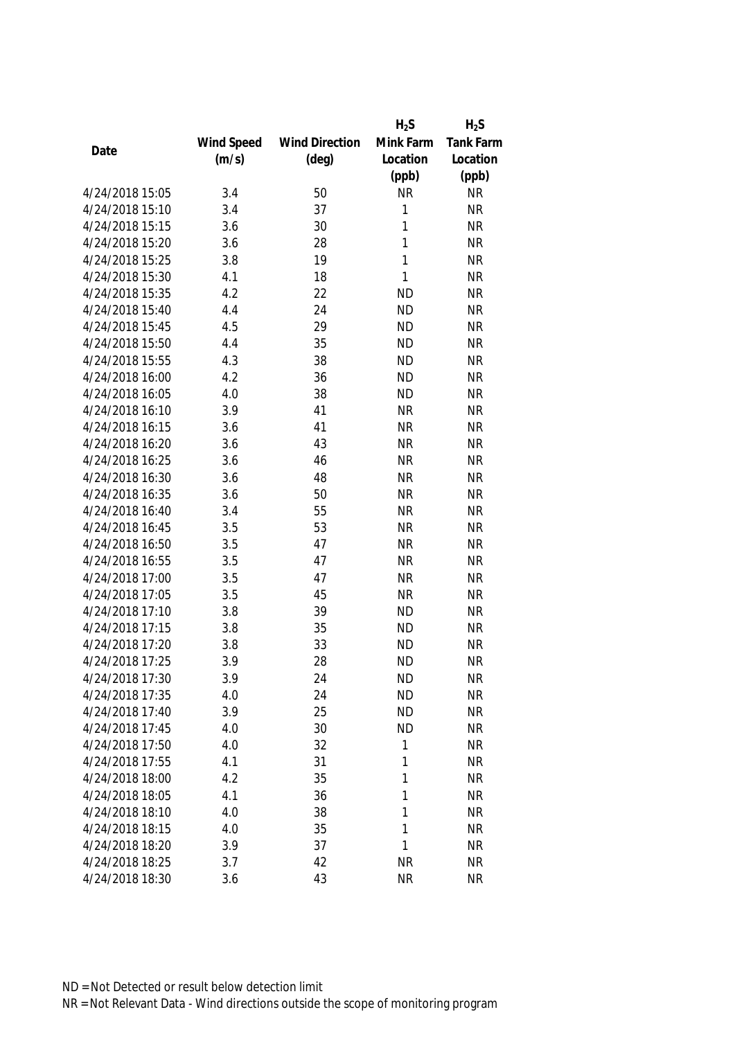| Date | Wind Speed (m/s) | Wind Direction (deg) | $H_2S$ Mink Farm Location (ppb) | $H_2S$ Tank Farm Location (ppb) |
|---|---|---|---|---|
| 4/24/2018 15:05 | 3.4 | 50 | NR | NR |
| 4/24/2018 15:10 | 3.4 | 37 | 1 | NR |
| 4/24/2018 15:15 | 3.6 | 30 | 1 | NR |
| 4/24/2018 15:20 | 3.6 | 28 | 1 | NR |
| 4/24/2018 15:25 | 3.8 | 19 | 1 | NR |
| 4/24/2018 15:30 | 4.1 | 18 | 1 | NR |
| 4/24/2018 15:35 | 4.2 | 22 | ND | NR |
| 4/24/2018 15:40 | 4.4 | 24 | ND | NR |
| 4/24/2018 15:45 | 4.5 | 29 | ND | NR |
| 4/24/2018 15:50 | 4.4 | 35 | ND | NR |
| 4/24/2018 15:55 | 4.3 | 38 | ND | NR |
| 4/24/2018 16:00 | 4.2 | 36 | ND | NR |
| 4/24/2018 16:05 | 4.0 | 38 | ND | NR |
| 4/24/2018 16:10 | 3.9 | 41 | NR | NR |
| 4/24/2018 16:15 | 3.6 | 41 | NR | NR |
| 4/24/2018 16:20 | 3.6 | 43 | NR | NR |
| 4/24/2018 16:25 | 3.6 | 46 | NR | NR |
| 4/24/2018 16:30 | 3.6 | 48 | NR | NR |
| 4/24/2018 16:35 | 3.6 | 50 | NR | NR |
| 4/24/2018 16:40 | 3.4 | 55 | NR | NR |
| 4/24/2018 16:45 | 3.5 | 53 | NR | NR |
| 4/24/2018 16:50 | 3.5 | 47 | NR | NR |
| 4/24/2018 16:55 | 3.5 | 47 | NR | NR |
| 4/24/2018 17:00 | 3.5 | 47 | NR | NR |
| 4/24/2018 17:05 | 3.5 | 45 | NR | NR |
| 4/24/2018 17:10 | 3.8 | 39 | ND | NR |
| 4/24/2018 17:15 | 3.8 | 35 | ND | NR |
| 4/24/2018 17:20 | 3.8 | 33 | ND | NR |
| 4/24/2018 17:25 | 3.9 | 28 | ND | NR |
| 4/24/2018 17:30 | 3.9 | 24 | ND | NR |
| 4/24/2018 17:35 | 4.0 | 24 | ND | NR |
| 4/24/2018 17:40 | 3.9 | 25 | ND | NR |
| 4/24/2018 17:45 | 4.0 | 30 | ND | NR |
| 4/24/2018 17:50 | 4.0 | 32 | 1 | NR |
| 4/24/2018 17:55 | 4.1 | 31 | 1 | NR |
| 4/24/2018 18:00 | 4.2 | 35 | 1 | NR |
| 4/24/2018 18:05 | 4.1 | 36 | 1 | NR |
| 4/24/2018 18:10 | 4.0 | 38 | 1 | NR |
| 4/24/2018 18:15 | 4.0 | 35 | 1 | NR |
| 4/24/2018 18:20 | 3.9 | 37 | 1 | NR |
| 4/24/2018 18:25 | 3.7 | 42 | NR | NR |
| 4/24/2018 18:30 | 3.6 | 43 | NR | NR |

ND = Not Detected or result below detection limit
NR = Not Relevant Data - Wind directions outside the scope of monitoring program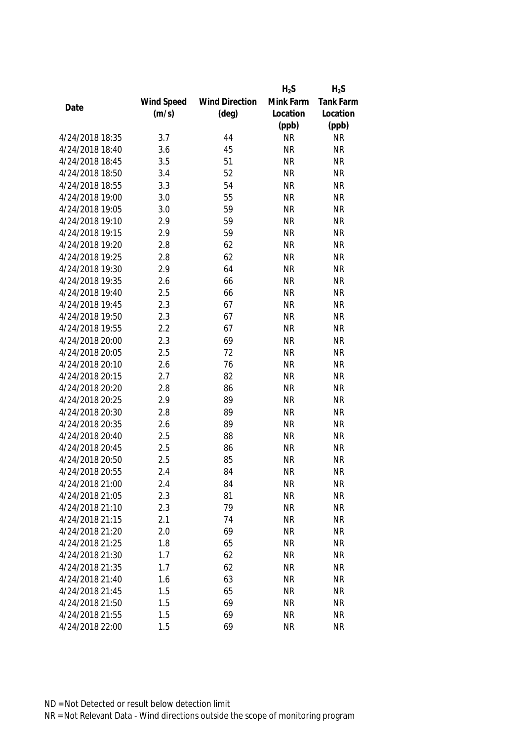| Date | Wind Speed (m/s) | Wind Direction (deg) | $H_2S$ Mink Farm Location (ppb) | $H_2S$ Tank Farm Location (ppb) |
|---|---|---|---|---|
| 4/24/2018 18:35 | 3.7 | 44 | NR | NR |
| 4/24/2018 18:40 | 3.6 | 45 | NR | NR |
| 4/24/2018 18:45 | 3.5 | 51 | NR | NR |
| 4/24/2018 18:50 | 3.4 | 52 | NR | NR |
| 4/24/2018 18:55 | 3.3 | 54 | NR | NR |
| 4/24/2018 19:00 | 3.0 | 55 | NR | NR |
| 4/24/2018 19:05 | 3.0 | 59 | NR | NR |
| 4/24/2018 19:10 | 2.9 | 59 | NR | NR |
| 4/24/2018 19:15 | 2.9 | 59 | NR | NR |
| 4/24/2018 19:20 | 2.8 | 62 | NR | NR |
| 4/24/2018 19:25 | 2.8 | 62 | NR | NR |
| 4/24/2018 19:30 | 2.9 | 64 | NR | NR |
| 4/24/2018 19:35 | 2.6 | 66 | NR | NR |
| 4/24/2018 19:40 | 2.5 | 66 | NR | NR |
| 4/24/2018 19:45 | 2.3 | 67 | NR | NR |
| 4/24/2018 19:50 | 2.3 | 67 | NR | NR |
| 4/24/2018 19:55 | 2.2 | 67 | NR | NR |
| 4/24/2018 20:00 | 2.3 | 69 | NR | NR |
| 4/24/2018 20:05 | 2.5 | 72 | NR | NR |
| 4/24/2018 20:10 | 2.6 | 76 | NR | NR |
| 4/24/2018 20:15 | 2.7 | 82 | NR | NR |
| 4/24/2018 20:20 | 2.8 | 86 | NR | NR |
| 4/24/2018 20:25 | 2.9 | 89 | NR | NR |
| 4/24/2018 20:30 | 2.8 | 89 | NR | NR |
| 4/24/2018 20:35 | 2.6 | 89 | NR | NR |
| 4/24/2018 20:40 | 2.5 | 88 | NR | NR |
| 4/24/2018 20:45 | 2.5 | 86 | NR | NR |
| 4/24/2018 20:50 | 2.5 | 85 | NR | NR |
| 4/24/2018 20:55 | 2.4 | 84 | NR | NR |
| 4/24/2018 21:00 | 2.4 | 84 | NR | NR |
| 4/24/2018 21:05 | 2.3 | 81 | NR | NR |
| 4/24/2018 21:10 | 2.3 | 79 | NR | NR |
| 4/24/2018 21:15 | 2.1 | 74 | NR | NR |
| 4/24/2018 21:20 | 2.0 | 69 | NR | NR |
| 4/24/2018 21:25 | 1.8 | 65 | NR | NR |
| 4/24/2018 21:30 | 1.7 | 62 | NR | NR |
| 4/24/2018 21:35 | 1.7 | 62 | NR | NR |
| 4/24/2018 21:40 | 1.6 | 63 | NR | NR |
| 4/24/2018 21:45 | 1.5 | 65 | NR | NR |
| 4/24/2018 21:50 | 1.5 | 69 | NR | NR |
| 4/24/2018 21:55 | 1.5 | 69 | NR | NR |
| 4/24/2018 22:00 | 1.5 | 69 | NR | NR |

ND = Not Detected or result below detection limit

NR = Not Relevant Data - Wind directions outside the scope of monitoring program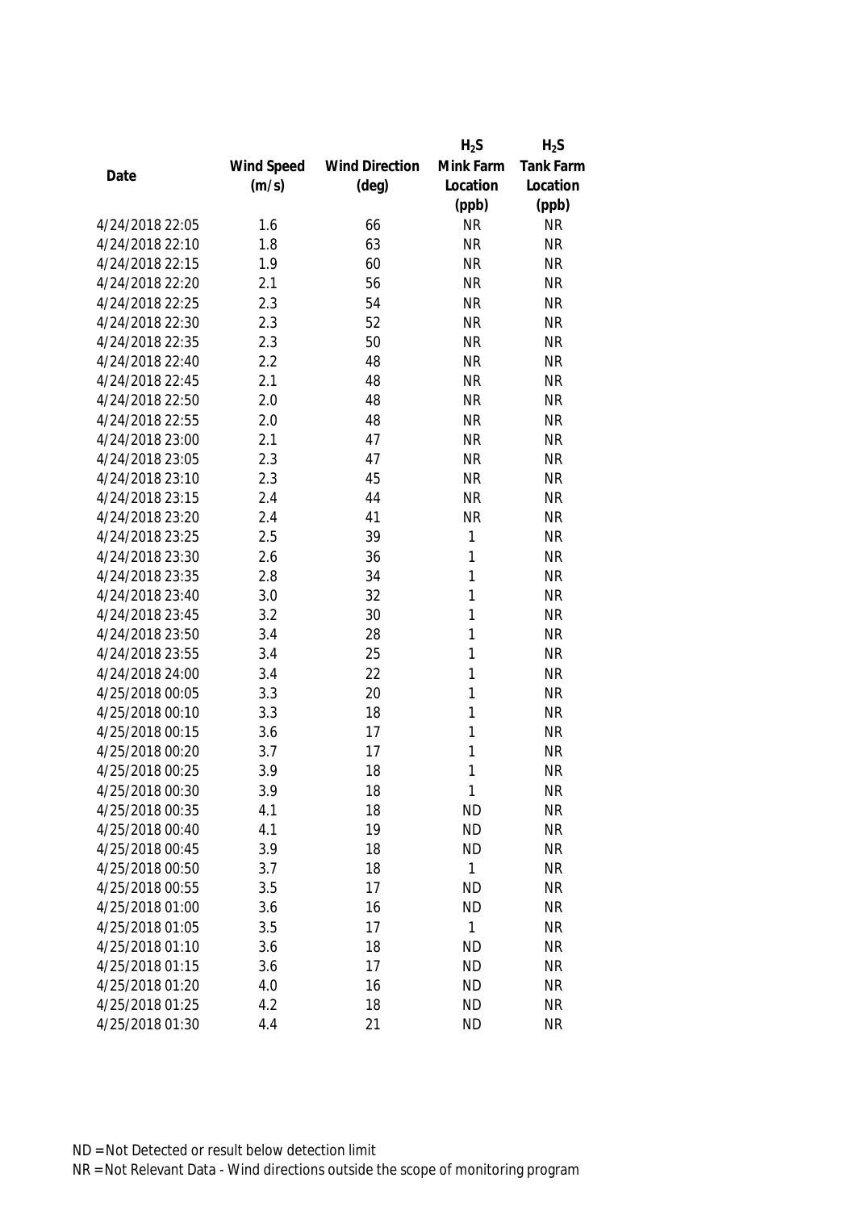| Date | Wind Speed (m/s) | Wind Direction (deg) | $H_2S$ Mink Farm Location (ppb) | $H_2S$ Tank Farm Location (ppb) |
|---|---|---|---|---|
| 4/24/2018 22:05 | 1.6 | 66 | NR | NR |
| 4/24/2018 22:10 | 1.8 | 63 | NR | NR |
| 4/24/2018 22:15 | 1.9 | 60 | NR | NR |
| 4/24/2018 22:20 | 2.1 | 56 | NR | NR |
| 4/24/2018 22:25 | 2.3 | 54 | NR | NR |
| 4/24/2018 22:30 | 2.3 | 52 | NR | NR |
| 4/24/2018 22:35 | 2.3 | 50 | NR | NR |
| 4/24/2018 22:40 | 2.2 | 48 | NR | NR |
| 4/24/2018 22:45 | 2.1 | 48 | NR | NR |
| 4/24/2018 22:50 | 2.0 | 48 | NR | NR |
| 4/24/2018 22:55 | 2.0 | 48 | NR | NR |
| 4/24/2018 23:00 | 2.1 | 47 | NR | NR |
| 4/24/2018 23:05 | 2.3 | 47 | NR | NR |
| 4/24/2018 23:10 | 2.3 | 45 | NR | NR |
| 4/24/2018 23:15 | 2.4 | 44 | NR | NR |
| 4/24/2018 23:20 | 2.4 | 41 | NR | NR |
| 4/24/2018 23:25 | 2.5 | 39 | 1 | NR |
| 4/24/2018 23:30 | 2.6 | 36 | 1 | NR |
| 4/24/2018 23:35 | 2.8 | 34 | 1 | NR |
| 4/24/2018 23:40 | 3.0 | 32 | 1 | NR |
| 4/24/2018 23:45 | 3.2 | 30 | 1 | NR |
| 4/24/2018 23:50 | 3.4 | 28 | 1 | NR |
| 4/24/2018 23:55 | 3.4 | 25 | 1 | NR |
| 4/24/2018 24:00 | 3.4 | 22 | 1 | NR |
| 4/25/2018 00:05 | 3.3 | 20 | 1 | NR |
| 4/25/2018 00:10 | 3.3 | 18 | 1 | NR |
| 4/25/2018 00:15 | 3.6 | 17 | 1 | NR |
| 4/25/2018 00:20 | 3.7 | 17 | 1 | NR |
| 4/25/2018 00:25 | 3.9 | 18 | 1 | NR |
| 4/25/2018 00:30 | 3.9 | 18 | 1 | NR |
| 4/25/2018 00:35 | 4.1 | 18 | ND | NR |
| 4/25/2018 00:40 | 4.1 | 19 | ND | NR |
| 4/25/2018 00:45 | 3.9 | 18 | ND | NR |
| 4/25/2018 00:50 | 3.7 | 18 | 1 | NR |
| 4/25/2018 00:55 | 3.5 | 17 | ND | NR |
| 4/25/2018 01:00 | 3.6 | 16 | ND | NR |
| 4/25/2018 01:05 | 3.5 | 17 | 1 | NR |
| 4/25/2018 01:10 | 3.6 | 18 | ND | NR |
| 4/25/2018 01:15 | 3.6 | 17 | ND | NR |
| 4/25/2018 01:20 | 4.0 | 16 | ND | NR |
| 4/25/2018 01:25 | 4.2 | 18 | ND | NR |
| 4/25/2018 01:30 | 4.4 | 21 | ND | NR |

ND = Not Detected or result below detection limit

NR = Not Relevant Data - Wind directions outside the scope of monitoring program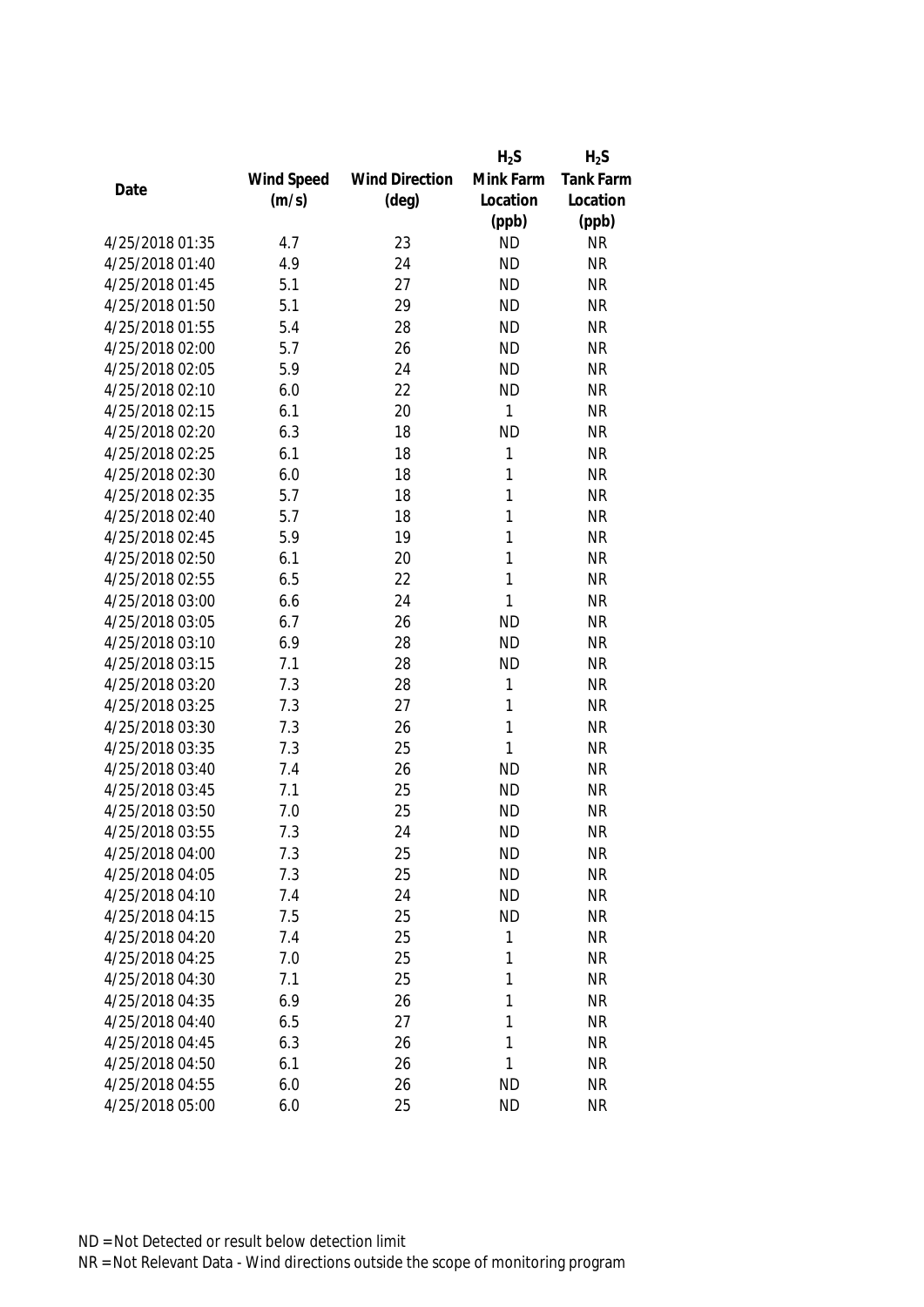| Date | Wind Speed (m/s) | Wind Direction (deg) | $H_2S$ Mink Farm Location (ppb) | $H_2S$ Tank Farm Location (ppb) |
|---|---|---|---|---|
| 4/25/2018 01:35 | 4.7 | 23 | ND | NR |
| 4/25/2018 01:40 | 4.9 | 24 | ND | NR |
| 4/25/2018 01:45 | 5.1 | 27 | ND | NR |
| 4/25/2018 01:50 | 5.1 | 29 | ND | NR |
| 4/25/2018 01:55 | 5.4 | 28 | ND | NR |
| 4/25/2018 02:00 | 5.7 | 26 | ND | NR |
| 4/25/2018 02:05 | 5.9 | 24 | ND | NR |
| 4/25/2018 02:10 | 6.0 | 22 | ND | NR |
| 4/25/2018 02:15 | 6.1 | 20 | 1 | NR |
| 4/25/2018 02:20 | 6.3 | 18 | ND | NR |
| 4/25/2018 02:25 | 6.1 | 18 | 1 | NR |
| 4/25/2018 02:30 | 6.0 | 18 | 1 | NR |
| 4/25/2018 02:35 | 5.7 | 18 | 1 | NR |
| 4/25/2018 02:40 | 5.7 | 18 | 1 | NR |
| 4/25/2018 02:45 | 5.9 | 19 | 1 | NR |
| 4/25/2018 02:50 | 6.1 | 20 | 1 | NR |
| 4/25/2018 02:55 | 6.5 | 22 | 1 | NR |
| 4/25/2018 03:00 | 6.6 | 24 | 1 | NR |
| 4/25/2018 03:05 | 6.7 | 26 | ND | NR |
| 4/25/2018 03:10 | 6.9 | 28 | ND | NR |
| 4/25/2018 03:15 | 7.1 | 28 | ND | NR |
| 4/25/2018 03:20 | 7.3 | 28 | 1 | NR |
| 4/25/2018 03:25 | 7.3 | 27 | 1 | NR |
| 4/25/2018 03:30 | 7.3 | 26 | 1 | NR |
| 4/25/2018 03:35 | 7.3 | 25 | 1 | NR |
| 4/25/2018 03:40 | 7.4 | 26 | ND | NR |
| 4/25/2018 03:45 | 7.1 | 25 | ND | NR |
| 4/25/2018 03:50 | 7.0 | 25 | ND | NR |
| 4/25/2018 03:55 | 7.3 | 24 | ND | NR |
| 4/25/2018 04:00 | 7.3 | 25 | ND | NR |
| 4/25/2018 04:05 | 7.3 | 25 | ND | NR |
| 4/25/2018 04:10 | 7.4 | 24 | ND | NR |
| 4/25/2018 04:15 | 7.5 | 25 | ND | NR |
| 4/25/2018 04:20 | 7.4 | 25 | 1 | NR |
| 4/25/2018 04:25 | 7.0 | 25 | 1 | NR |
| 4/25/2018 04:30 | 7.1 | 25 | 1 | NR |
| 4/25/2018 04:35 | 6.9 | 26 | 1 | NR |
| 4/25/2018 04:40 | 6.5 | 27 | 1 | NR |
| 4/25/2018 04:45 | 6.3 | 26 | 1 | NR |
| 4/25/2018 04:50 | 6.1 | 26 | 1 | NR |
| 4/25/2018 04:55 | 6.0 | 26 | ND | NR |
| 4/25/2018 05:00 | 6.0 | 25 | ND | NR |

ND = Not Detected or result below detection limit

NR = Not Relevant Data - Wind directions outside the scope of monitoring program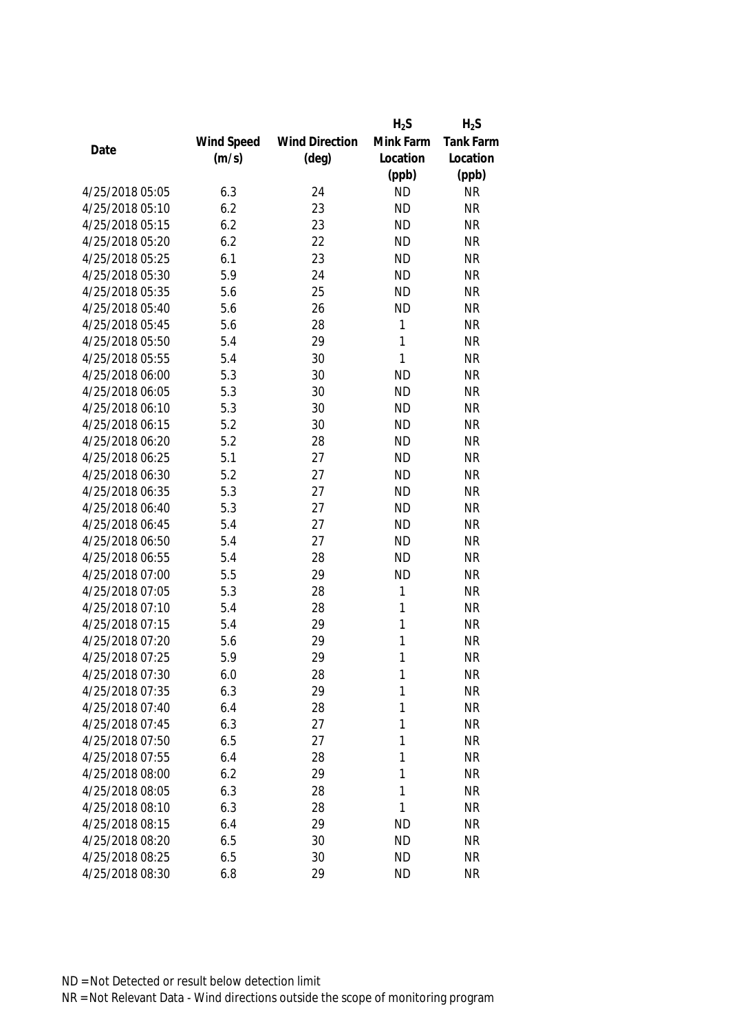| Date | Wind Speed (m/s) | Wind Direction (deg) | $H_2S$ Mink Farm Location (ppb) | $H_2S$ Tank Farm Location (ppb) |
|---|---|---|---|---|
| 4/25/2018 05:05 | 6.3 | 24 | ND | NR |
| 4/25/2018 05:10 | 6.2 | 23 | ND | NR |
| 4/25/2018 05:15 | 6.2 | 23 | ND | NR |
| 4/25/2018 05:20 | 6.2 | 22 | ND | NR |
| 4/25/2018 05:25 | 6.1 | 23 | ND | NR |
| 4/25/2018 05:30 | 5.9 | 24 | ND | NR |
| 4/25/2018 05:35 | 5.6 | 25 | ND | NR |
| 4/25/2018 05:40 | 5.6 | 26 | ND | NR |
| 4/25/2018 05:45 | 5.6 | 28 | 1 | NR |
| 4/25/2018 05:50 | 5.4 | 29 | 1 | NR |
| 4/25/2018 05:55 | 5.4 | 30 | 1 | NR |
| 4/25/2018 06:00 | 5.3 | 30 | ND | NR |
| 4/25/2018 06:05 | 5.3 | 30 | ND | NR |
| 4/25/2018 06:10 | 5.3 | 30 | ND | NR |
| 4/25/2018 06:15 | 5.2 | 30 | ND | NR |
| 4/25/2018 06:20 | 5.2 | 28 | ND | NR |
| 4/25/2018 06:25 | 5.1 | 27 | ND | NR |
| 4/25/2018 06:30 | 5.2 | 27 | ND | NR |
| 4/25/2018 06:35 | 5.3 | 27 | ND | NR |
| 4/25/2018 06:40 | 5.3 | 27 | ND | NR |
| 4/25/2018 06:45 | 5.4 | 27 | ND | NR |
| 4/25/2018 06:50 | 5.4 | 27 | ND | NR |
| 4/25/2018 06:55 | 5.4 | 28 | ND | NR |
| 4/25/2018 07:00 | 5.5 | 29 | ND | NR |
| 4/25/2018 07:05 | 5.3 | 28 | 1 | NR |
| 4/25/2018 07:10 | 5.4 | 28 | 1 | NR |
| 4/25/2018 07:15 | 5.4 | 29 | 1 | NR |
| 4/25/2018 07:20 | 5.6 | 29 | 1 | NR |
| 4/25/2018 07:25 | 5.9 | 29 | 1 | NR |
| 4/25/2018 07:30 | 6.0 | 28 | 1 | NR |
| 4/25/2018 07:35 | 6.3 | 29 | 1 | NR |
| 4/25/2018 07:40 | 6.4 | 28 | 1 | NR |
| 4/25/2018 07:45 | 6.3 | 27 | 1 | NR |
| 4/25/2018 07:50 | 6.5 | 27 | 1 | NR |
| 4/25/2018 07:55 | 6.4 | 28 | 1 | NR |
| 4/25/2018 08:00 | 6.2 | 29 | 1 | NR |
| 4/25/2018 08:05 | 6.3 | 28 | 1 | NR |
| 4/25/2018 08:10 | 6.3 | 28 | 1 | NR |
| 4/25/2018 08:15 | 6.4 | 29 | ND | NR |
| 4/25/2018 08:20 | 6.5 | 30 | ND | NR |
| 4/25/2018 08:25 | 6.5 | 30 | ND | NR |
| 4/25/2018 08:30 | 6.8 | 29 | ND | NR |

ND = Not Detected or result below detection limit

NR = Not Relevant Data - Wind directions outside the scope of monitoring program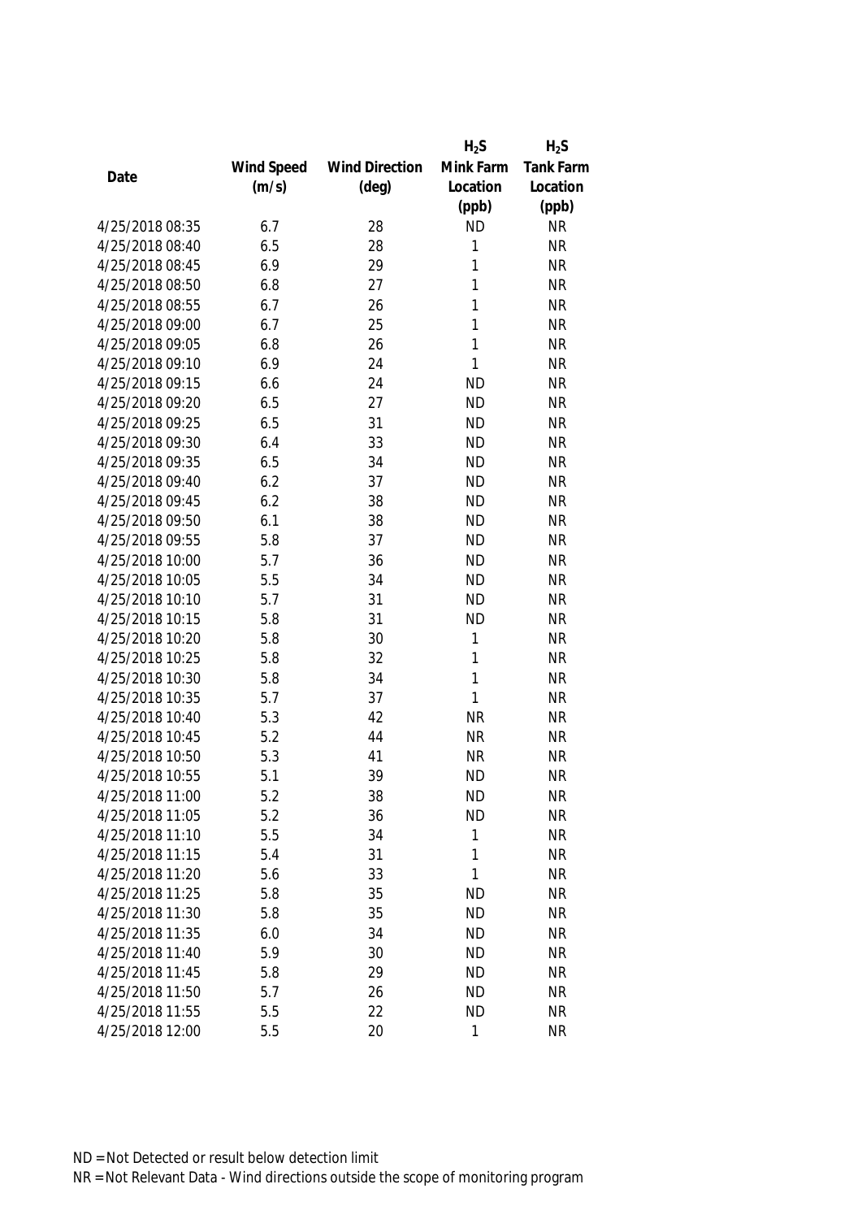| Date | Wind Speed (m/s) | Wind Direction (deg) | $H_2S$ Mink Farm Location (ppb) | $H_2S$ Tank Farm Location (ppb) |
|---|---|---|---|---|
| 4/25/2018 08:35 | 6.7 | 28 | ND | NR |
| 4/25/2018 08:40 | 6.5 | 28 | 1 | NR |
| 4/25/2018 08:45 | 6.9 | 29 | 1 | NR |
| 4/25/2018 08:50 | 6.8 | 27 | 1 | NR |
| 4/25/2018 08:55 | 6.7 | 26 | 1 | NR |
| 4/25/2018 09:00 | 6.7 | 25 | 1 | NR |
| 4/25/2018 09:05 | 6.8 | 26 | 1 | NR |
| 4/25/2018 09:10 | 6.9 | 24 | 1 | NR |
| 4/25/2018 09:15 | 6.6 | 24 | ND | NR |
| 4/25/2018 09:20 | 6.5 | 27 | ND | NR |
| 4/25/2018 09:25 | 6.5 | 31 | ND | NR |
| 4/25/2018 09:30 | 6.4 | 33 | ND | NR |
| 4/25/2018 09:35 | 6.5 | 34 | ND | NR |
| 4/25/2018 09:40 | 6.2 | 37 | ND | NR |
| 4/25/2018 09:45 | 6.2 | 38 | ND | NR |
| 4/25/2018 09:50 | 6.1 | 38 | ND | NR |
| 4/25/2018 09:55 | 5.8 | 37 | ND | NR |
| 4/25/2018 10:00 | 5.7 | 36 | ND | NR |
| 4/25/2018 10:05 | 5.5 | 34 | ND | NR |
| 4/25/2018 10:10 | 5.7 | 31 | ND | NR |
| 4/25/2018 10:15 | 5.8 | 31 | ND | NR |
| 4/25/2018 10:20 | 5.8 | 30 | 1 | NR |
| 4/25/2018 10:25 | 5.8 | 32 | 1 | NR |
| 4/25/2018 10:30 | 5.8 | 34 | 1 | NR |
| 4/25/2018 10:35 | 5.7 | 37 | 1 | NR |
| 4/25/2018 10:40 | 5.3 | 42 | NR | NR |
| 4/25/2018 10:45 | 5.2 | 44 | NR | NR |
| 4/25/2018 10:50 | 5.3 | 41 | NR | NR |
| 4/25/2018 10:55 | 5.1 | 39 | ND | NR |
| 4/25/2018 11:00 | 5.2 | 38 | ND | NR |
| 4/25/2018 11:05 | 5.2 | 36 | ND | NR |
| 4/25/2018 11:10 | 5.5 | 34 | 1 | NR |
| 4/25/2018 11:15 | 5.4 | 31 | 1 | NR |
| 4/25/2018 11:20 | 5.6 | 33 | 1 | NR |
| 4/25/2018 11:25 | 5.8 | 35 | ND | NR |
| 4/25/2018 11:30 | 5.8 | 35 | ND | NR |
| 4/25/2018 11:35 | 6.0 | 34 | ND | NR |
| 4/25/2018 11:40 | 5.9 | 30 | ND | NR |
| 4/25/2018 11:45 | 5.8 | 29 | ND | NR |
| 4/25/2018 11:50 | 5.7 | 26 | ND | NR |
| 4/25/2018 11:55 | 5.5 | 22 | ND | NR |
| 4/25/2018 12:00 | 5.5 | 20 | 1 | NR |

ND = Not Detected or result below detection limit

NR = Not Relevant Data - Wind directions outside the scope of monitoring program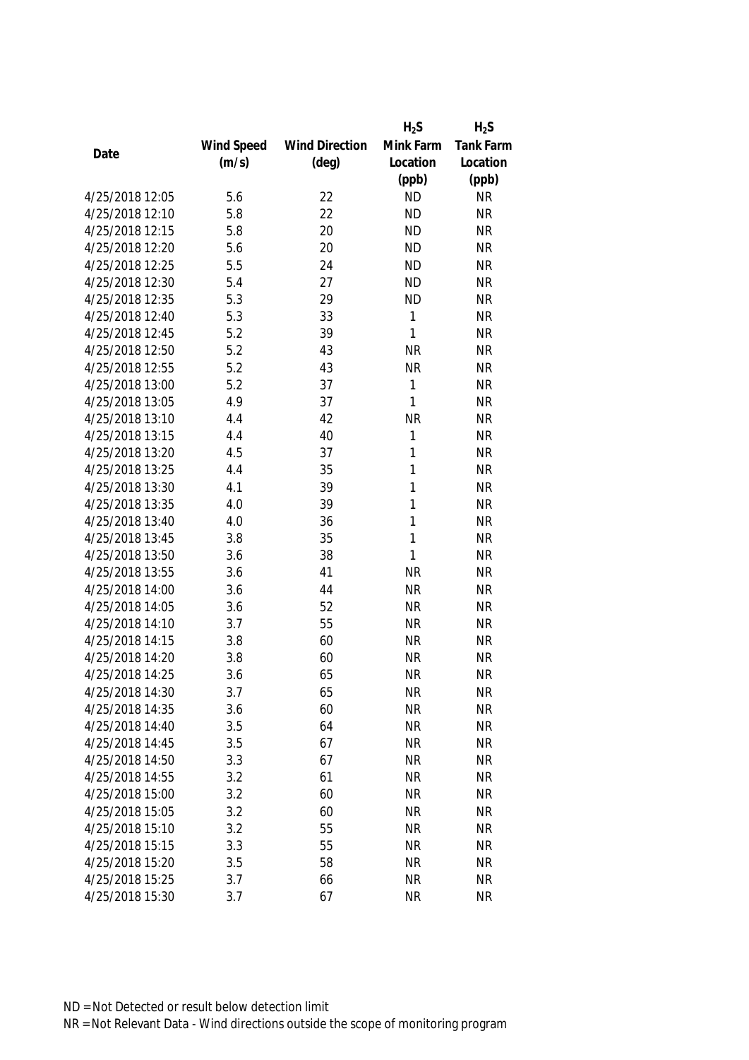| Date | Wind Speed (m/s) | Wind Direction (deg) | $H_2S$ Mink Farm Location (ppb) | $H_2S$ Tank Farm Location (ppb) |
|---|---|---|---|---|
| 4/25/2018 12:05 | 5.6 | 22 | ND | NR |
| 4/25/2018 12:10 | 5.8 | 22 | ND | NR |
| 4/25/2018 12:15 | 5.8 | 20 | ND | NR |
| 4/25/2018 12:20 | 5.6 | 20 | ND | NR |
| 4/25/2018 12:25 | 5.5 | 24 | ND | NR |
| 4/25/2018 12:30 | 5.4 | 27 | ND | NR |
| 4/25/2018 12:35 | 5.3 | 29 | ND | NR |
| 4/25/2018 12:40 | 5.3 | 33 | 1 | NR |
| 4/25/2018 12:45 | 5.2 | 39 | 1 | NR |
| 4/25/2018 12:50 | 5.2 | 43 | NR | NR |
| 4/25/2018 12:55 | 5.2 | 43 | NR | NR |
| 4/25/2018 13:00 | 5.2 | 37 | 1 | NR |
| 4/25/2018 13:05 | 4.9 | 37 | 1 | NR |
| 4/25/2018 13:10 | 4.4 | 42 | NR | NR |
| 4/25/2018 13:15 | 4.4 | 40 | 1 | NR |
| 4/25/2018 13:20 | 4.5 | 37 | 1 | NR |
| 4/25/2018 13:25 | 4.4 | 35 | 1 | NR |
| 4/25/2018 13:30 | 4.1 | 39 | 1 | NR |
| 4/25/2018 13:35 | 4.0 | 39 | 1 | NR |
| 4/25/2018 13:40 | 4.0 | 36 | 1 | NR |
| 4/25/2018 13:45 | 3.8 | 35 | 1 | NR |
| 4/25/2018 13:50 | 3.6 | 38 | 1 | NR |
| 4/25/2018 13:55 | 3.6 | 41 | NR | NR |
| 4/25/2018 14:00 | 3.6 | 44 | NR | NR |
| 4/25/2018 14:05 | 3.6 | 52 | NR | NR |
| 4/25/2018 14:10 | 3.7 | 55 | NR | NR |
| 4/25/2018 14:15 | 3.8 | 60 | NR | NR |
| 4/25/2018 14:20 | 3.8 | 60 | NR | NR |
| 4/25/2018 14:25 | 3.6 | 65 | NR | NR |
| 4/25/2018 14:30 | 3.7 | 65 | NR | NR |
| 4/25/2018 14:35 | 3.6 | 60 | NR | NR |
| 4/25/2018 14:40 | 3.5 | 64 | NR | NR |
| 4/25/2018 14:45 | 3.5 | 67 | NR | NR |
| 4/25/2018 14:50 | 3.3 | 67 | NR | NR |
| 4/25/2018 14:55 | 3.2 | 61 | NR | NR |
| 4/25/2018 15:00 | 3.2 | 60 | NR | NR |
| 4/25/2018 15:05 | 3.2 | 60 | NR | NR |
| 4/25/2018 15:10 | 3.2 | 55 | NR | NR |
| 4/25/2018 15:15 | 3.3 | 55 | NR | NR |
| 4/25/2018 15:20 | 3.5 | 58 | NR | NR |
| 4/25/2018 15:25 | 3.7 | 66 | NR | NR |
| 4/25/2018 15:30 | 3.7 | 67 | NR | NR |

ND = Not Detected or result below detection limit

NR = Not Relevant Data - Wind directions outside the scope of monitoring program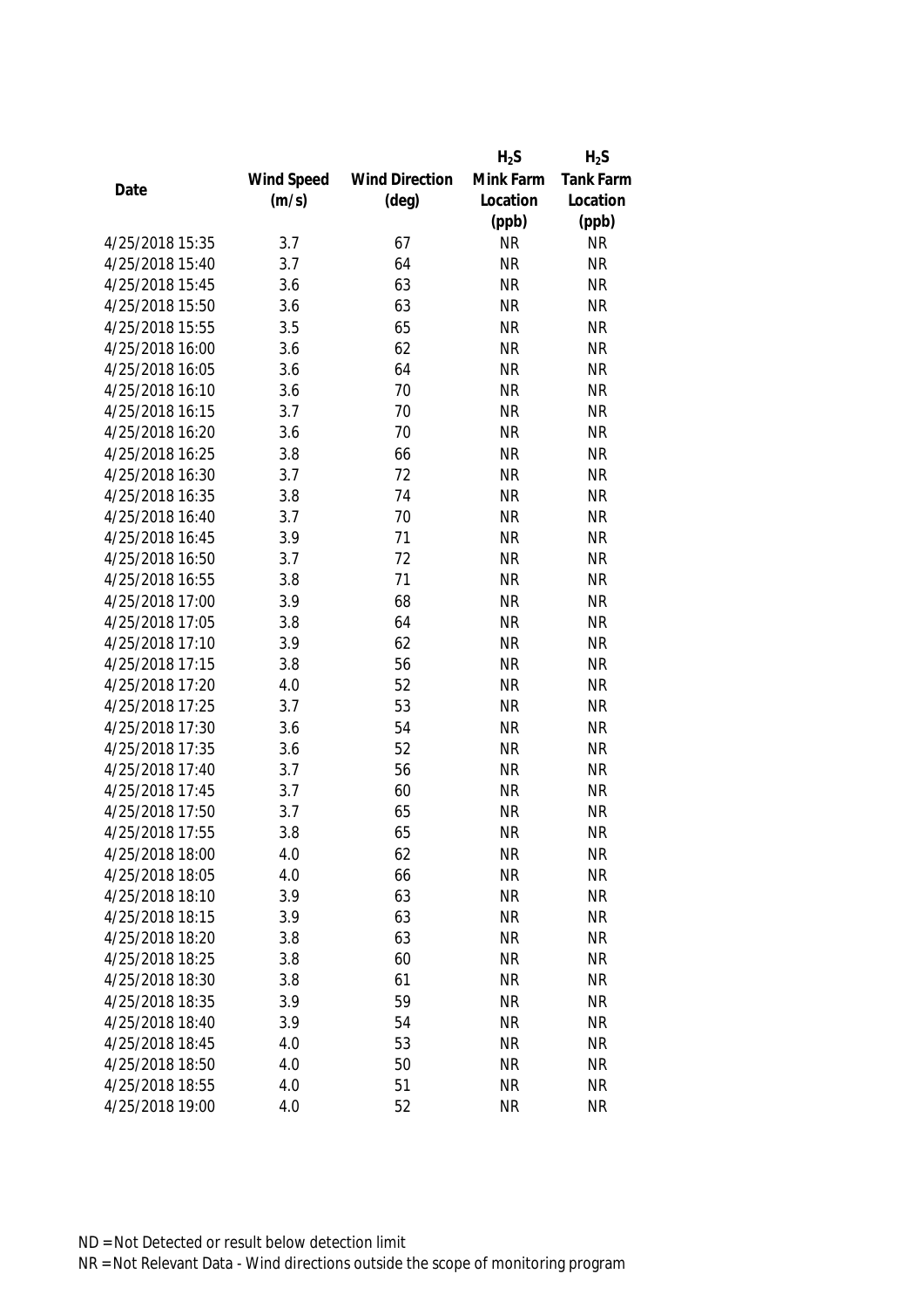| Date | Wind Speed (m/s) | Wind Direction (deg) | $H_2S$ Mink Farm Location (ppb) | $H_2S$ Tank Farm Location (ppb) |
|---|---|---|---|---|
| 4/25/2018 15:35 | 3.7 | 67 | NR | NR |
| 4/25/2018 15:40 | 3.7 | 64 | NR | NR |
| 4/25/2018 15:45 | 3.6 | 63 | NR | NR |
| 4/25/2018 15:50 | 3.6 | 63 | NR | NR |
| 4/25/2018 15:55 | 3.5 | 65 | NR | NR |
| 4/25/2018 16:00 | 3.6 | 62 | NR | NR |
| 4/25/2018 16:05 | 3.6 | 64 | NR | NR |
| 4/25/2018 16:10 | 3.6 | 70 | NR | NR |
| 4/25/2018 16:15 | 3.7 | 70 | NR | NR |
| 4/25/2018 16:20 | 3.6 | 70 | NR | NR |
| 4/25/2018 16:25 | 3.8 | 66 | NR | NR |
| 4/25/2018 16:30 | 3.7 | 72 | NR | NR |
| 4/25/2018 16:35 | 3.8 | 74 | NR | NR |
| 4/25/2018 16:40 | 3.7 | 70 | NR | NR |
| 4/25/2018 16:45 | 3.9 | 71 | NR | NR |
| 4/25/2018 16:50 | 3.7 | 72 | NR | NR |
| 4/25/2018 16:55 | 3.8 | 71 | NR | NR |
| 4/25/2018 17:00 | 3.9 | 68 | NR | NR |
| 4/25/2018 17:05 | 3.8 | 64 | NR | NR |
| 4/25/2018 17:10 | 3.9 | 62 | NR | NR |
| 4/25/2018 17:15 | 3.8 | 56 | NR | NR |
| 4/25/2018 17:20 | 4.0 | 52 | NR | NR |
| 4/25/2018 17:25 | 3.7 | 53 | NR | NR |
| 4/25/2018 17:30 | 3.6 | 54 | NR | NR |
| 4/25/2018 17:35 | 3.6 | 52 | NR | NR |
| 4/25/2018 17:40 | 3.7 | 56 | NR | NR |
| 4/25/2018 17:45 | 3.7 | 60 | NR | NR |
| 4/25/2018 17:50 | 3.7 | 65 | NR | NR |
| 4/25/2018 17:55 | 3.8 | 65 | NR | NR |
| 4/25/2018 18:00 | 4.0 | 62 | NR | NR |
| 4/25/2018 18:05 | 4.0 | 66 | NR | NR |
| 4/25/2018 18:10 | 3.9 | 63 | NR | NR |
| 4/25/2018 18:15 | 3.9 | 63 | NR | NR |
| 4/25/2018 18:20 | 3.8 | 63 | NR | NR |
| 4/25/2018 18:25 | 3.8 | 60 | NR | NR |
| 4/25/2018 18:30 | 3.8 | 61 | NR | NR |
| 4/25/2018 18:35 | 3.9 | 59 | NR | NR |
| 4/25/2018 18:40 | 3.9 | 54 | NR | NR |
| 4/25/2018 18:45 | 4.0 | 53 | NR | NR |
| 4/25/2018 18:50 | 4.0 | 50 | NR | NR |
| 4/25/2018 18:55 | 4.0 | 51 | NR | NR |
| 4/25/2018 19:00 | 4.0 | 52 | NR | NR |

ND = Not Detected or result below detection limit

NR = Not Relevant Data - Wind directions outside the scope of monitoring program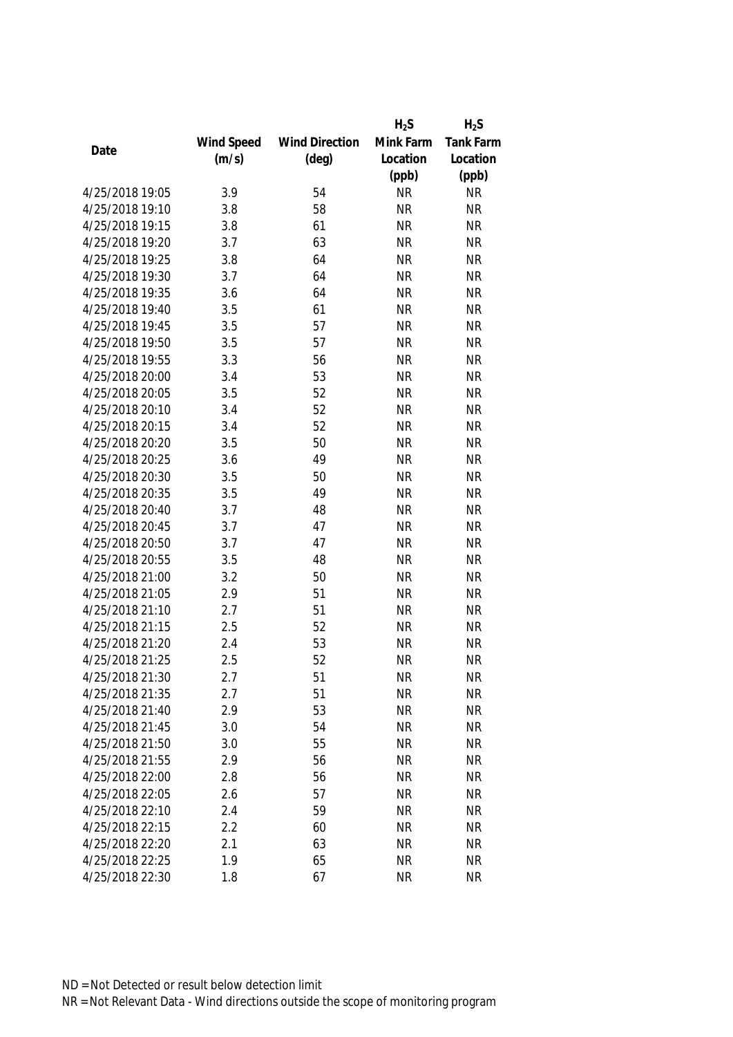| Date | Wind Speed (m/s) | Wind Direction (deg) | $H_2S$ Mink Farm Location (ppb) | $H_2S$ Tank Farm Location (ppb) |
|---|---|---|---|---|
| 4/25/2018 19:05 | 3.9 | 54 | NR | NR |
| 4/25/2018 19:10 | 3.8 | 58 | NR | NR |
| 4/25/2018 19:15 | 3.8 | 61 | NR | NR |
| 4/25/2018 19:20 | 3.7 | 63 | NR | NR |
| 4/25/2018 19:25 | 3.8 | 64 | NR | NR |
| 4/25/2018 19:30 | 3.7 | 64 | NR | NR |
| 4/25/2018 19:35 | 3.6 | 64 | NR | NR |
| 4/25/2018 19:40 | 3.5 | 61 | NR | NR |
| 4/25/2018 19:45 | 3.5 | 57 | NR | NR |
| 4/25/2018 19:50 | 3.5 | 57 | NR | NR |
| 4/25/2018 19:55 | 3.3 | 56 | NR | NR |
| 4/25/2018 20:00 | 3.4 | 53 | NR | NR |
| 4/25/2018 20:05 | 3.5 | 52 | NR | NR |
| 4/25/2018 20:10 | 3.4 | 52 | NR | NR |
| 4/25/2018 20:15 | 3.4 | 52 | NR | NR |
| 4/25/2018 20:20 | 3.5 | 50 | NR | NR |
| 4/25/2018 20:25 | 3.6 | 49 | NR | NR |
| 4/25/2018 20:30 | 3.5 | 50 | NR | NR |
| 4/25/2018 20:35 | 3.5 | 49 | NR | NR |
| 4/25/2018 20:40 | 3.7 | 48 | NR | NR |
| 4/25/2018 20:45 | 3.7 | 47 | NR | NR |
| 4/25/2018 20:50 | 3.7 | 47 | NR | NR |
| 4/25/2018 20:55 | 3.5 | 48 | NR | NR |
| 4/25/2018 21:00 | 3.2 | 50 | NR | NR |
| 4/25/2018 21:05 | 2.9 | 51 | NR | NR |
| 4/25/2018 21:10 | 2.7 | 51 | NR | NR |
| 4/25/2018 21:15 | 2.5 | 52 | NR | NR |
| 4/25/2018 21:20 | 2.4 | 53 | NR | NR |
| 4/25/2018 21:25 | 2.5 | 52 | NR | NR |
| 4/25/2018 21:30 | 2.7 | 51 | NR | NR |
| 4/25/2018 21:35 | 2.7 | 51 | NR | NR |
| 4/25/2018 21:40 | 2.9 | 53 | NR | NR |
| 4/25/2018 21:45 | 3.0 | 54 | NR | NR |
| 4/25/2018 21:50 | 3.0 | 55 | NR | NR |
| 4/25/2018 21:55 | 2.9 | 56 | NR | NR |
| 4/25/2018 22:00 | 2.8 | 56 | NR | NR |
| 4/25/2018 22:05 | 2.6 | 57 | NR | NR |
| 4/25/2018 22:10 | 2.4 | 59 | NR | NR |
| 4/25/2018 22:15 | 2.2 | 60 | NR | NR |
| 4/25/2018 22:20 | 2.1 | 63 | NR | NR |
| 4/25/2018 22:25 | 1.9 | 65 | NR | NR |
| 4/25/2018 22:30 | 1.8 | 67 | NR | NR |

ND = Not Detected or result below detection limit

NR = Not Relevant Data - Wind directions outside the scope of monitoring program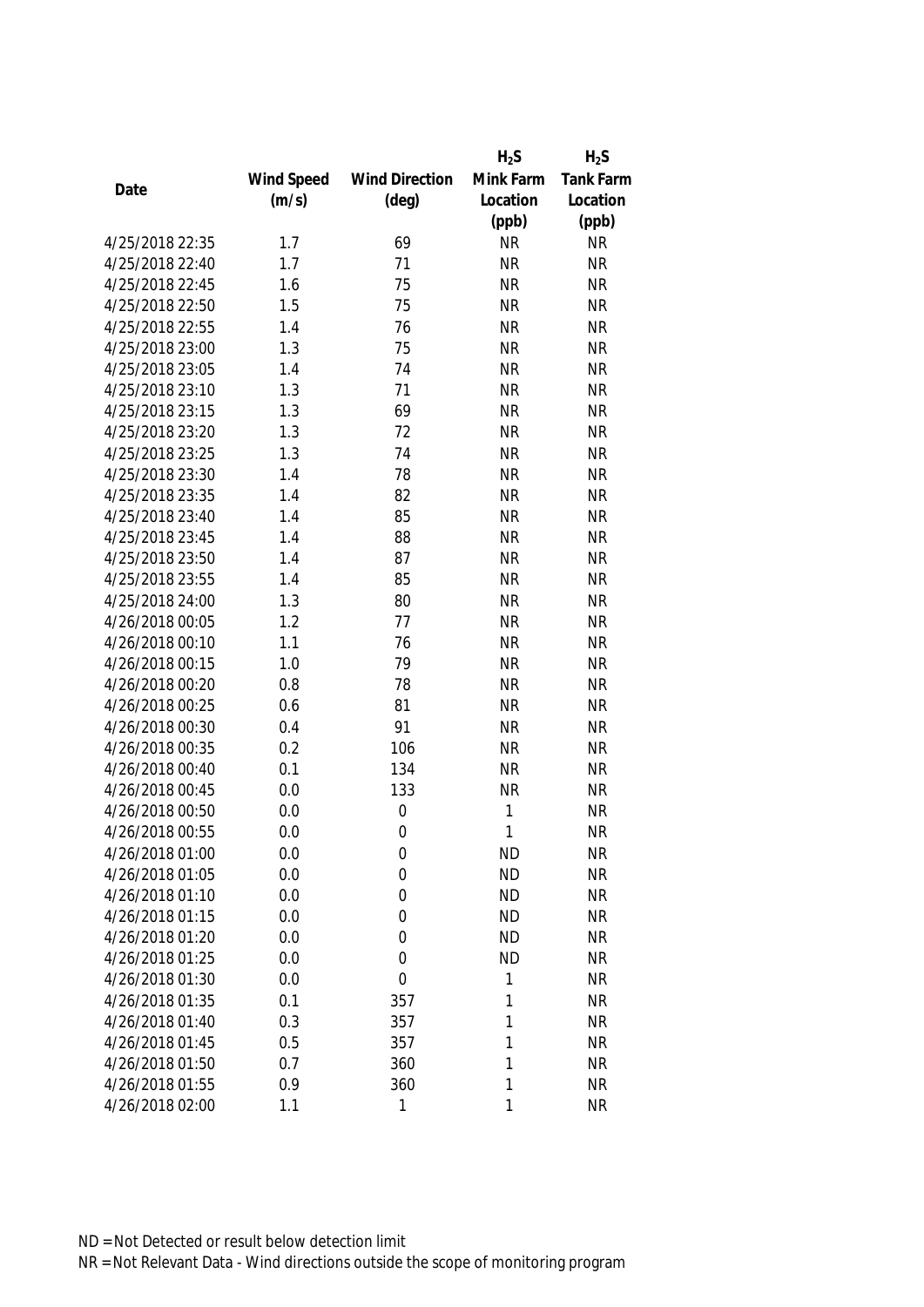| Date | Wind Speed (m/s) | Wind Direction (deg) | $H_2S$ Mink Farm Location (ppb) | $H_2S$ Tank Farm Location (ppb) |
|---|---|---|---|---|
| 4/25/2018 22:35 | 1.7 | 69 | NR | NR |
| 4/25/2018 22:40 | 1.7 | 71 | NR | NR |
| 4/25/2018 22:45 | 1.6 | 75 | NR | NR |
| 4/25/2018 22:50 | 1.5 | 75 | NR | NR |
| 4/25/2018 22:55 | 1.4 | 76 | NR | NR |
| 4/25/2018 23:00 | 1.3 | 75 | NR | NR |
| 4/25/2018 23:05 | 1.4 | 74 | NR | NR |
| 4/25/2018 23:10 | 1.3 | 71 | NR | NR |
| 4/25/2018 23:15 | 1.3 | 69 | NR | NR |
| 4/25/2018 23:20 | 1.3 | 72 | NR | NR |
| 4/25/2018 23:25 | 1.3 | 74 | NR | NR |
| 4/25/2018 23:30 | 1.4 | 78 | NR | NR |
| 4/25/2018 23:35 | 1.4 | 82 | NR | NR |
| 4/25/2018 23:40 | 1.4 | 85 | NR | NR |
| 4/25/2018 23:45 | 1.4 | 88 | NR | NR |
| 4/25/2018 23:50 | 1.4 | 87 | NR | NR |
| 4/25/2018 23:55 | 1.4 | 85 | NR | NR |
| 4/25/2018 24:00 | 1.3 | 80 | NR | NR |
| 4/26/2018 00:05 | 1.2 | 77 | NR | NR |
| 4/26/2018 00:10 | 1.1 | 76 | NR | NR |
| 4/26/2018 00:15 | 1.0 | 79 | NR | NR |
| 4/26/2018 00:20 | 0.8 | 78 | NR | NR |
| 4/26/2018 00:25 | 0.6 | 81 | NR | NR |
| 4/26/2018 00:30 | 0.4 | 91 | NR | NR |
| 4/26/2018 00:35 | 0.2 | 106 | NR | NR |
| 4/26/2018 00:40 | 0.1 | 134 | NR | NR |
| 4/26/2018 00:45 | 0.0 | 133 | NR | NR |
| 4/26/2018 00:50 | 0.0 | 0 | 1 | NR |
| 4/26/2018 00:55 | 0.0 | 0 | 1 | NR |
| 4/26/2018 01:00 | 0.0 | 0 | ND | NR |
| 4/26/2018 01:05 | 0.0 | 0 | ND | NR |
| 4/26/2018 01:10 | 0.0 | 0 | ND | NR |
| 4/26/2018 01:15 | 0.0 | 0 | ND | NR |
| 4/26/2018 01:20 | 0.0 | 0 | ND | NR |
| 4/26/2018 01:25 | 0.0 | 0 | ND | NR |
| 4/26/2018 01:30 | 0.0 | 0 | 1 | NR |
| 4/26/2018 01:35 | 0.1 | 357 | 1 | NR |
| 4/26/2018 01:40 | 0.3 | 357 | 1 | NR |
| 4/26/2018 01:45 | 0.5 | 357 | 1 | NR |
| 4/26/2018 01:50 | 0.7 | 360 | 1 | NR |
| 4/26/2018 01:55 | 0.9 | 360 | 1 | NR |
| 4/26/2018 02:00 | 1.1 | 1 | 1 | NR |

ND = Not Detected or result below detection limit

NR = Not Relevant Data - Wind directions outside the scope of monitoring program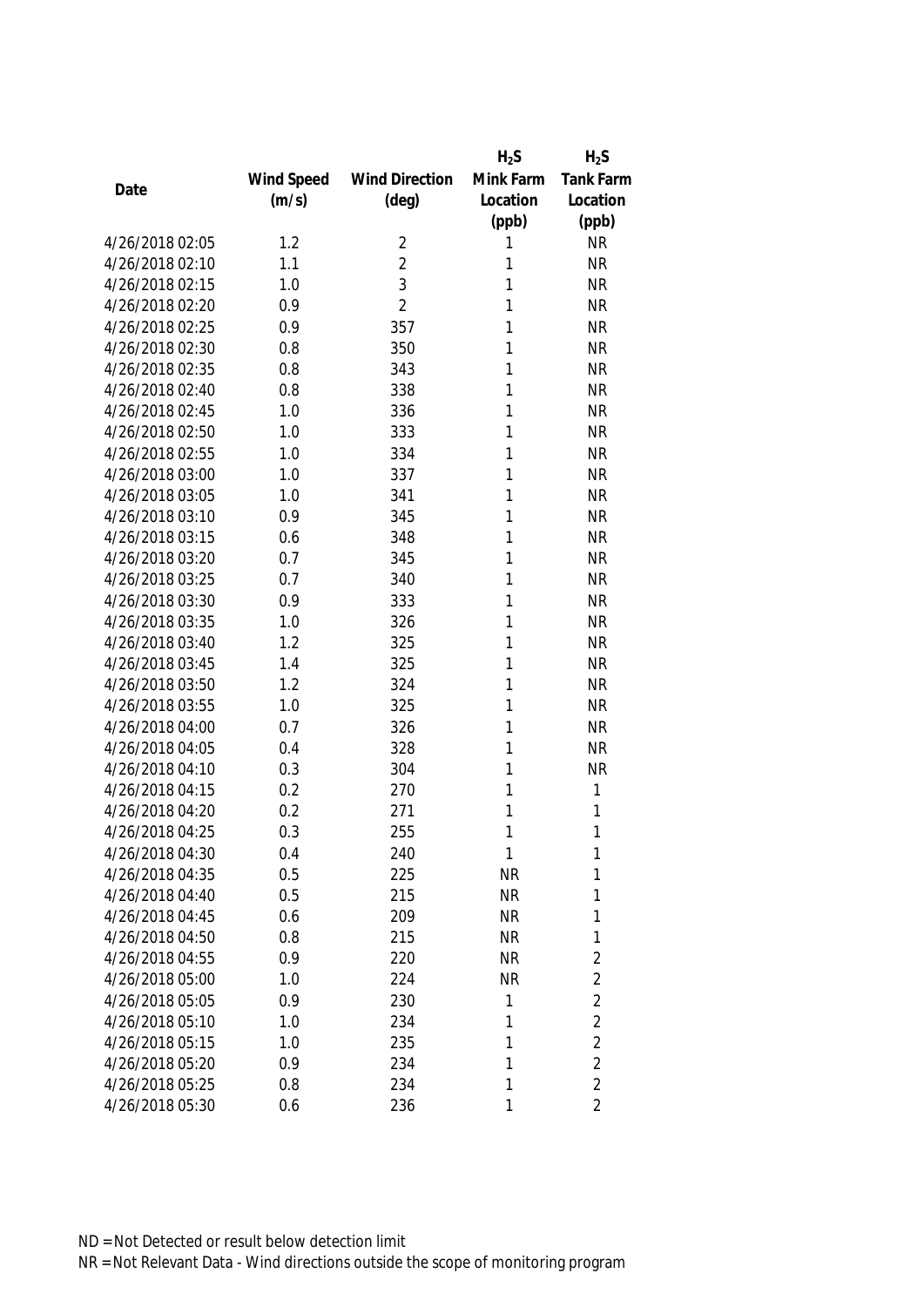| Date | Wind Speed (m/s) | Wind Direction (deg) | $H_2S$ Mink Farm Location (ppb) | $H_2S$ Tank Farm Location (ppb) |
|---|---|---|---|---|
| 4/26/2018 02:05 | 1.2 | 2 | 1 | NR |
| 4/26/2018 02:10 | 1.1 | 2 | 1 | NR |
| 4/26/2018 02:15 | 1.0 | 3 | 1 | NR |
| 4/26/2018 02:20 | 0.9 | 2 | 1 | NR |
| 4/26/2018 02:25 | 0.9 | 357 | 1 | NR |
| 4/26/2018 02:30 | 0.8 | 350 | 1 | NR |
| 4/26/2018 02:35 | 0.8 | 343 | 1 | NR |
| 4/26/2018 02:40 | 0.8 | 338 | 1 | NR |
| 4/26/2018 02:45 | 1.0 | 336 | 1 | NR |
| 4/26/2018 02:50 | 1.0 | 333 | 1 | NR |
| 4/26/2018 02:55 | 1.0 | 334 | 1 | NR |
| 4/26/2018 03:00 | 1.0 | 337 | 1 | NR |
| 4/26/2018 03:05 | 1.0 | 341 | 1 | NR |
| 4/26/2018 03:10 | 0.9 | 345 | 1 | NR |
| 4/26/2018 03:15 | 0.6 | 348 | 1 | NR |
| 4/26/2018 03:20 | 0.7 | 345 | 1 | NR |
| 4/26/2018 03:25 | 0.7 | 340 | 1 | NR |
| 4/26/2018 03:30 | 0.9 | 333 | 1 | NR |
| 4/26/2018 03:35 | 1.0 | 326 | 1 | NR |
| 4/26/2018 03:40 | 1.2 | 325 | 1 | NR |
| 4/26/2018 03:45 | 1.4 | 325 | 1 | NR |
| 4/26/2018 03:50 | 1.2 | 324 | 1 | NR |
| 4/26/2018 03:55 | 1.0 | 325 | 1 | NR |
| 4/26/2018 04:00 | 0.7 | 326 | 1 | NR |
| 4/26/2018 04:05 | 0.4 | 328 | 1 | NR |
| 4/26/2018 04:10 | 0.3 | 304 | 1 | NR |
| 4/26/2018 04:15 | 0.2 | 270 | 1 | 1 |
| 4/26/2018 04:20 | 0.2 | 271 | 1 | 1 |
| 4/26/2018 04:25 | 0.3 | 255 | 1 | 1 |
| 4/26/2018 04:30 | 0.4 | 240 | 1 | 1 |
| 4/26/2018 04:35 | 0.5 | 225 | NR | 1 |
| 4/26/2018 04:40 | 0.5 | 215 | NR | 1 |
| 4/26/2018 04:45 | 0.6 | 209 | NR | 1 |
| 4/26/2018 04:50 | 0.8 | 215 | NR | 1 |
| 4/26/2018 04:55 | 0.9 | 220 | NR | 2 |
| 4/26/2018 05:00 | 1.0 | 224 | NR | 2 |
| 4/26/2018 05:05 | 0.9 | 230 | 1 | 2 |
| 4/26/2018 05:10 | 1.0 | 234 | 1 | 2 |
| 4/26/2018 05:15 | 1.0 | 235 | 1 | 2 |
| 4/26/2018 05:20 | 0.9 | 234 | 1 | 2 |
| 4/26/2018 05:25 | 0.8 | 234 | 1 | 2 |
| 4/26/2018 05:30 | 0.6 | 236 | 1 | 2 |

ND = Not Detected or result below detection limit
NR = Not Relevant Data - Wind directions outside the scope of monitoring program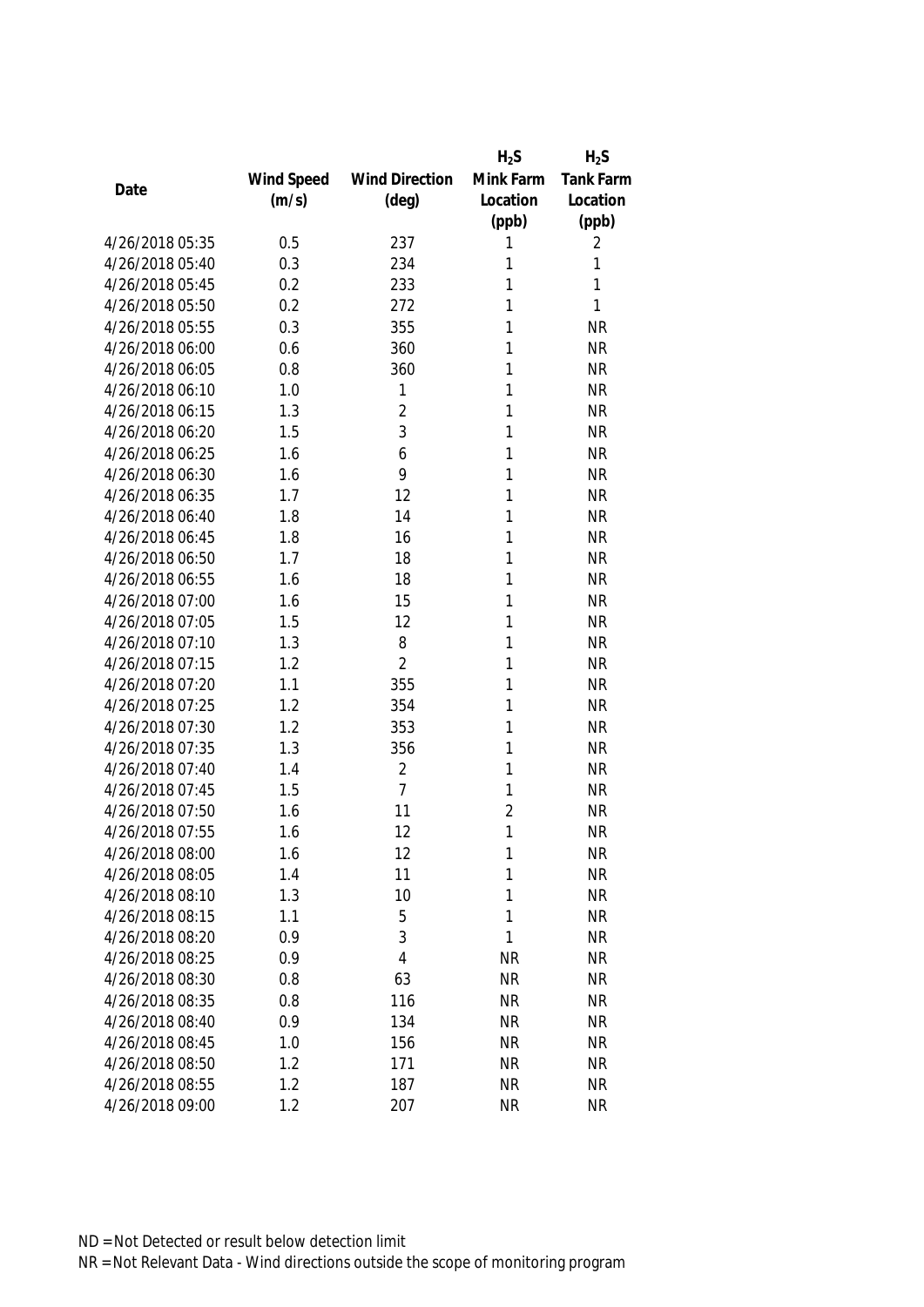| Date | Wind Speed (m/s) | Wind Direction (deg) | $H_2S$ Mink Farm Location (ppb) | $H_2S$ Tank Farm Location (ppb) |
|---|---|---|---|---|
| 4/26/2018 05:35 | 0.5 | 237 | 1 | 2 |
| 4/26/2018 05:40 | 0.3 | 234 | 1 | 1 |
| 4/26/2018 05:45 | 0.2 | 233 | 1 | 1 |
| 4/26/2018 05:50 | 0.2 | 272 | 1 | 1 |
| 4/26/2018 05:55 | 0.3 | 355 | 1 | NR |
| 4/26/2018 06:00 | 0.6 | 360 | 1 | NR |
| 4/26/2018 06:05 | 0.8 | 360 | 1 | NR |
| 4/26/2018 06:10 | 1.0 | 1 | 1 | NR |
| 4/26/2018 06:15 | 1.3 | 2 | 1 | NR |
| 4/26/2018 06:20 | 1.5 | 3 | 1 | NR |
| 4/26/2018 06:25 | 1.6 | 6 | 1 | NR |
| 4/26/2018 06:30 | 1.6 | 9 | 1 | NR |
| 4/26/2018 06:35 | 1.7 | 12 | 1 | NR |
| 4/26/2018 06:40 | 1.8 | 14 | 1 | NR |
| 4/26/2018 06:45 | 1.8 | 16 | 1 | NR |
| 4/26/2018 06:50 | 1.7 | 18 | 1 | NR |
| 4/26/2018 06:55 | 1.6 | 18 | 1 | NR |
| 4/26/2018 07:00 | 1.6 | 15 | 1 | NR |
| 4/26/2018 07:05 | 1.5 | 12 | 1 | NR |
| 4/26/2018 07:10 | 1.3 | 8 | 1 | NR |
| 4/26/2018 07:15 | 1.2 | 2 | 1 | NR |
| 4/26/2018 07:20 | 1.1 | 355 | 1 | NR |
| 4/26/2018 07:25 | 1.2 | 354 | 1 | NR |
| 4/26/2018 07:30 | 1.2 | 353 | 1 | NR |
| 4/26/2018 07:35 | 1.3 | 356 | 1 | NR |
| 4/26/2018 07:40 | 1.4 | 2 | 1 | NR |
| 4/26/2018 07:45 | 1.5 | 7 | 1 | NR |
| 4/26/2018 07:50 | 1.6 | 11 | 2 | NR |
| 4/26/2018 07:55 | 1.6 | 12 | 1 | NR |
| 4/26/2018 08:00 | 1.6 | 12 | 1 | NR |
| 4/26/2018 08:05 | 1.4 | 11 | 1 | NR |
| 4/26/2018 08:10 | 1.3 | 10 | 1 | NR |
| 4/26/2018 08:15 | 1.1 | 5 | 1 | NR |
| 4/26/2018 08:20 | 0.9 | 3 | 1 | NR |
| 4/26/2018 08:25 | 0.9 | 4 | NR | NR |
| 4/26/2018 08:30 | 0.8 | 63 | NR | NR |
| 4/26/2018 08:35 | 0.8 | 116 | NR | NR |
| 4/26/2018 08:40 | 0.9 | 134 | NR | NR |
| 4/26/2018 08:45 | 1.0 | 156 | NR | NR |
| 4/26/2018 08:50 | 1.2 | 171 | NR | NR |
| 4/26/2018 08:55 | 1.2 | 187 | NR | NR |
| 4/26/2018 09:00 | 1.2 | 207 | NR | NR |

ND = Not Detected or result below detection limit
NR = Not Relevant Data - Wind directions outside the scope of monitoring program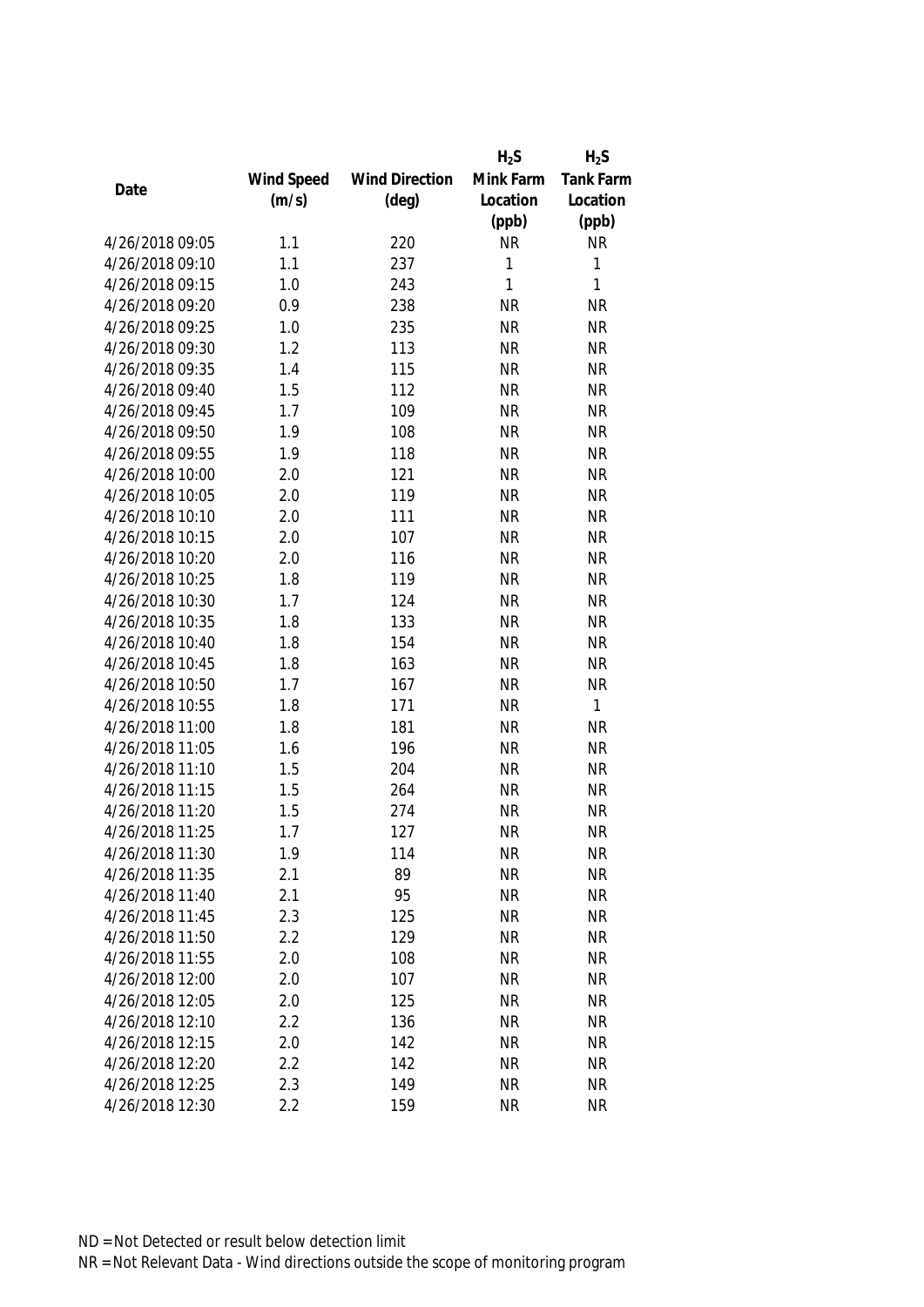| Date | Wind Speed (m/s) | Wind Direction (deg) | $H_2S$ Mink Farm Location (ppb) | $H_2S$ Tank Farm Location (ppb) |
|---|---|---|---|---|
| 4/26/2018 09:05 | 1.1 | 220 | NR | NR |
| 4/26/2018 09:10 | 1.1 | 237 | 1 | 1 |
| 4/26/2018 09:15 | 1.0 | 243 | 1 | 1 |
| 4/26/2018 09:20 | 0.9 | 238 | NR | NR |
| 4/26/2018 09:25 | 1.0 | 235 | NR | NR |
| 4/26/2018 09:30 | 1.2 | 113 | NR | NR |
| 4/26/2018 09:35 | 1.4 | 115 | NR | NR |
| 4/26/2018 09:40 | 1.5 | 112 | NR | NR |
| 4/26/2018 09:45 | 1.7 | 109 | NR | NR |
| 4/26/2018 09:50 | 1.9 | 108 | NR | NR |
| 4/26/2018 09:55 | 1.9 | 118 | NR | NR |
| 4/26/2018 10:00 | 2.0 | 121 | NR | NR |
| 4/26/2018 10:05 | 2.0 | 119 | NR | NR |
| 4/26/2018 10:10 | 2.0 | 111 | NR | NR |
| 4/26/2018 10:15 | 2.0 | 107 | NR | NR |
| 4/26/2018 10:20 | 2.0 | 116 | NR | NR |
| 4/26/2018 10:25 | 1.8 | 119 | NR | NR |
| 4/26/2018 10:30 | 1.7 | 124 | NR | NR |
| 4/26/2018 10:35 | 1.8 | 133 | NR | NR |
| 4/26/2018 10:40 | 1.8 | 154 | NR | NR |
| 4/26/2018 10:45 | 1.8 | 163 | NR | NR |
| 4/26/2018 10:50 | 1.7 | 167 | NR | NR |
| 4/26/2018 10:55 | 1.8 | 171 | NR | 1 |
| 4/26/2018 11:00 | 1.8 | 181 | NR | NR |
| 4/26/2018 11:05 | 1.6 | 196 | NR | NR |
| 4/26/2018 11:10 | 1.5 | 204 | NR | NR |
| 4/26/2018 11:15 | 1.5 | 264 | NR | NR |
| 4/26/2018 11:20 | 1.5 | 274 | NR | NR |
| 4/26/2018 11:25 | 1.7 | 127 | NR | NR |
| 4/26/2018 11:30 | 1.9 | 114 | NR | NR |
| 4/26/2018 11:35 | 2.1 | 89 | NR | NR |
| 4/26/2018 11:40 | 2.1 | 95 | NR | NR |
| 4/26/2018 11:45 | 2.3 | 125 | NR | NR |
| 4/26/2018 11:50 | 2.2 | 129 | NR | NR |
| 4/26/2018 11:55 | 2.0 | 108 | NR | NR |
| 4/26/2018 12:00 | 2.0 | 107 | NR | NR |
| 4/26/2018 12:05 | 2.0 | 125 | NR | NR |
| 4/26/2018 12:10 | 2.2 | 136 | NR | NR |
| 4/26/2018 12:15 | 2.0 | 142 | NR | NR |
| 4/26/2018 12:20 | 2.2 | 142 | NR | NR |
| 4/26/2018 12:25 | 2.3 | 149 | NR | NR |
| 4/26/2018 12:30 | 2.2 | 159 | NR | NR |

ND = Not Detected or result below detection limit

NR = Not Relevant Data - Wind directions outside the scope of monitoring program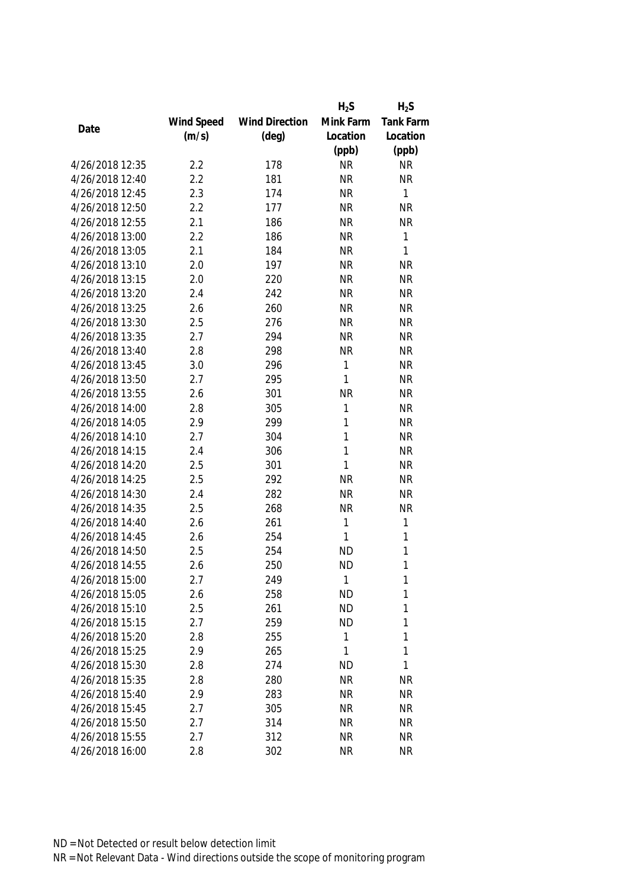| Date | Wind Speed (m/s) | Wind Direction (deg) | $H_2S$ Mink Farm Location (ppb) | $H_2S$ Tank Farm Location (ppb) |
|---|---|---|---|---|
| 4/26/2018 12:35 | 2.2 | 178 | NR | NR |
| 4/26/2018 12:40 | 2.2 | 181 | NR | NR |
| 4/26/2018 12:45 | 2.3 | 174 | NR | 1 |
| 4/26/2018 12:50 | 2.2 | 177 | NR | NR |
| 4/26/2018 12:55 | 2.1 | 186 | NR | NR |
| 4/26/2018 13:00 | 2.2 | 186 | NR | 1 |
| 4/26/2018 13:05 | 2.1 | 184 | NR | 1 |
| 4/26/2018 13:10 | 2.0 | 197 | NR | NR |
| 4/26/2018 13:15 | 2.0 | 220 | NR | NR |
| 4/26/2018 13:20 | 2.4 | 242 | NR | NR |
| 4/26/2018 13:25 | 2.6 | 260 | NR | NR |
| 4/26/2018 13:30 | 2.5 | 276 | NR | NR |
| 4/26/2018 13:35 | 2.7 | 294 | NR | NR |
| 4/26/2018 13:40 | 2.8 | 298 | NR | NR |
| 4/26/2018 13:45 | 3.0 | 296 | 1 | NR |
| 4/26/2018 13:50 | 2.7 | 295 | 1 | NR |
| 4/26/2018 13:55 | 2.6 | 301 | NR | NR |
| 4/26/2018 14:00 | 2.8 | 305 | 1 | NR |
| 4/26/2018 14:05 | 2.9 | 299 | 1 | NR |
| 4/26/2018 14:10 | 2.7 | 304 | 1 | NR |
| 4/26/2018 14:15 | 2.4 | 306 | 1 | NR |
| 4/26/2018 14:20 | 2.5 | 301 | 1 | NR |
| 4/26/2018 14:25 | 2.5 | 292 | NR | NR |
| 4/26/2018 14:30 | 2.4 | 282 | NR | NR |
| 4/26/2018 14:35 | 2.5 | 268 | NR | NR |
| 4/26/2018 14:40 | 2.6 | 261 | 1 | 1 |
| 4/26/2018 14:45 | 2.6 | 254 | 1 | 1 |
| 4/26/2018 14:50 | 2.5 | 254 | ND | 1 |
| 4/26/2018 14:55 | 2.6 | 250 | ND | 1 |
| 4/26/2018 15:00 | 2.7 | 249 | 1 | 1 |
| 4/26/2018 15:05 | 2.6 | 258 | ND | 1 |
| 4/26/2018 15:10 | 2.5 | 261 | ND | 1 |
| 4/26/2018 15:15 | 2.7 | 259 | ND | 1 |
| 4/26/2018 15:20 | 2.8 | 255 | 1 | 1 |
| 4/26/2018 15:25 | 2.9 | 265 | 1 | 1 |
| 4/26/2018 15:30 | 2.8 | 274 | ND | 1 |
| 4/26/2018 15:35 | 2.8 | 280 | NR | NR |
| 4/26/2018 15:40 | 2.9 | 283 | NR | NR |
| 4/26/2018 15:45 | 2.7 | 305 | NR | NR |
| 4/26/2018 15:50 | 2.7 | 314 | NR | NR |
| 4/26/2018 15:55 | 2.7 | 312 | NR | NR |
| 4/26/2018 16:00 | 2.8 | 302 | NR | NR |

ND = Not Detected or result below detection limit

NR = Not Relevant Data - Wind directions outside the scope of monitoring program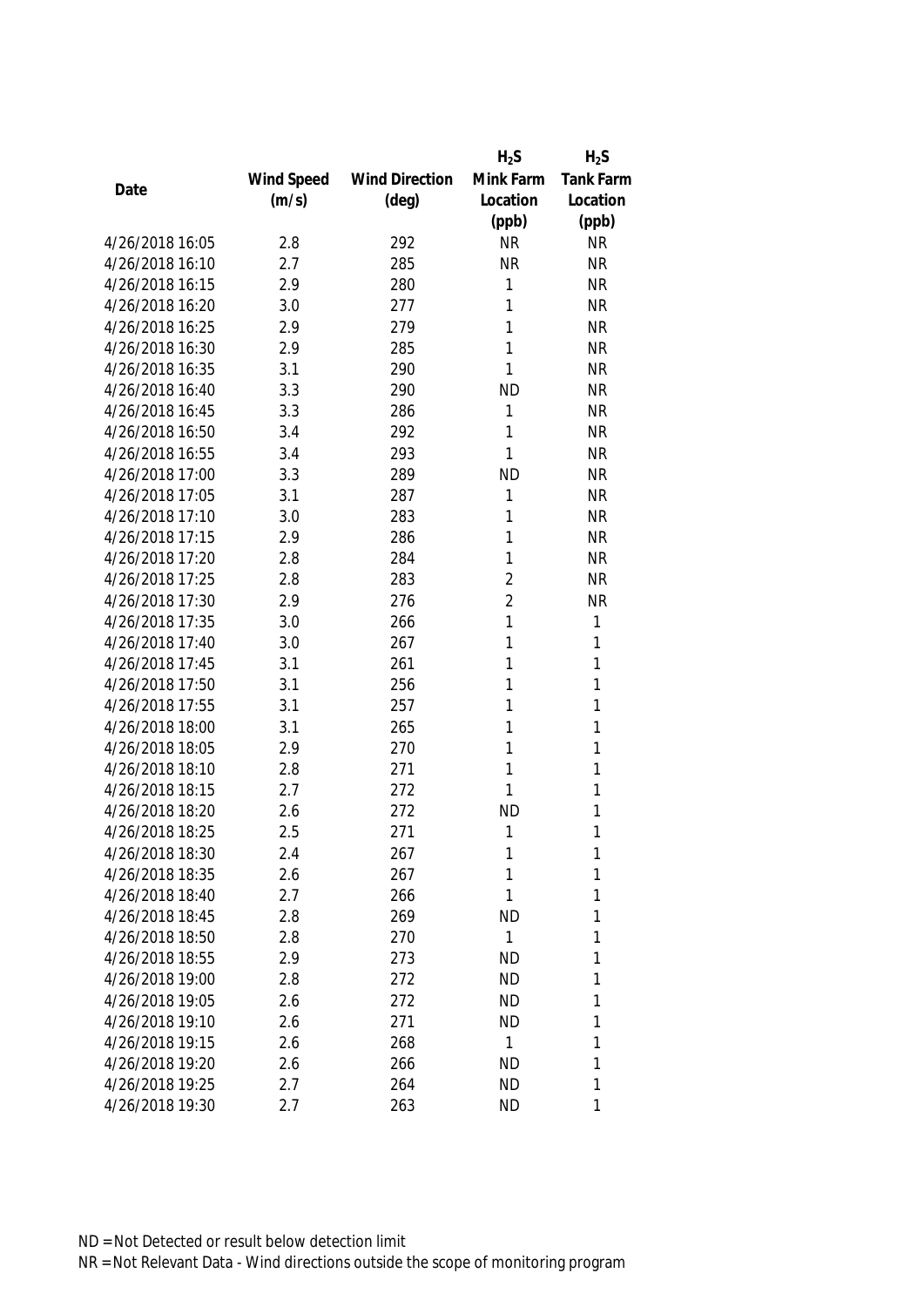| Date | Wind Speed (m/s) | Wind Direction (deg) | $H_2S$ Mink Farm Location (ppb) | $H_2S$ Tank Farm Location (ppb) |
|---|---|---|---|---|
| 4/26/2018 16:05 | 2.8 | 292 | NR | NR |
| 4/26/2018 16:10 | 2.7 | 285 | NR | NR |
| 4/26/2018 16:15 | 2.9 | 280 | 1 | NR |
| 4/26/2018 16:20 | 3.0 | 277 | 1 | NR |
| 4/26/2018 16:25 | 2.9 | 279 | 1 | NR |
| 4/26/2018 16:30 | 2.9 | 285 | 1 | NR |
| 4/26/2018 16:35 | 3.1 | 290 | 1 | NR |
| 4/26/2018 16:40 | 3.3 | 290 | ND | NR |
| 4/26/2018 16:45 | 3.3 | 286 | 1 | NR |
| 4/26/2018 16:50 | 3.4 | 292 | 1 | NR |
| 4/26/2018 16:55 | 3.4 | 293 | 1 | NR |
| 4/26/2018 17:00 | 3.3 | 289 | ND | NR |
| 4/26/2018 17:05 | 3.1 | 287 | 1 | NR |
| 4/26/2018 17:10 | 3.0 | 283 | 1 | NR |
| 4/26/2018 17:15 | 2.9 | 286 | 1 | NR |
| 4/26/2018 17:20 | 2.8 | 284 | 1 | NR |
| 4/26/2018 17:25 | 2.8 | 283 | 2 | NR |
| 4/26/2018 17:30 | 2.9 | 276 | 2 | NR |
| 4/26/2018 17:35 | 3.0 | 266 | 1 | 1 |
| 4/26/2018 17:40 | 3.0 | 267 | 1 | 1 |
| 4/26/2018 17:45 | 3.1 | 261 | 1 | 1 |
| 4/26/2018 17:50 | 3.1 | 256 | 1 | 1 |
| 4/26/2018 17:55 | 3.1 | 257 | 1 | 1 |
| 4/26/2018 18:00 | 3.1 | 265 | 1 | 1 |
| 4/26/2018 18:05 | 2.9 | 270 | 1 | 1 |
| 4/26/2018 18:10 | 2.8 | 271 | 1 | 1 |
| 4/26/2018 18:15 | 2.7 | 272 | 1 | 1 |
| 4/26/2018 18:20 | 2.6 | 272 | ND | 1 |
| 4/26/2018 18:25 | 2.5 | 271 | 1 | 1 |
| 4/26/2018 18:30 | 2.4 | 267 | 1 | 1 |
| 4/26/2018 18:35 | 2.6 | 267 | 1 | 1 |
| 4/26/2018 18:40 | 2.7 | 266 | 1 | 1 |
| 4/26/2018 18:45 | 2.8 | 269 | ND | 1 |
| 4/26/2018 18:50 | 2.8 | 270 | 1 | 1 |
| 4/26/2018 18:55 | 2.9 | 273 | ND | 1 |
| 4/26/2018 19:00 | 2.8 | 272 | ND | 1 |
| 4/26/2018 19:05 | 2.6 | 272 | ND | 1 |
| 4/26/2018 19:10 | 2.6 | 271 | ND | 1 |
| 4/26/2018 19:15 | 2.6 | 268 | 1 | 1 |
| 4/26/2018 19:20 | 2.6 | 266 | ND | 1 |
| 4/26/2018 19:25 | 2.7 | 264 | ND | 1 |
| 4/26/2018 19:30 | 2.7 | 263 | ND | 1 |

ND = Not Detected or result below detection limit

NR = Not Relevant Data - Wind directions outside the scope of monitoring program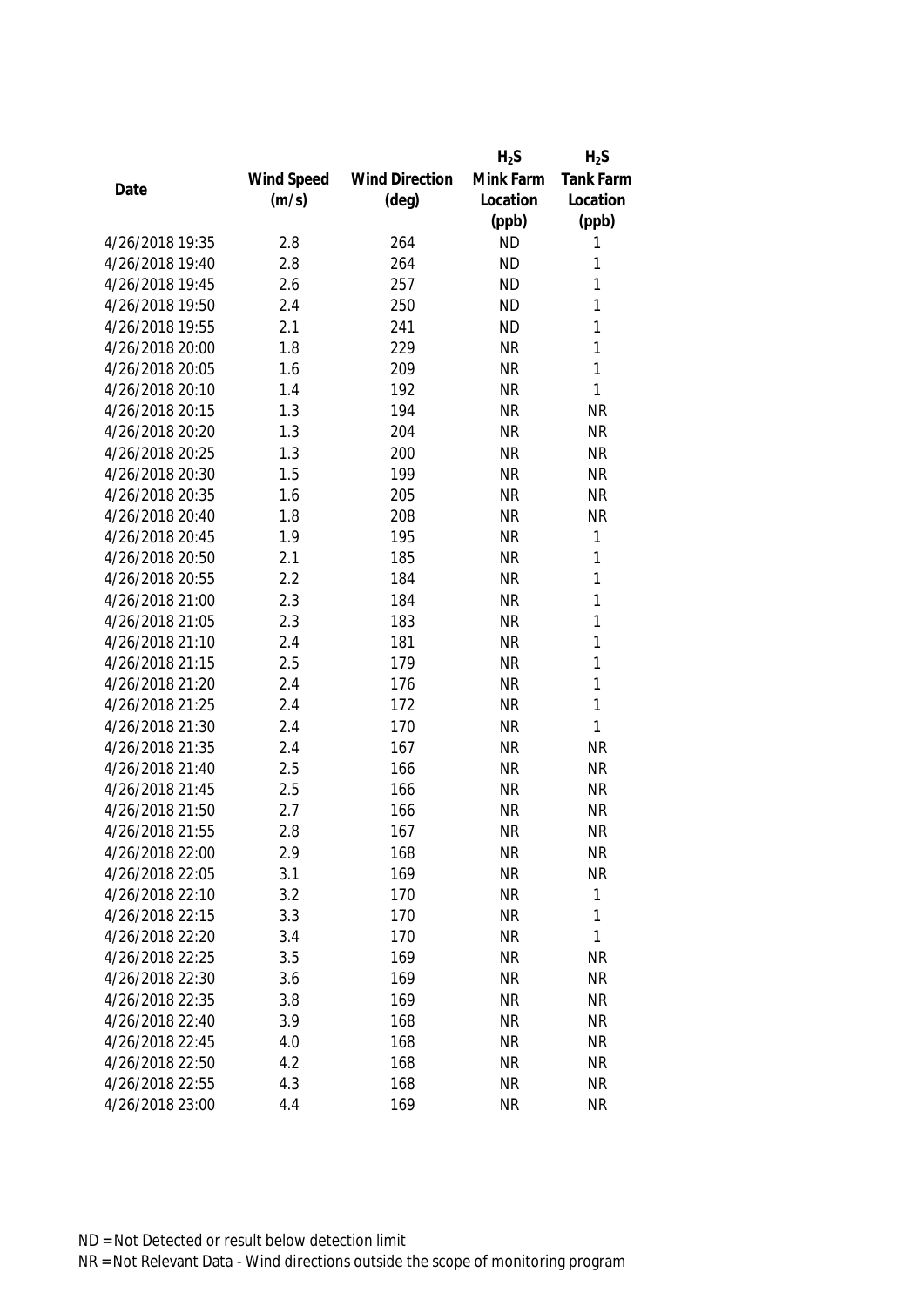| Date | Wind Speed (m/s) | Wind Direction (deg) | $H_2S$ Mink Farm Location (ppb) | $H_2S$ Tank Farm Location (ppb) |
|---|---|---|---|---|
| 4/26/2018 19:35 | 2.8 | 264 | ND | 1 |
| 4/26/2018 19:40 | 2.8 | 264 | ND | 1 |
| 4/26/2018 19:45 | 2.6 | 257 | ND | 1 |
| 4/26/2018 19:50 | 2.4 | 250 | ND | 1 |
| 4/26/2018 19:55 | 2.1 | 241 | ND | 1 |
| 4/26/2018 20:00 | 1.8 | 229 | NR | 1 |
| 4/26/2018 20:05 | 1.6 | 209 | NR | 1 |
| 4/26/2018 20:10 | 1.4 | 192 | NR | 1 |
| 4/26/2018 20:15 | 1.3 | 194 | NR | NR |
| 4/26/2018 20:20 | 1.3 | 204 | NR | NR |
| 4/26/2018 20:25 | 1.3 | 200 | NR | NR |
| 4/26/2018 20:30 | 1.5 | 199 | NR | NR |
| 4/26/2018 20:35 | 1.6 | 205 | NR | NR |
| 4/26/2018 20:40 | 1.8 | 208 | NR | NR |
| 4/26/2018 20:45 | 1.9 | 195 | NR | 1 |
| 4/26/2018 20:50 | 2.1 | 185 | NR | 1 |
| 4/26/2018 20:55 | 2.2 | 184 | NR | 1 |
| 4/26/2018 21:00 | 2.3 | 184 | NR | 1 |
| 4/26/2018 21:05 | 2.3 | 183 | NR | 1 |
| 4/26/2018 21:10 | 2.4 | 181 | NR | 1 |
| 4/26/2018 21:15 | 2.5 | 179 | NR | 1 |
| 4/26/2018 21:20 | 2.4 | 176 | NR | 1 |
| 4/26/2018 21:25 | 2.4 | 172 | NR | 1 |
| 4/26/2018 21:30 | 2.4 | 170 | NR | 1 |
| 4/26/2018 21:35 | 2.4 | 167 | NR | NR |
| 4/26/2018 21:40 | 2.5 | 166 | NR | NR |
| 4/26/2018 21:45 | 2.5 | 166 | NR | NR |
| 4/26/2018 21:50 | 2.7 | 166 | NR | NR |
| 4/26/2018 21:55 | 2.8 | 167 | NR | NR |
| 4/26/2018 22:00 | 2.9 | 168 | NR | NR |
| 4/26/2018 22:05 | 3.1 | 169 | NR | NR |
| 4/26/2018 22:10 | 3.2 | 170 | NR | 1 |
| 4/26/2018 22:15 | 3.3 | 170 | NR | 1 |
| 4/26/2018 22:20 | 3.4 | 170 | NR | 1 |
| 4/26/2018 22:25 | 3.5 | 169 | NR | NR |
| 4/26/2018 22:30 | 3.6 | 169 | NR | NR |
| 4/26/2018 22:35 | 3.8 | 169 | NR | NR |
| 4/26/2018 22:40 | 3.9 | 168 | NR | NR |
| 4/26/2018 22:45 | 4.0 | 168 | NR | NR |
| 4/26/2018 22:50 | 4.2 | 168 | NR | NR |
| 4/26/2018 22:55 | 4.3 | 168 | NR | NR |
| 4/26/2018 23:00 | 4.4 | 169 | NR | NR |

ND = Not Detected or result below detection limit

NR = Not Relevant Data - Wind directions outside the scope of monitoring program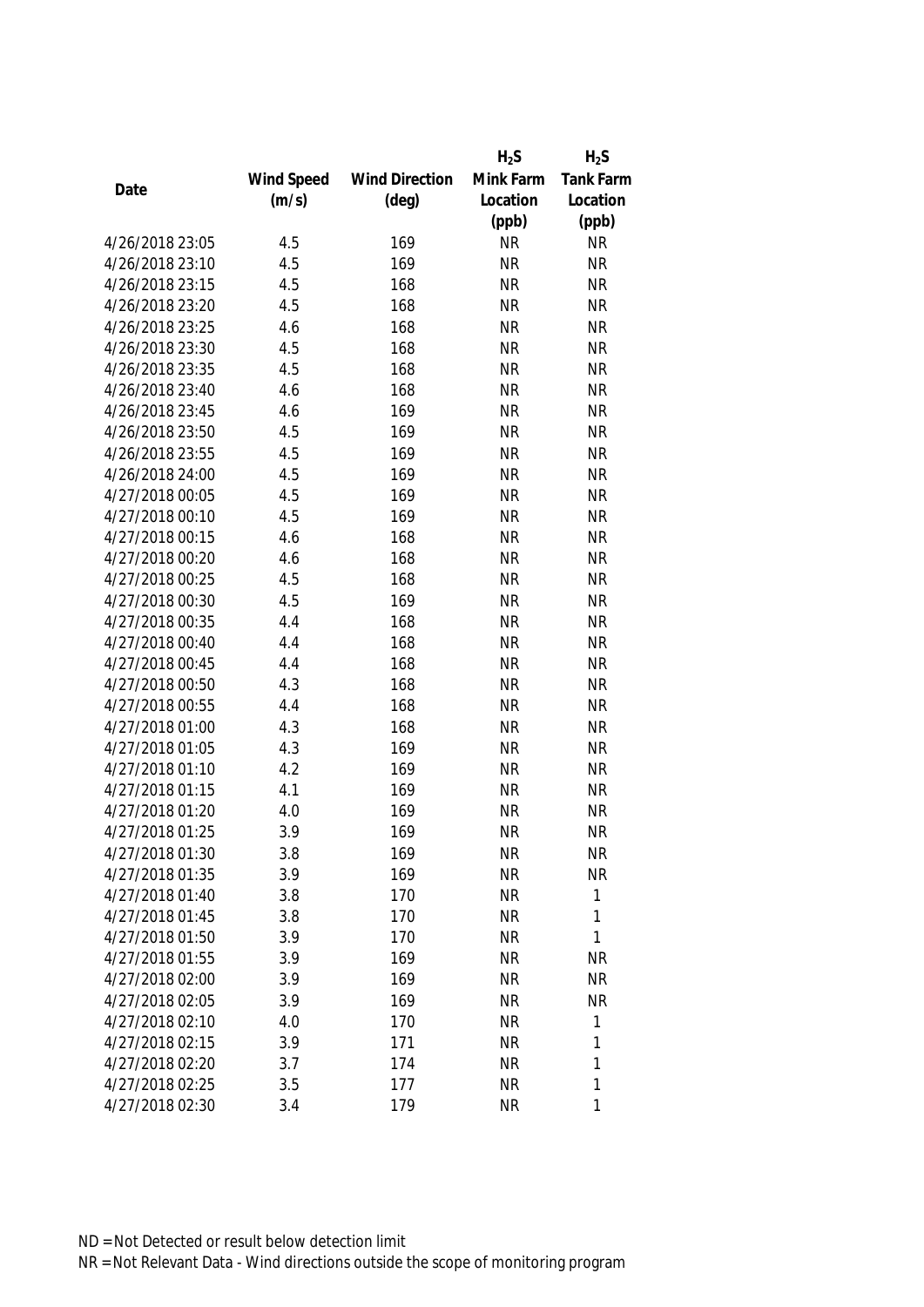| Date | Wind Speed (m/s) | Wind Direction (deg) | $H_2S$ Mink Farm Location (ppb) | $H_2S$ Tank Farm Location (ppb) |
|---|---|---|---|---|
| 4/26/2018 23:05 | 4.5 | 169 | NR | NR |
| 4/26/2018 23:10 | 4.5 | 169 | NR | NR |
| 4/26/2018 23:15 | 4.5 | 168 | NR | NR |
| 4/26/2018 23:20 | 4.5 | 168 | NR | NR |
| 4/26/2018 23:25 | 4.6 | 168 | NR | NR |
| 4/26/2018 23:30 | 4.5 | 168 | NR | NR |
| 4/26/2018 23:35 | 4.5 | 168 | NR | NR |
| 4/26/2018 23:40 | 4.6 | 168 | NR | NR |
| 4/26/2018 23:45 | 4.6 | 169 | NR | NR |
| 4/26/2018 23:50 | 4.5 | 169 | NR | NR |
| 4/26/2018 23:55 | 4.5 | 169 | NR | NR |
| 4/26/2018 24:00 | 4.5 | 169 | NR | NR |
| 4/27/2018 00:05 | 4.5 | 169 | NR | NR |
| 4/27/2018 00:10 | 4.5 | 169 | NR | NR |
| 4/27/2018 00:15 | 4.6 | 168 | NR | NR |
| 4/27/2018 00:20 | 4.6 | 168 | NR | NR |
| 4/27/2018 00:25 | 4.5 | 168 | NR | NR |
| 4/27/2018 00:30 | 4.5 | 169 | NR | NR |
| 4/27/2018 00:35 | 4.4 | 168 | NR | NR |
| 4/27/2018 00:40 | 4.4 | 168 | NR | NR |
| 4/27/2018 00:45 | 4.4 | 168 | NR | NR |
| 4/27/2018 00:50 | 4.3 | 168 | NR | NR |
| 4/27/2018 00:55 | 4.4 | 168 | NR | NR |
| 4/27/2018 01:00 | 4.3 | 168 | NR | NR |
| 4/27/2018 01:05 | 4.3 | 169 | NR | NR |
| 4/27/2018 01:10 | 4.2 | 169 | NR | NR |
| 4/27/2018 01:15 | 4.1 | 169 | NR | NR |
| 4/27/2018 01:20 | 4.0 | 169 | NR | NR |
| 4/27/2018 01:25 | 3.9 | 169 | NR | NR |
| 4/27/2018 01:30 | 3.8 | 169 | NR | NR |
| 4/27/2018 01:35 | 3.9 | 169 | NR | NR |
| 4/27/2018 01:40 | 3.8 | 170 | NR | 1 |
| 4/27/2018 01:45 | 3.8 | 170 | NR | 1 |
| 4/27/2018 01:50 | 3.9 | 170 | NR | 1 |
| 4/27/2018 01:55 | 3.9 | 169 | NR | NR |
| 4/27/2018 02:00 | 3.9 | 169 | NR | NR |
| 4/27/2018 02:05 | 3.9 | 169 | NR | NR |
| 4/27/2018 02:10 | 4.0 | 170 | NR | 1 |
| 4/27/2018 02:15 | 3.9 | 171 | NR | 1 |
| 4/27/2018 02:20 | 3.7 | 174 | NR | 1 |
| 4/27/2018 02:25 | 3.5 | 177 | NR | 1 |
| 4/27/2018 02:30 | 3.4 | 179 | NR | 1 |

ND = Not Detected or result below detection limit

NR = Not Relevant Data - Wind directions outside the scope of monitoring program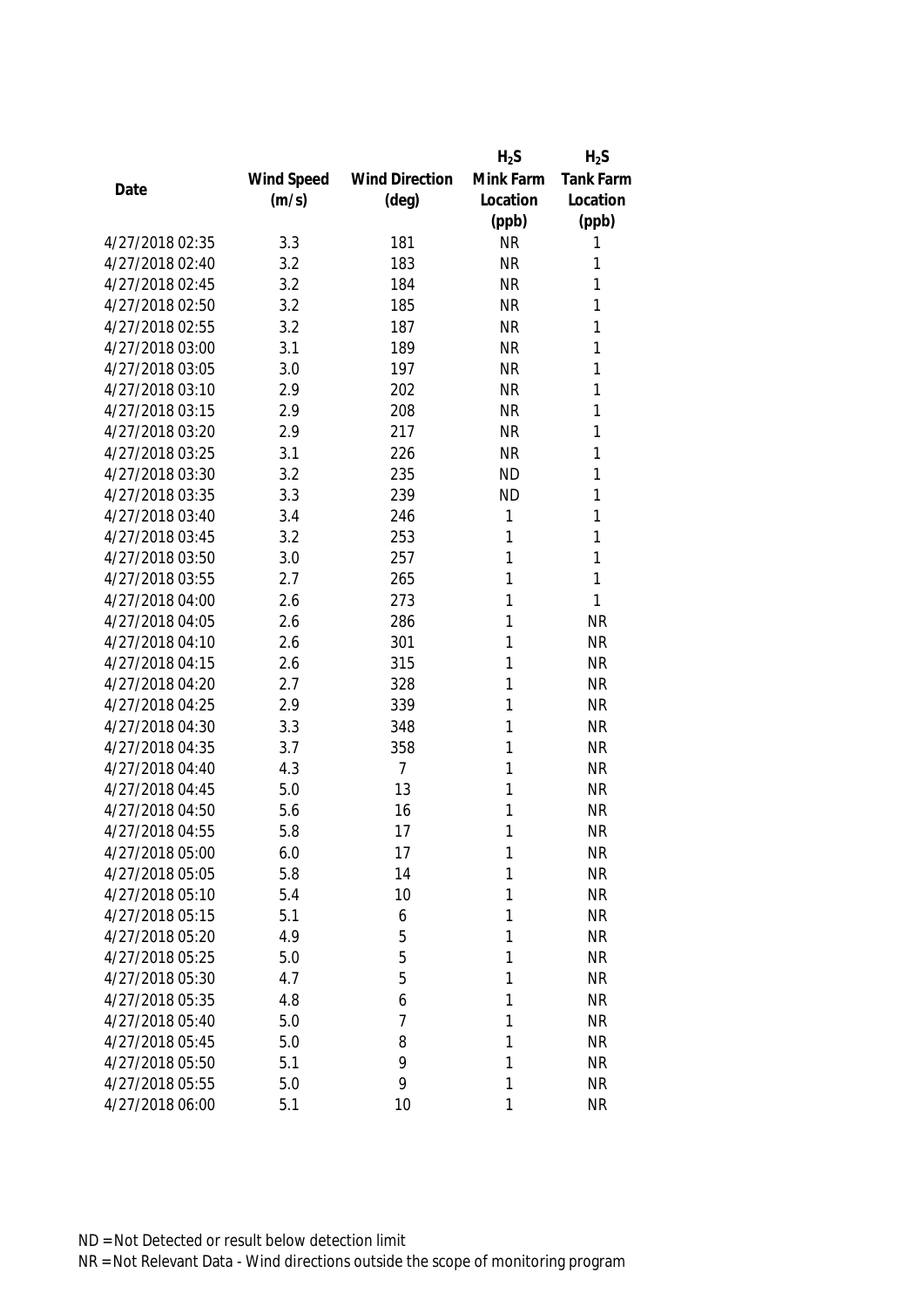| Date | Wind Speed (m/s) | Wind Direction (deg) | $H_2S$ Mink Farm Location (ppb) | $H_2S$ Tank Farm Location (ppb) |
|---|---|---|---|---|
| 4/27/2018 02:35 | 3.3 | 181 | NR | 1 |
| 4/27/2018 02:40 | 3.2 | 183 | NR | 1 |
| 4/27/2018 02:45 | 3.2 | 184 | NR | 1 |
| 4/27/2018 02:50 | 3.2 | 185 | NR | 1 |
| 4/27/2018 02:55 | 3.2 | 187 | NR | 1 |
| 4/27/2018 03:00 | 3.1 | 189 | NR | 1 |
| 4/27/2018 03:05 | 3.0 | 197 | NR | 1 |
| 4/27/2018 03:10 | 2.9 | 202 | NR | 1 |
| 4/27/2018 03:15 | 2.9 | 208 | NR | 1 |
| 4/27/2018 03:20 | 2.9 | 217 | NR | 1 |
| 4/27/2018 03:25 | 3.1 | 226 | NR | 1 |
| 4/27/2018 03:30 | 3.2 | 235 | ND | 1 |
| 4/27/2018 03:35 | 3.3 | 239 | ND | 1 |
| 4/27/2018 03:40 | 3.4 | 246 | 1 | 1 |
| 4/27/2018 03:45 | 3.2 | 253 | 1 | 1 |
| 4/27/2018 03:50 | 3.0 | 257 | 1 | 1 |
| 4/27/2018 03:55 | 2.7 | 265 | 1 | 1 |
| 4/27/2018 04:00 | 2.6 | 273 | 1 | 1 |
| 4/27/2018 04:05 | 2.6 | 286 | 1 | NR |
| 4/27/2018 04:10 | 2.6 | 301 | 1 | NR |
| 4/27/2018 04:15 | 2.6 | 315 | 1 | NR |
| 4/27/2018 04:20 | 2.7 | 328 | 1 | NR |
| 4/27/2018 04:25 | 2.9 | 339 | 1 | NR |
| 4/27/2018 04:30 | 3.3 | 348 | 1 | NR |
| 4/27/2018 04:35 | 3.7 | 358 | 1 | NR |
| 4/27/2018 04:40 | 4.3 | 7 | 1 | NR |
| 4/27/2018 04:45 | 5.0 | 13 | 1 | NR |
| 4/27/2018 04:50 | 5.6 | 16 | 1 | NR |
| 4/27/2018 04:55 | 5.8 | 17 | 1 | NR |
| 4/27/2018 05:00 | 6.0 | 17 | 1 | NR |
| 4/27/2018 05:05 | 5.8 | 14 | 1 | NR |
| 4/27/2018 05:10 | 5.4 | 10 | 1 | NR |
| 4/27/2018 05:15 | 5.1 | 6 | 1 | NR |
| 4/27/2018 05:20 | 4.9 | 5 | 1 | NR |
| 4/27/2018 05:25 | 5.0 | 5 | 1 | NR |
| 4/27/2018 05:30 | 4.7 | 5 | 1 | NR |
| 4/27/2018 05:35 | 4.8 | 6 | 1 | NR |
| 4/27/2018 05:40 | 5.0 | 7 | 1 | NR |
| 4/27/2018 05:45 | 5.0 | 8 | 1 | NR |
| 4/27/2018 05:50 | 5.1 | 9 | 1 | NR |
| 4/27/2018 05:55 | 5.0 | 9 | 1 | NR |
| 4/27/2018 06:00 | 5.1 | 10 | 1 | NR |

ND = Not Detected or result below detection limit

NR = Not Relevant Data - Wind directions outside the scope of monitoring program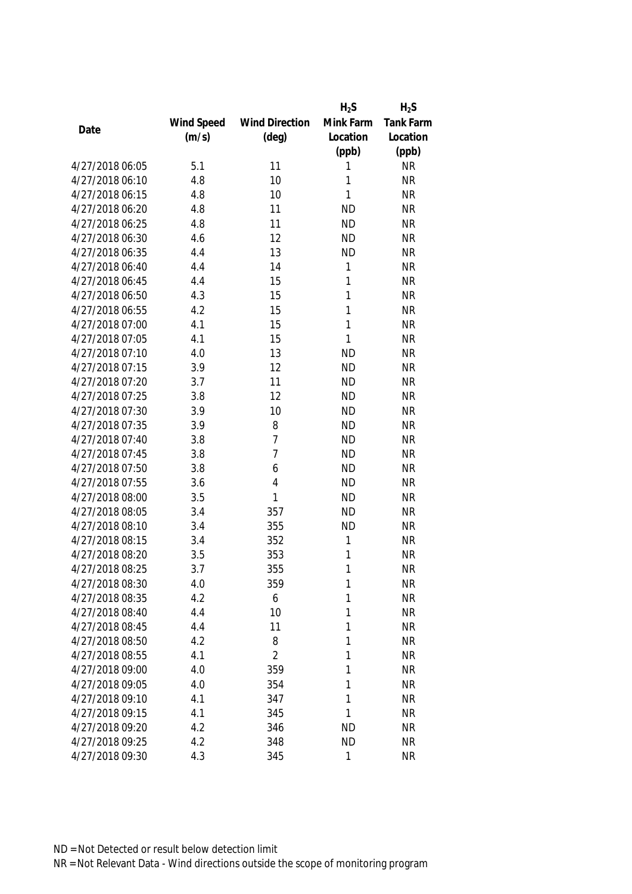| Date | Wind Speed (m/s) | Wind Direction (deg) | $H_2S$ Mink Farm Location (ppb) | $H_2S$ Tank Farm Location (ppb) |
|---|---|---|---|---|
| 4/27/2018 06:05 | 5.1 | 11 | 1 | NR |
| 4/27/2018 06:10 | 4.8 | 10 | 1 | NR |
| 4/27/2018 06:15 | 4.8 | 10 | 1 | NR |
| 4/27/2018 06:20 | 4.8 | 11 | ND | NR |
| 4/27/2018 06:25 | 4.8 | 11 | ND | NR |
| 4/27/2018 06:30 | 4.6 | 12 | ND | NR |
| 4/27/2018 06:35 | 4.4 | 13 | ND | NR |
| 4/27/2018 06:40 | 4.4 | 14 | 1 | NR |
| 4/27/2018 06:45 | 4.4 | 15 | 1 | NR |
| 4/27/2018 06:50 | 4.3 | 15 | 1 | NR |
| 4/27/2018 06:55 | 4.2 | 15 | 1 | NR |
| 4/27/2018 07:00 | 4.1 | 15 | 1 | NR |
| 4/27/2018 07:05 | 4.1 | 15 | 1 | NR |
| 4/27/2018 07:10 | 4.0 | 13 | ND | NR |
| 4/27/2018 07:15 | 3.9 | 12 | ND | NR |
| 4/27/2018 07:20 | 3.7 | 11 | ND | NR |
| 4/27/2018 07:25 | 3.8 | 12 | ND | NR |
| 4/27/2018 07:30 | 3.9 | 10 | ND | NR |
| 4/27/2018 07:35 | 3.9 | 8 | ND | NR |
| 4/27/2018 07:40 | 3.8 | 7 | ND | NR |
| 4/27/2018 07:45 | 3.8 | 7 | ND | NR |
| 4/27/2018 07:50 | 3.8 | 6 | ND | NR |
| 4/27/2018 07:55 | 3.6 | 4 | ND | NR |
| 4/27/2018 08:00 | 3.5 | 1 | ND | NR |
| 4/27/2018 08:05 | 3.4 | 357 | ND | NR |
| 4/27/2018 08:10 | 3.4 | 355 | ND | NR |
| 4/27/2018 08:15 | 3.4 | 352 | 1 | NR |
| 4/27/2018 08:20 | 3.5 | 353 | 1 | NR |
| 4/27/2018 08:25 | 3.7 | 355 | 1 | NR |
| 4/27/2018 08:30 | 4.0 | 359 | 1 | NR |
| 4/27/2018 08:35 | 4.2 | 6 | 1 | NR |
| 4/27/2018 08:40 | 4.4 | 10 | 1 | NR |
| 4/27/2018 08:45 | 4.4 | 11 | 1 | NR |
| 4/27/2018 08:50 | 4.2 | 8 | 1 | NR |
| 4/27/2018 08:55 | 4.1 | 2 | 1 | NR |
| 4/27/2018 09:00 | 4.0 | 359 | 1 | NR |
| 4/27/2018 09:05 | 4.0 | 354 | 1 | NR |
| 4/27/2018 09:10 | 4.1 | 347 | 1 | NR |
| 4/27/2018 09:15 | 4.1 | 345 | 1 | NR |
| 4/27/2018 09:20 | 4.2 | 346 | ND | NR |
| 4/27/2018 09:25 | 4.2 | 348 | ND | NR |
| 4/27/2018 09:30 | 4.3 | 345 | 1 | NR |

ND = Not Detected or result below detection limit

NR = Not Relevant Data - Wind directions outside the scope of monitoring program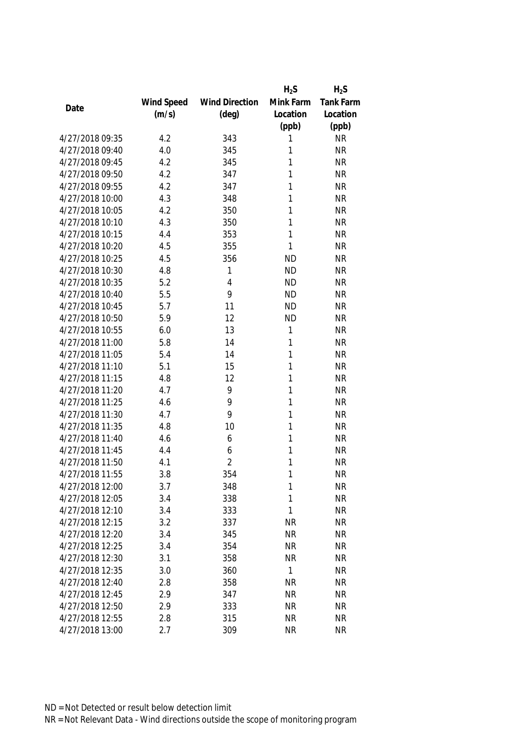| Date | Wind Speed (m/s) | Wind Direction (deg) | $H_2S$ Mink Farm Location (ppb) | $H_2S$ Tank Farm Location (ppb) |
|---|---|---|---|---|
| 4/27/2018 09:35 | 4.2 | 343 | 1 | NR |
| 4/27/2018 09:40 | 4.0 | 345 | 1 | NR |
| 4/27/2018 09:45 | 4.2 | 345 | 1 | NR |
| 4/27/2018 09:50 | 4.2 | 347 | 1 | NR |
| 4/27/2018 09:55 | 4.2 | 347 | 1 | NR |
| 4/27/2018 10:00 | 4.3 | 348 | 1 | NR |
| 4/27/2018 10:05 | 4.2 | 350 | 1 | NR |
| 4/27/2018 10:10 | 4.3 | 350 | 1 | NR |
| 4/27/2018 10:15 | 4.4 | 353 | 1 | NR |
| 4/27/2018 10:20 | 4.5 | 355 | 1 | NR |
| 4/27/2018 10:25 | 4.5 | 356 | ND | NR |
| 4/27/2018 10:30 | 4.8 | 1 | ND | NR |
| 4/27/2018 10:35 | 5.2 | 4 | ND | NR |
| 4/27/2018 10:40 | 5.5 | 9 | ND | NR |
| 4/27/2018 10:45 | 5.7 | 11 | ND | NR |
| 4/27/2018 10:50 | 5.9 | 12 | ND | NR |
| 4/27/2018 10:55 | 6.0 | 13 | 1 | NR |
| 4/27/2018 11:00 | 5.8 | 14 | 1 | NR |
| 4/27/2018 11:05 | 5.4 | 14 | 1 | NR |
| 4/27/2018 11:10 | 5.1 | 15 | 1 | NR |
| 4/27/2018 11:15 | 4.8 | 12 | 1 | NR |
| 4/27/2018 11:20 | 4.7 | 9 | 1 | NR |
| 4/27/2018 11:25 | 4.6 | 9 | 1 | NR |
| 4/27/2018 11:30 | 4.7 | 9 | 1 | NR |
| 4/27/2018 11:35 | 4.8 | 10 | 1 | NR |
| 4/27/2018 11:40 | 4.6 | 6 | 1 | NR |
| 4/27/2018 11:45 | 4.4 | 6 | 1 | NR |
| 4/27/2018 11:50 | 4.1 | 2 | 1 | NR |
| 4/27/2018 11:55 | 3.8 | 354 | 1 | NR |
| 4/27/2018 12:00 | 3.7 | 348 | 1 | NR |
| 4/27/2018 12:05 | 3.4 | 338 | 1 | NR |
| 4/27/2018 12:10 | 3.4 | 333 | 1 | NR |
| 4/27/2018 12:15 | 3.2 | 337 | NR | NR |
| 4/27/2018 12:20 | 3.4 | 345 | NR | NR |
| 4/27/2018 12:25 | 3.4 | 354 | NR | NR |
| 4/27/2018 12:30 | 3.1 | 358 | NR | NR |
| 4/27/2018 12:35 | 3.0 | 360 | 1 | NR |
| 4/27/2018 12:40 | 2.8 | 358 | NR | NR |
| 4/27/2018 12:45 | 2.9 | 347 | NR | NR |
| 4/27/2018 12:50 | 2.9 | 333 | NR | NR |
| 4/27/2018 12:55 | 2.8 | 315 | NR | NR |
| 4/27/2018 13:00 | 2.7 | 309 | NR | NR |

ND = Not Detected or result below detection limit

NR = Not Relevant Data - Wind directions outside the scope of monitoring program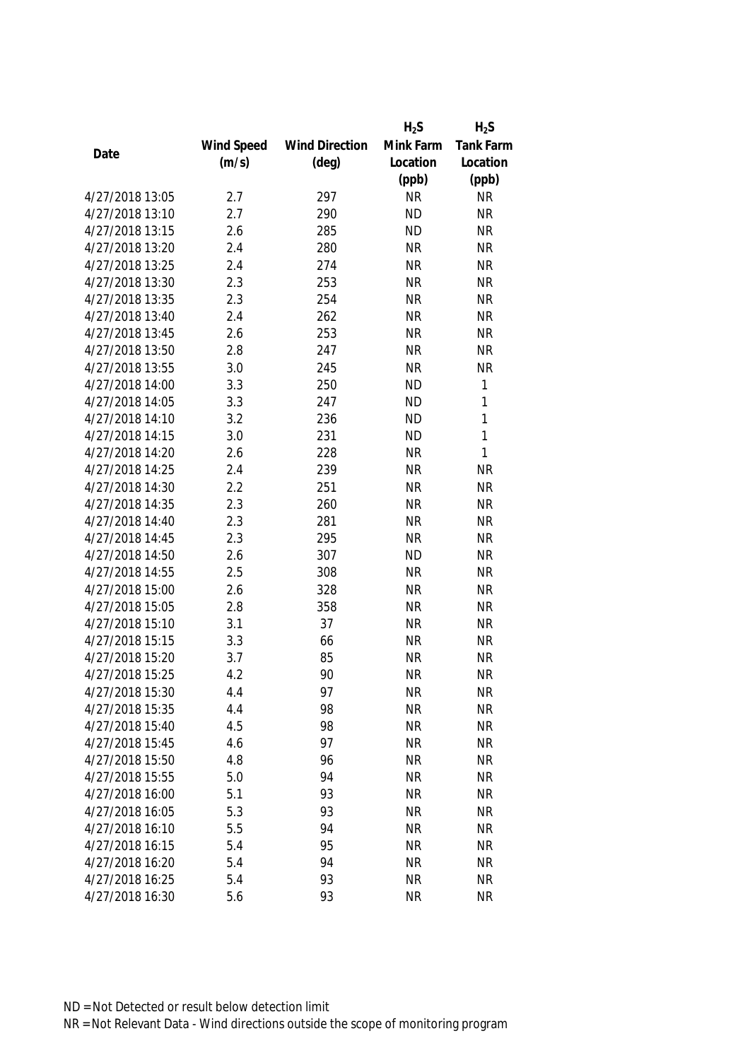| Date | Wind Speed (m/s) | Wind Direction (deg) | $H_2S$ Mink Farm Location (ppb) | $H_2S$ Tank Farm Location (ppb) |
|---|---|---|---|---|
| 4/27/2018 13:05 | 2.7 | 297 | NR | NR |
| 4/27/2018 13:10 | 2.7 | 290 | ND | NR |
| 4/27/2018 13:15 | 2.6 | 285 | ND | NR |
| 4/27/2018 13:20 | 2.4 | 280 | NR | NR |
| 4/27/2018 13:25 | 2.4 | 274 | NR | NR |
| 4/27/2018 13:30 | 2.3 | 253 | NR | NR |
| 4/27/2018 13:35 | 2.3 | 254 | NR | NR |
| 4/27/2018 13:40 | 2.4 | 262 | NR | NR |
| 4/27/2018 13:45 | 2.6 | 253 | NR | NR |
| 4/27/2018 13:50 | 2.8 | 247 | NR | NR |
| 4/27/2018 13:55 | 3.0 | 245 | NR | NR |
| 4/27/2018 14:00 | 3.3 | 250 | ND | 1 |
| 4/27/2018 14:05 | 3.3 | 247 | ND | 1 |
| 4/27/2018 14:10 | 3.2 | 236 | ND | 1 |
| 4/27/2018 14:15 | 3.0 | 231 | ND | 1 |
| 4/27/2018 14:20 | 2.6 | 228 | NR | 1 |
| 4/27/2018 14:25 | 2.4 | 239 | NR | NR |
| 4/27/2018 14:30 | 2.2 | 251 | NR | NR |
| 4/27/2018 14:35 | 2.3 | 260 | NR | NR |
| 4/27/2018 14:40 | 2.3 | 281 | NR | NR |
| 4/27/2018 14:45 | 2.3 | 295 | NR | NR |
| 4/27/2018 14:50 | 2.6 | 307 | ND | NR |
| 4/27/2018 14:55 | 2.5 | 308 | NR | NR |
| 4/27/2018 15:00 | 2.6 | 328 | NR | NR |
| 4/27/2018 15:05 | 2.8 | 358 | NR | NR |
| 4/27/2018 15:10 | 3.1 | 37 | NR | NR |
| 4/27/2018 15:15 | 3.3 | 66 | NR | NR |
| 4/27/2018 15:20 | 3.7 | 85 | NR | NR |
| 4/27/2018 15:25 | 4.2 | 90 | NR | NR |
| 4/27/2018 15:30 | 4.4 | 97 | NR | NR |
| 4/27/2018 15:35 | 4.4 | 98 | NR | NR |
| 4/27/2018 15:40 | 4.5 | 98 | NR | NR |
| 4/27/2018 15:45 | 4.6 | 97 | NR | NR |
| 4/27/2018 15:50 | 4.8 | 96 | NR | NR |
| 4/27/2018 15:55 | 5.0 | 94 | NR | NR |
| 4/27/2018 16:00 | 5.1 | 93 | NR | NR |
| 4/27/2018 16:05 | 5.3 | 93 | NR | NR |
| 4/27/2018 16:10 | 5.5 | 94 | NR | NR |
| 4/27/2018 16:15 | 5.4 | 95 | NR | NR |
| 4/27/2018 16:20 | 5.4 | 94 | NR | NR |
| 4/27/2018 16:25 | 5.4 | 93 | NR | NR |
| 4/27/2018 16:30 | 5.6 | 93 | NR | NR |

ND = Not Detected or result below detection limit

NR = Not Relevant Data - Wind directions outside the scope of monitoring program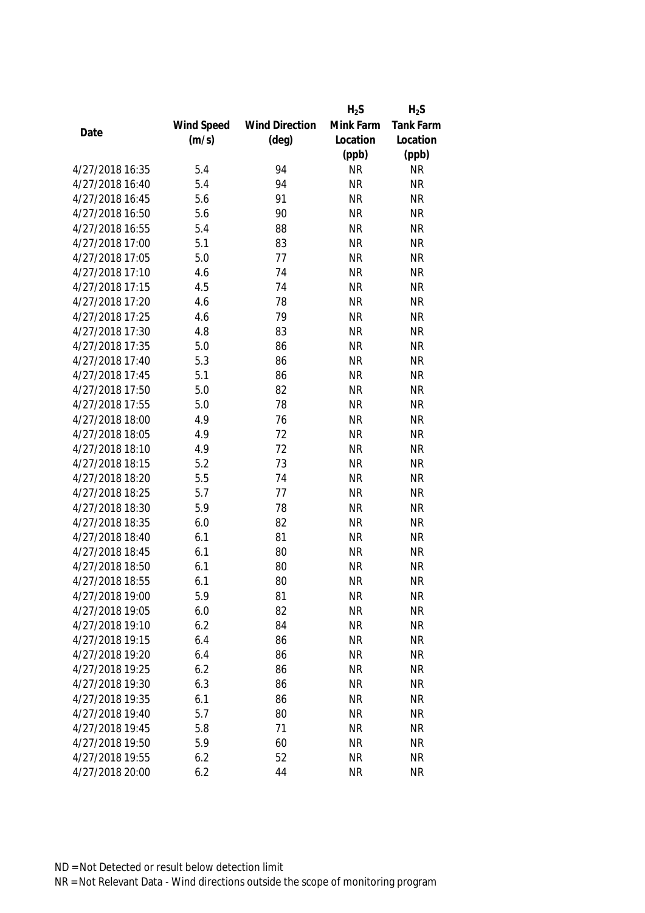| Date | Wind Speed (m/s) | Wind Direction (deg) | $H_2S$ Mink Farm Location (ppb) | $H_2S$ Tank Farm Location (ppb) |
|---|---|---|---|---|
| 4/27/2018 16:35 | 5.4 | 94 | NR | NR |
| 4/27/2018 16:40 | 5.4 | 94 | NR | NR |
| 4/27/2018 16:45 | 5.6 | 91 | NR | NR |
| 4/27/2018 16:50 | 5.6 | 90 | NR | NR |
| 4/27/2018 16:55 | 5.4 | 88 | NR | NR |
| 4/27/2018 17:00 | 5.1 | 83 | NR | NR |
| 4/27/2018 17:05 | 5.0 | 77 | NR | NR |
| 4/27/2018 17:10 | 4.6 | 74 | NR | NR |
| 4/27/2018 17:15 | 4.5 | 74 | NR | NR |
| 4/27/2018 17:20 | 4.6 | 78 | NR | NR |
| 4/27/2018 17:25 | 4.6 | 79 | NR | NR |
| 4/27/2018 17:30 | 4.8 | 83 | NR | NR |
| 4/27/2018 17:35 | 5.0 | 86 | NR | NR |
| 4/27/2018 17:40 | 5.3 | 86 | NR | NR |
| 4/27/2018 17:45 | 5.1 | 86 | NR | NR |
| 4/27/2018 17:50 | 5.0 | 82 | NR | NR |
| 4/27/2018 17:55 | 5.0 | 78 | NR | NR |
| 4/27/2018 18:00 | 4.9 | 76 | NR | NR |
| 4/27/2018 18:05 | 4.9 | 72 | NR | NR |
| 4/27/2018 18:10 | 4.9 | 72 | NR | NR |
| 4/27/2018 18:15 | 5.2 | 73 | NR | NR |
| 4/27/2018 18:20 | 5.5 | 74 | NR | NR |
| 4/27/2018 18:25 | 5.7 | 77 | NR | NR |
| 4/27/2018 18:30 | 5.9 | 78 | NR | NR |
| 4/27/2018 18:35 | 6.0 | 82 | NR | NR |
| 4/27/2018 18:40 | 6.1 | 81 | NR | NR |
| 4/27/2018 18:45 | 6.1 | 80 | NR | NR |
| 4/27/2018 18:50 | 6.1 | 80 | NR | NR |
| 4/27/2018 18:55 | 6.1 | 80 | NR | NR |
| 4/27/2018 19:00 | 5.9 | 81 | NR | NR |
| 4/27/2018 19:05 | 6.0 | 82 | NR | NR |
| 4/27/2018 19:10 | 6.2 | 84 | NR | NR |
| 4/27/2018 19:15 | 6.4 | 86 | NR | NR |
| 4/27/2018 19:20 | 6.4 | 86 | NR | NR |
| 4/27/2018 19:25 | 6.2 | 86 | NR | NR |
| 4/27/2018 19:30 | 6.3 | 86 | NR | NR |
| 4/27/2018 19:35 | 6.1 | 86 | NR | NR |
| 4/27/2018 19:40 | 5.7 | 80 | NR | NR |
| 4/27/2018 19:45 | 5.8 | 71 | NR | NR |
| 4/27/2018 19:50 | 5.9 | 60 | NR | NR |
| 4/27/2018 19:55 | 6.2 | 52 | NR | NR |
| 4/27/2018 20:00 | 6.2 | 44 | NR | NR |

ND = Not Detected or result below detection limit
NR = Not Relevant Data - Wind directions outside the scope of monitoring program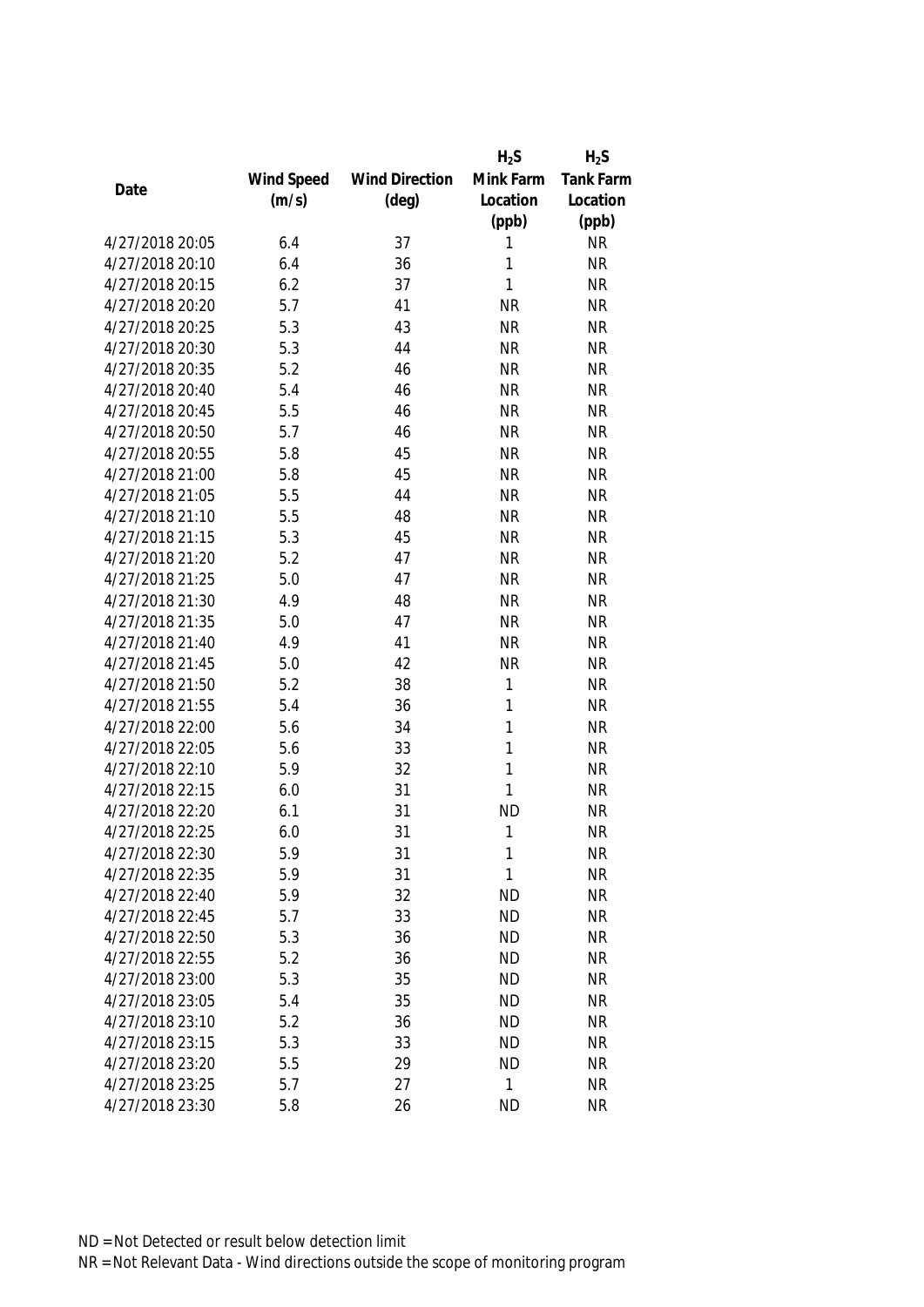| Date | Wind Speed (m/s) | Wind Direction (deg) | $H_2S$ Mink Farm Location (ppb) | $H_2S$ Tank Farm Location (ppb) |
|---|---|---|---|---|
| 4/27/2018 20:05 | 6.4 | 37 | 1 | NR |
| 4/27/2018 20:10 | 6.4 | 36 | 1 | NR |
| 4/27/2018 20:15 | 6.2 | 37 | 1 | NR |
| 4/27/2018 20:20 | 5.7 | 41 | NR | NR |
| 4/27/2018 20:25 | 5.3 | 43 | NR | NR |
| 4/27/2018 20:30 | 5.3 | 44 | NR | NR |
| 4/27/2018 20:35 | 5.2 | 46 | NR | NR |
| 4/27/2018 20:40 | 5.4 | 46 | NR | NR |
| 4/27/2018 20:45 | 5.5 | 46 | NR | NR |
| 4/27/2018 20:50 | 5.7 | 46 | NR | NR |
| 4/27/2018 20:55 | 5.8 | 45 | NR | NR |
| 4/27/2018 21:00 | 5.8 | 45 | NR | NR |
| 4/27/2018 21:05 | 5.5 | 44 | NR | NR |
| 4/27/2018 21:10 | 5.5 | 48 | NR | NR |
| 4/27/2018 21:15 | 5.3 | 45 | NR | NR |
| 4/27/2018 21:20 | 5.2 | 47 | NR | NR |
| 4/27/2018 21:25 | 5.0 | 47 | NR | NR |
| 4/27/2018 21:30 | 4.9 | 48 | NR | NR |
| 4/27/2018 21:35 | 5.0 | 47 | NR | NR |
| 4/27/2018 21:40 | 4.9 | 41 | NR | NR |
| 4/27/2018 21:45 | 5.0 | 42 | NR | NR |
| 4/27/2018 21:50 | 5.2 | 38 | 1 | NR |
| 4/27/2018 21:55 | 5.4 | 36 | 1 | NR |
| 4/27/2018 22:00 | 5.6 | 34 | 1 | NR |
| 4/27/2018 22:05 | 5.6 | 33 | 1 | NR |
| 4/27/2018 22:10 | 5.9 | 32 | 1 | NR |
| 4/27/2018 22:15 | 6.0 | 31 | 1 | NR |
| 4/27/2018 22:20 | 6.1 | 31 | ND | NR |
| 4/27/2018 22:25 | 6.0 | 31 | 1 | NR |
| 4/27/2018 22:30 | 5.9 | 31 | 1 | NR |
| 4/27/2018 22:35 | 5.9 | 31 | 1 | NR |
| 4/27/2018 22:40 | 5.9 | 32 | ND | NR |
| 4/27/2018 22:45 | 5.7 | 33 | ND | NR |
| 4/27/2018 22:50 | 5.3 | 36 | ND | NR |
| 4/27/2018 22:55 | 5.2 | 36 | ND | NR |
| 4/27/2018 23:00 | 5.3 | 35 | ND | NR |
| 4/27/2018 23:05 | 5.4 | 35 | ND | NR |
| 4/27/2018 23:10 | 5.2 | 36 | ND | NR |
| 4/27/2018 23:15 | 5.3 | 33 | ND | NR |
| 4/27/2018 23:20 | 5.5 | 29 | ND | NR |
| 4/27/2018 23:25 | 5.7 | 27 | 1 | NR |
| 4/27/2018 23:30 | 5.8 | 26 | ND | NR |

ND = Not Detected or result below detection limit

NR = Not Relevant Data - Wind directions outside the scope of monitoring program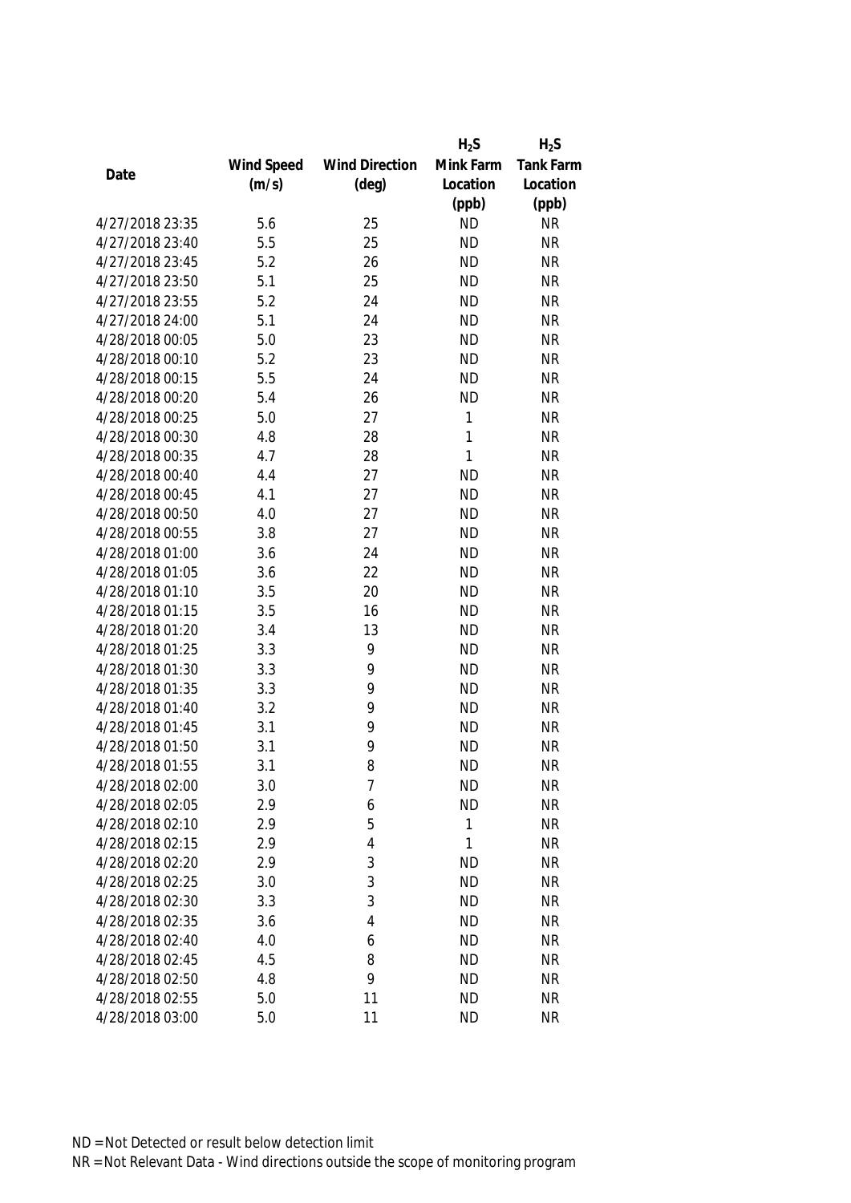| Date | Wind Speed (m/s) | Wind Direction (deg) | $H_2S$ Mink Farm Location (ppb) | $H_2S$ Tank Farm Location (ppb) |
|---|---|---|---|---|
| 4/27/2018 23:35 | 5.6 | 25 | ND | NR |
| 4/27/2018 23:40 | 5.5 | 25 | ND | NR |
| 4/27/2018 23:45 | 5.2 | 26 | ND | NR |
| 4/27/2018 23:50 | 5.1 | 25 | ND | NR |
| 4/27/2018 23:55 | 5.2 | 24 | ND | NR |
| 4/27/2018 24:00 | 5.1 | 24 | ND | NR |
| 4/28/2018 00:05 | 5.0 | 23 | ND | NR |
| 4/28/2018 00:10 | 5.2 | 23 | ND | NR |
| 4/28/2018 00:15 | 5.5 | 24 | ND | NR |
| 4/28/2018 00:20 | 5.4 | 26 | ND | NR |
| 4/28/2018 00:25 | 5.0 | 27 | 1 | NR |
| 4/28/2018 00:30 | 4.8 | 28 | 1 | NR |
| 4/28/2018 00:35 | 4.7 | 28 | 1 | NR |
| 4/28/2018 00:40 | 4.4 | 27 | ND | NR |
| 4/28/2018 00:45 | 4.1 | 27 | ND | NR |
| 4/28/2018 00:50 | 4.0 | 27 | ND | NR |
| 4/28/2018 00:55 | 3.8 | 27 | ND | NR |
| 4/28/2018 01:00 | 3.6 | 24 | ND | NR |
| 4/28/2018 01:05 | 3.6 | 22 | ND | NR |
| 4/28/2018 01:10 | 3.5 | 20 | ND | NR |
| 4/28/2018 01:15 | 3.5 | 16 | ND | NR |
| 4/28/2018 01:20 | 3.4 | 13 | ND | NR |
| 4/28/2018 01:25 | 3.3 | 9 | ND | NR |
| 4/28/2018 01:30 | 3.3 | 9 | ND | NR |
| 4/28/2018 01:35 | 3.3 | 9 | ND | NR |
| 4/28/2018 01:40 | 3.2 | 9 | ND | NR |
| 4/28/2018 01:45 | 3.1 | 9 | ND | NR |
| 4/28/2018 01:50 | 3.1 | 9 | ND | NR |
| 4/28/2018 01:55 | 3.1 | 8 | ND | NR |
| 4/28/2018 02:00 | 3.0 | 7 | ND | NR |
| 4/28/2018 02:05 | 2.9 | 6 | ND | NR |
| 4/28/2018 02:10 | 2.9 | 5 | 1 | NR |
| 4/28/2018 02:15 | 2.9 | 4 | 1 | NR |
| 4/28/2018 02:20 | 2.9 | 3 | ND | NR |
| 4/28/2018 02:25 | 3.0 | 3 | ND | NR |
| 4/28/2018 02:30 | 3.3 | 3 | ND | NR |
| 4/28/2018 02:35 | 3.6 | 4 | ND | NR |
| 4/28/2018 02:40 | 4.0 | 6 | ND | NR |
| 4/28/2018 02:45 | 4.5 | 8 | ND | NR |
| 4/28/2018 02:50 | 4.8 | 9 | ND | NR |
| 4/28/2018 02:55 | 5.0 | 11 | ND | NR |
| 4/28/2018 03:00 | 5.0 | 11 | ND | NR |

ND = Not Detected or result below detection limit

NR = Not Relevant Data - Wind directions outside the scope of monitoring program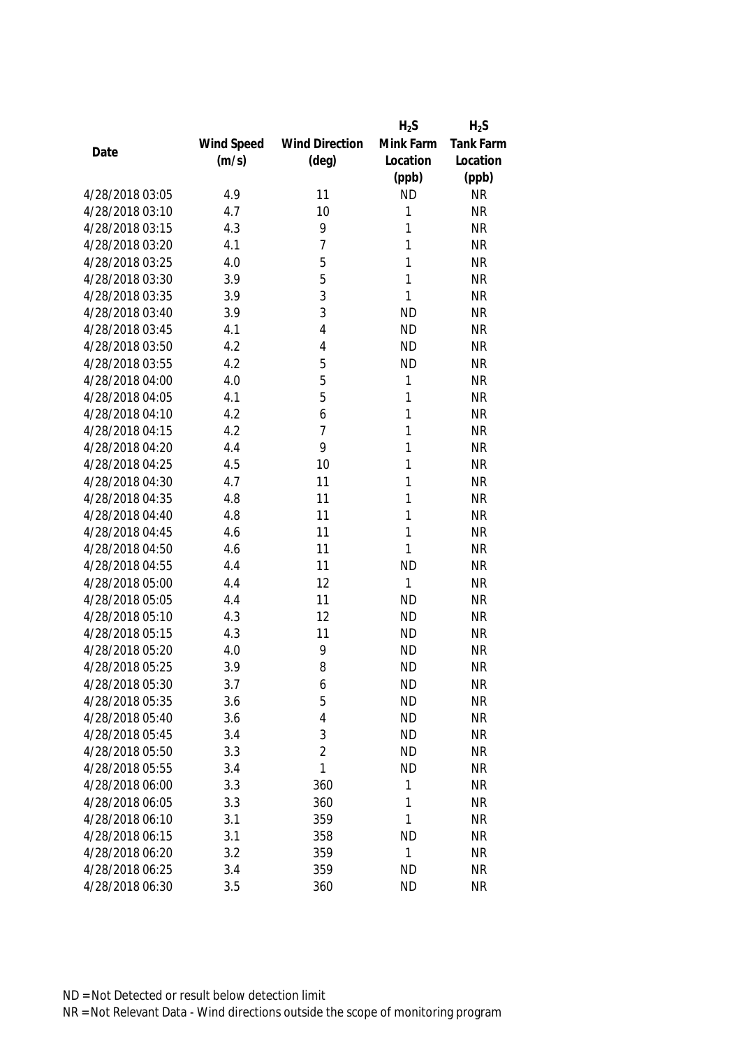| Date | Wind Speed (m/s) | Wind Direction (deg) | $H_2S$ Mink Farm Location (ppb) | $H_2S$ Tank Farm Location (ppb) |
|---|---|---|---|---|
| 4/28/2018 03:05 | 4.9 | 11 | ND | NR |
| 4/28/2018 03:10 | 4.7 | 10 | 1 | NR |
| 4/28/2018 03:15 | 4.3 | 9 | 1 | NR |
| 4/28/2018 03:20 | 4.1 | 7 | 1 | NR |
| 4/28/2018 03:25 | 4.0 | 5 | 1 | NR |
| 4/28/2018 03:30 | 3.9 | 5 | 1 | NR |
| 4/28/2018 03:35 | 3.9 | 3 | 1 | NR |
| 4/28/2018 03:40 | 3.9 | 3 | ND | NR |
| 4/28/2018 03:45 | 4.1 | 4 | ND | NR |
| 4/28/2018 03:50 | 4.2 | 4 | ND | NR |
| 4/28/2018 03:55 | 4.2 | 5 | ND | NR |
| 4/28/2018 04:00 | 4.0 | 5 | 1 | NR |
| 4/28/2018 04:05 | 4.1 | 5 | 1 | NR |
| 4/28/2018 04:10 | 4.2 | 6 | 1 | NR |
| 4/28/2018 04:15 | 4.2 | 7 | 1 | NR |
| 4/28/2018 04:20 | 4.4 | 9 | 1 | NR |
| 4/28/2018 04:25 | 4.5 | 10 | 1 | NR |
| 4/28/2018 04:30 | 4.7 | 11 | 1 | NR |
| 4/28/2018 04:35 | 4.8 | 11 | 1 | NR |
| 4/28/2018 04:40 | 4.8 | 11 | 1 | NR |
| 4/28/2018 04:45 | 4.6 | 11 | 1 | NR |
| 4/28/2018 04:50 | 4.6 | 11 | 1 | NR |
| 4/28/2018 04:55 | 4.4 | 11 | ND | NR |
| 4/28/2018 05:00 | 4.4 | 12 | 1 | NR |
| 4/28/2018 05:05 | 4.4 | 11 | ND | NR |
| 4/28/2018 05:10 | 4.3 | 12 | ND | NR |
| 4/28/2018 05:15 | 4.3 | 11 | ND | NR |
| 4/28/2018 05:20 | 4.0 | 9 | ND | NR |
| 4/28/2018 05:25 | 3.9 | 8 | ND | NR |
| 4/28/2018 05:30 | 3.7 | 6 | ND | NR |
| 4/28/2018 05:35 | 3.6 | 5 | ND | NR |
| 4/28/2018 05:40 | 3.6 | 4 | ND | NR |
| 4/28/2018 05:45 | 3.4 | 3 | ND | NR |
| 4/28/2018 05:50 | 3.3 | 2 | ND | NR |
| 4/28/2018 05:55 | 3.4 | 1 | ND | NR |
| 4/28/2018 06:00 | 3.3 | 360 | 1 | NR |
| 4/28/2018 06:05 | 3.3 | 360 | 1 | NR |
| 4/28/2018 06:10 | 3.1 | 359 | 1 | NR |
| 4/28/2018 06:15 | 3.1 | 358 | ND | NR |
| 4/28/2018 06:20 | 3.2 | 359 | 1 | NR |
| 4/28/2018 06:25 | 3.4 | 359 | ND | NR |
| 4/28/2018 06:30 | 3.5 | 360 | ND | NR |

ND = Not Detected or result below detection limit

NR = Not Relevant Data - Wind directions outside the scope of monitoring program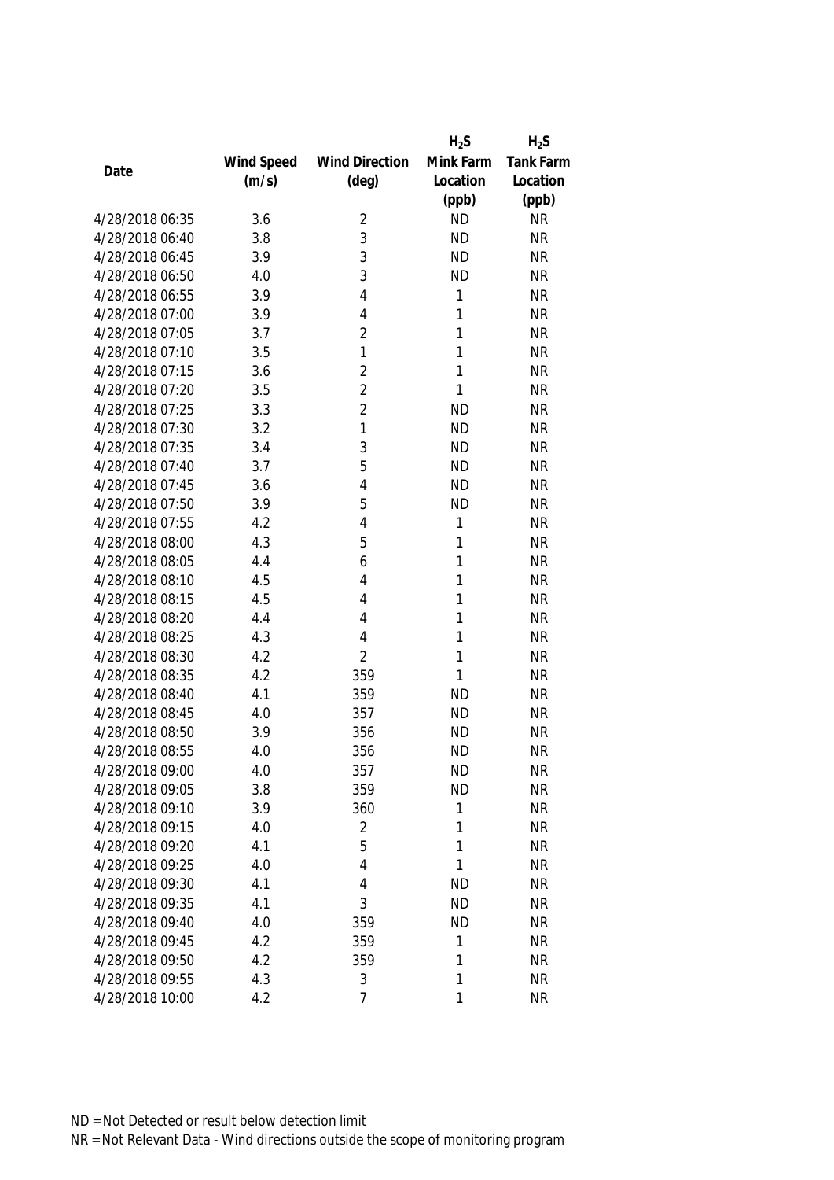| Date | Wind Speed (m/s) | Wind Direction (deg) | $H_2S$ Mink Farm Location (ppb) | $H_2S$ Tank Farm Location (ppb) |
|---|---|---|---|---|
| 4/28/2018 06:35 | 3.6 | 2 | ND | NR |
| 4/28/2018 06:40 | 3.8 | 3 | ND | NR |
| 4/28/2018 06:45 | 3.9 | 3 | ND | NR |
| 4/28/2018 06:50 | 4.0 | 3 | ND | NR |
| 4/28/2018 06:55 | 3.9 | 4 | 1 | NR |
| 4/28/2018 07:00 | 3.9 | 4 | 1 | NR |
| 4/28/2018 07:05 | 3.7 | 2 | 1 | NR |
| 4/28/2018 07:10 | 3.5 | 1 | 1 | NR |
| 4/28/2018 07:15 | 3.6 | 2 | 1 | NR |
| 4/28/2018 07:20 | 3.5 | 2 | 1 | NR |
| 4/28/2018 07:25 | 3.3 | 2 | ND | NR |
| 4/28/2018 07:30 | 3.2 | 1 | ND | NR |
| 4/28/2018 07:35 | 3.4 | 3 | ND | NR |
| 4/28/2018 07:40 | 3.7 | 5 | ND | NR |
| 4/28/2018 07:45 | 3.6 | 4 | ND | NR |
| 4/28/2018 07:50 | 3.9 | 5 | ND | NR |
| 4/28/2018 07:55 | 4.2 | 4 | 1 | NR |
| 4/28/2018 08:00 | 4.3 | 5 | 1 | NR |
| 4/28/2018 08:05 | 4.4 | 6 | 1 | NR |
| 4/28/2018 08:10 | 4.5 | 4 | 1 | NR |
| 4/28/2018 08:15 | 4.5 | 4 | 1 | NR |
| 4/28/2018 08:20 | 4.4 | 4 | 1 | NR |
| 4/28/2018 08:25 | 4.3 | 4 | 1 | NR |
| 4/28/2018 08:30 | 4.2 | 2 | 1 | NR |
| 4/28/2018 08:35 | 4.2 | 359 | 1 | NR |
| 4/28/2018 08:40 | 4.1 | 359 | ND | NR |
| 4/28/2018 08:45 | 4.0 | 357 | ND | NR |
| 4/28/2018 08:50 | 3.9 | 356 | ND | NR |
| 4/28/2018 08:55 | 4.0 | 356 | ND | NR |
| 4/28/2018 09:00 | 4.0 | 357 | ND | NR |
| 4/28/2018 09:05 | 3.8 | 359 | ND | NR |
| 4/28/2018 09:10 | 3.9 | 360 | 1 | NR |
| 4/28/2018 09:15 | 4.0 | 2 | 1 | NR |
| 4/28/2018 09:20 | 4.1 | 5 | 1 | NR |
| 4/28/2018 09:25 | 4.0 | 4 | 1 | NR |
| 4/28/2018 09:30 | 4.1 | 4 | ND | NR |
| 4/28/2018 09:35 | 4.1 | 3 | ND | NR |
| 4/28/2018 09:40 | 4.0 | 359 | ND | NR |
| 4/28/2018 09:45 | 4.2 | 359 | 1 | NR |
| 4/28/2018 09:50 | 4.2 | 359 | 1 | NR |
| 4/28/2018 09:55 | 4.3 | 3 | 1 | NR |
| 4/28/2018 10:00 | 4.2 | 7 | 1 | NR |

ND = Not Detected or result below detection limit

NR = Not Relevant Data - Wind directions outside the scope of monitoring program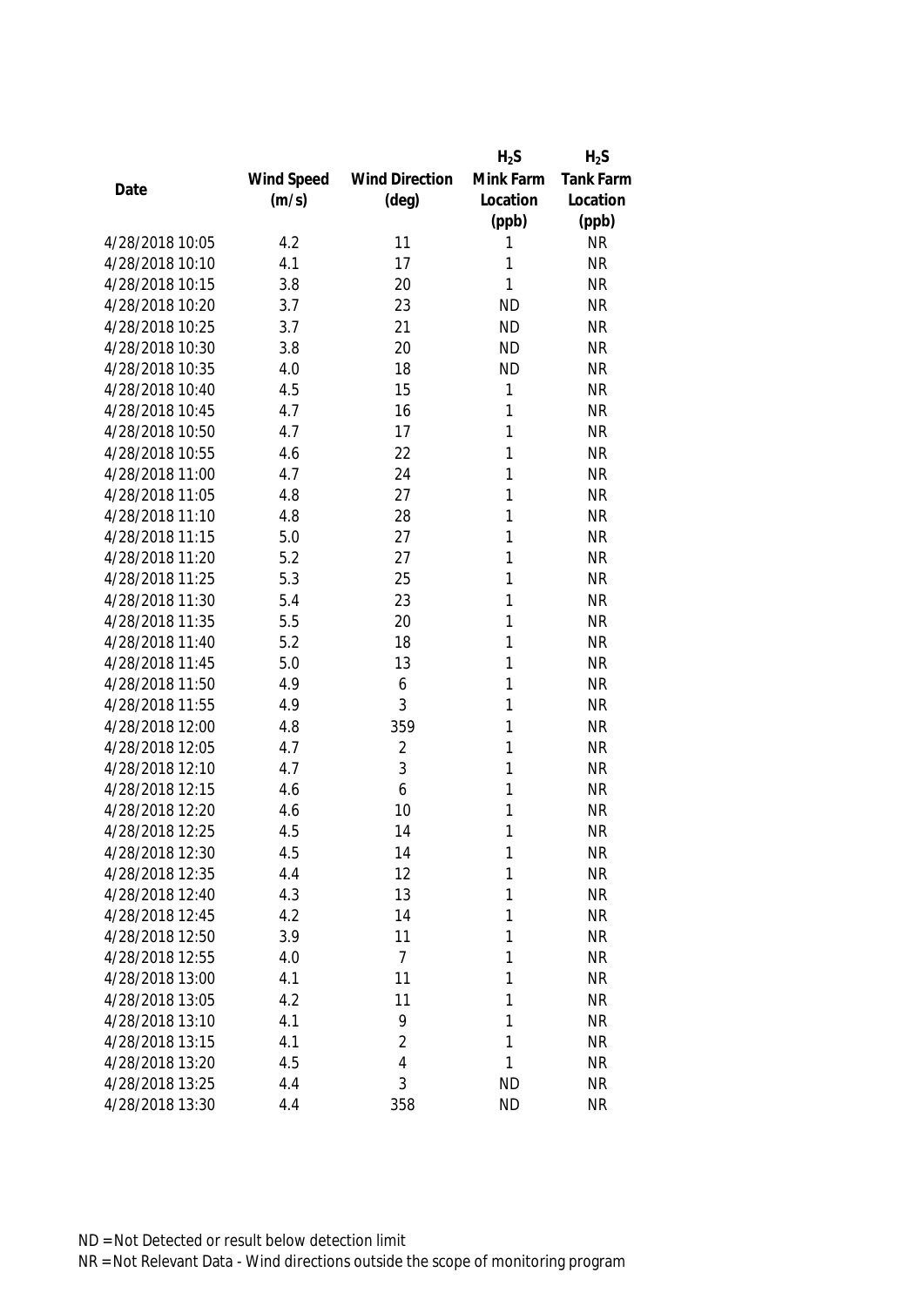| Date | Wind Speed (m/s) | Wind Direction (deg) | $H_2S$ Mink Farm Location (ppb) | $H_2S$ Tank Farm Location (ppb) |
|---|---|---|---|---|
| 4/28/2018 10:05 | 4.2 | 11 | 1 | NR |
| 4/28/2018 10:10 | 4.1 | 17 | 1 | NR |
| 4/28/2018 10:15 | 3.8 | 20 | 1 | NR |
| 4/28/2018 10:20 | 3.7 | 23 | ND | NR |
| 4/28/2018 10:25 | 3.7 | 21 | ND | NR |
| 4/28/2018 10:30 | 3.8 | 20 | ND | NR |
| 4/28/2018 10:35 | 4.0 | 18 | ND | NR |
| 4/28/2018 10:40 | 4.5 | 15 | 1 | NR |
| 4/28/2018 10:45 | 4.7 | 16 | 1 | NR |
| 4/28/2018 10:50 | 4.7 | 17 | 1 | NR |
| 4/28/2018 10:55 | 4.6 | 22 | 1 | NR |
| 4/28/2018 11:00 | 4.7 | 24 | 1 | NR |
| 4/28/2018 11:05 | 4.8 | 27 | 1 | NR |
| 4/28/2018 11:10 | 4.8 | 28 | 1 | NR |
| 4/28/2018 11:15 | 5.0 | 27 | 1 | NR |
| 4/28/2018 11:20 | 5.2 | 27 | 1 | NR |
| 4/28/2018 11:25 | 5.3 | 25 | 1 | NR |
| 4/28/2018 11:30 | 5.4 | 23 | 1 | NR |
| 4/28/2018 11:35 | 5.5 | 20 | 1 | NR |
| 4/28/2018 11:40 | 5.2 | 18 | 1 | NR |
| 4/28/2018 11:45 | 5.0 | 13 | 1 | NR |
| 4/28/2018 11:50 | 4.9 | 6 | 1 | NR |
| 4/28/2018 11:55 | 4.9 | 3 | 1 | NR |
| 4/28/2018 12:00 | 4.8 | 359 | 1 | NR |
| 4/28/2018 12:05 | 4.7 | 2 | 1 | NR |
| 4/28/2018 12:10 | 4.7 | 3 | 1 | NR |
| 4/28/2018 12:15 | 4.6 | 6 | 1 | NR |
| 4/28/2018 12:20 | 4.6 | 10 | 1 | NR |
| 4/28/2018 12:25 | 4.5 | 14 | 1 | NR |
| 4/28/2018 12:30 | 4.5 | 14 | 1 | NR |
| 4/28/2018 12:35 | 4.4 | 12 | 1 | NR |
| 4/28/2018 12:40 | 4.3 | 13 | 1 | NR |
| 4/28/2018 12:45 | 4.2 | 14 | 1 | NR |
| 4/28/2018 12:50 | 3.9 | 11 | 1 | NR |
| 4/28/2018 12:55 | 4.0 | 7 | 1 | NR |
| 4/28/2018 13:00 | 4.1 | 11 | 1 | NR |
| 4/28/2018 13:05 | 4.2 | 11 | 1 | NR |
| 4/28/2018 13:10 | 4.1 | 9 | 1 | NR |
| 4/28/2018 13:15 | 4.1 | 2 | 1 | NR |
| 4/28/2018 13:20 | 4.5 | 4 | 1 | NR |
| 4/28/2018 13:25 | 4.4 | 3 | ND | NR |
| 4/28/2018 13:30 | 4.4 | 358 | ND | NR |

ND = Not Detected or result below detection limit

NR = Not Relevant Data - Wind directions outside the scope of monitoring program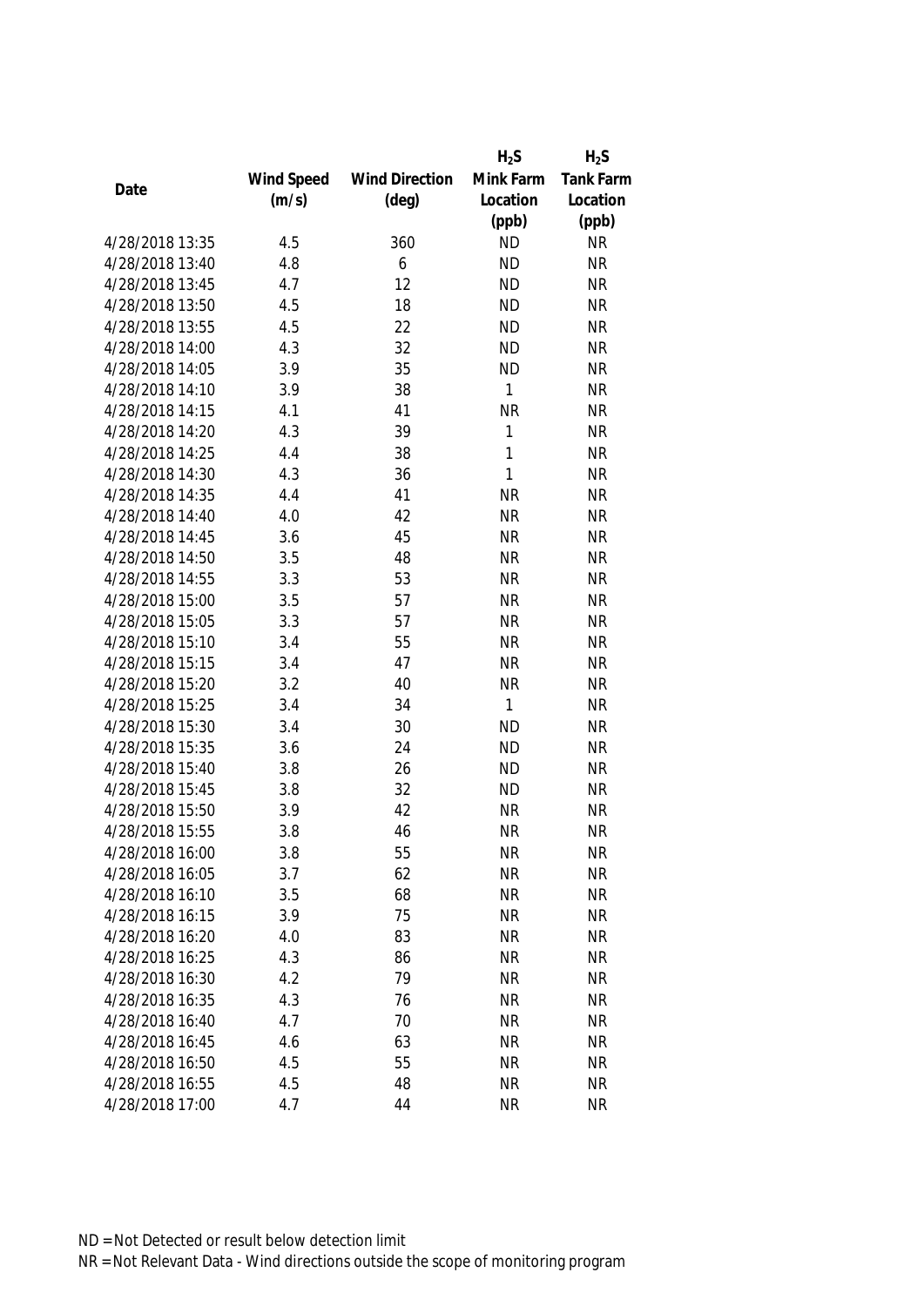| Date | Wind Speed (m/s) | Wind Direction (deg) | $H_2S$ Mink Farm Location (ppb) | $H_2S$ Tank Farm Location (ppb) |
|---|---|---|---|---|
| 4/28/2018 13:35 | 4.5 | 360 | ND | NR |
| 4/28/2018 13:40 | 4.8 | 6 | ND | NR |
| 4/28/2018 13:45 | 4.7 | 12 | ND | NR |
| 4/28/2018 13:50 | 4.5 | 18 | ND | NR |
| 4/28/2018 13:55 | 4.5 | 22 | ND | NR |
| 4/28/2018 14:00 | 4.3 | 32 | ND | NR |
| 4/28/2018 14:05 | 3.9 | 35 | ND | NR |
| 4/28/2018 14:10 | 3.9 | 38 | 1 | NR |
| 4/28/2018 14:15 | 4.1 | 41 | NR | NR |
| 4/28/2018 14:20 | 4.3 | 39 | 1 | NR |
| 4/28/2018 14:25 | 4.4 | 38 | 1 | NR |
| 4/28/2018 14:30 | 4.3 | 36 | 1 | NR |
| 4/28/2018 14:35 | 4.4 | 41 | NR | NR |
| 4/28/2018 14:40 | 4.0 | 42 | NR | NR |
| 4/28/2018 14:45 | 3.6 | 45 | NR | NR |
| 4/28/2018 14:50 | 3.5 | 48 | NR | NR |
| 4/28/2018 14:55 | 3.3 | 53 | NR | NR |
| 4/28/2018 15:00 | 3.5 | 57 | NR | NR |
| 4/28/2018 15:05 | 3.3 | 57 | NR | NR |
| 4/28/2018 15:10 | 3.4 | 55 | NR | NR |
| 4/28/2018 15:15 | 3.4 | 47 | NR | NR |
| 4/28/2018 15:20 | 3.2 | 40 | NR | NR |
| 4/28/2018 15:25 | 3.4 | 34 | 1 | NR |
| 4/28/2018 15:30 | 3.4 | 30 | ND | NR |
| 4/28/2018 15:35 | 3.6 | 24 | ND | NR |
| 4/28/2018 15:40 | 3.8 | 26 | ND | NR |
| 4/28/2018 15:45 | 3.8 | 32 | ND | NR |
| 4/28/2018 15:50 | 3.9 | 42 | NR | NR |
| 4/28/2018 15:55 | 3.8 | 46 | NR | NR |
| 4/28/2018 16:00 | 3.8 | 55 | NR | NR |
| 4/28/2018 16:05 | 3.7 | 62 | NR | NR |
| 4/28/2018 16:10 | 3.5 | 68 | NR | NR |
| 4/28/2018 16:15 | 3.9 | 75 | NR | NR |
| 4/28/2018 16:20 | 4.0 | 83 | NR | NR |
| 4/28/2018 16:25 | 4.3 | 86 | NR | NR |
| 4/28/2018 16:30 | 4.2 | 79 | NR | NR |
| 4/28/2018 16:35 | 4.3 | 76 | NR | NR |
| 4/28/2018 16:40 | 4.7 | 70 | NR | NR |
| 4/28/2018 16:45 | 4.6 | 63 | NR | NR |
| 4/28/2018 16:50 | 4.5 | 55 | NR | NR |
| 4/28/2018 16:55 | 4.5 | 48 | NR | NR |
| 4/28/2018 17:00 | 4.7 | 44 | NR | NR |

ND = Not Detected or result below detection limit

NR = Not Relevant Data - Wind directions outside the scope of monitoring program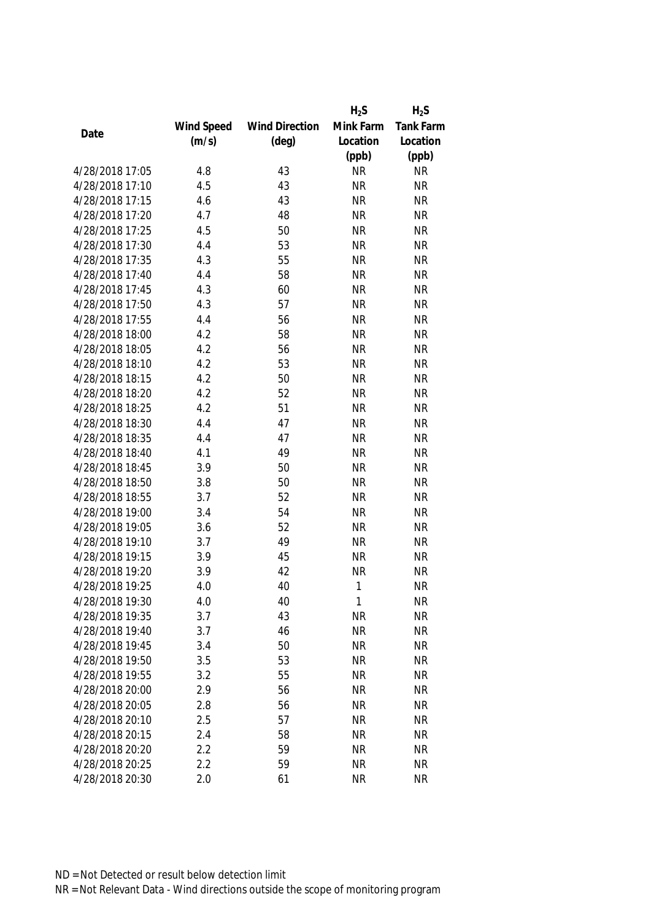| Date | Wind Speed (m/s) | Wind Direction (deg) | $H_2S$ Mink Farm Location (ppb) | $H_2S$ Tank Farm Location (ppb) |
|---|---|---|---|---|
| 4/28/2018 17:05 | 4.8 | 43 | NR | NR |
| 4/28/2018 17:10 | 4.5 | 43 | NR | NR |
| 4/28/2018 17:15 | 4.6 | 43 | NR | NR |
| 4/28/2018 17:20 | 4.7 | 48 | NR | NR |
| 4/28/2018 17:25 | 4.5 | 50 | NR | NR |
| 4/28/2018 17:30 | 4.4 | 53 | NR | NR |
| 4/28/2018 17:35 | 4.3 | 55 | NR | NR |
| 4/28/2018 17:40 | 4.4 | 58 | NR | NR |
| 4/28/2018 17:45 | 4.3 | 60 | NR | NR |
| 4/28/2018 17:50 | 4.3 | 57 | NR | NR |
| 4/28/2018 17:55 | 4.4 | 56 | NR | NR |
| 4/28/2018 18:00 | 4.2 | 58 | NR | NR |
| 4/28/2018 18:05 | 4.2 | 56 | NR | NR |
| 4/28/2018 18:10 | 4.2 | 53 | NR | NR |
| 4/28/2018 18:15 | 4.2 | 50 | NR | NR |
| 4/28/2018 18:20 | 4.2 | 52 | NR | NR |
| 4/28/2018 18:25 | 4.2 | 51 | NR | NR |
| 4/28/2018 18:30 | 4.4 | 47 | NR | NR |
| 4/28/2018 18:35 | 4.4 | 47 | NR | NR |
| 4/28/2018 18:40 | 4.1 | 49 | NR | NR |
| 4/28/2018 18:45 | 3.9 | 50 | NR | NR |
| 4/28/2018 18:50 | 3.8 | 50 | NR | NR |
| 4/28/2018 18:55 | 3.7 | 52 | NR | NR |
| 4/28/2018 19:00 | 3.4 | 54 | NR | NR |
| 4/28/2018 19:05 | 3.6 | 52 | NR | NR |
| 4/28/2018 19:10 | 3.7 | 49 | NR | NR |
| 4/28/2018 19:15 | 3.9 | 45 | NR | NR |
| 4/28/2018 19:20 | 3.9 | 42 | NR | NR |
| 4/28/2018 19:25 | 4.0 | 40 | 1 | NR |
| 4/28/2018 19:30 | 4.0 | 40 | 1 | NR |
| 4/28/2018 19:35 | 3.7 | 43 | NR | NR |
| 4/28/2018 19:40 | 3.7 | 46 | NR | NR |
| 4/28/2018 19:45 | 3.4 | 50 | NR | NR |
| 4/28/2018 19:50 | 3.5 | 53 | NR | NR |
| 4/28/2018 19:55 | 3.2 | 55 | NR | NR |
| 4/28/2018 20:00 | 2.9 | 56 | NR | NR |
| 4/28/2018 20:05 | 2.8 | 56 | NR | NR |
| 4/28/2018 20:10 | 2.5 | 57 | NR | NR |
| 4/28/2018 20:15 | 2.4 | 58 | NR | NR |
| 4/28/2018 20:20 | 2.2 | 59 | NR | NR |
| 4/28/2018 20:25 | 2.2 | 59 | NR | NR |
| 4/28/2018 20:30 | 2.0 | 61 | NR | NR |

ND = Not Detected or result below detection limit

NR = Not Relevant Data - Wind directions outside the scope of monitoring program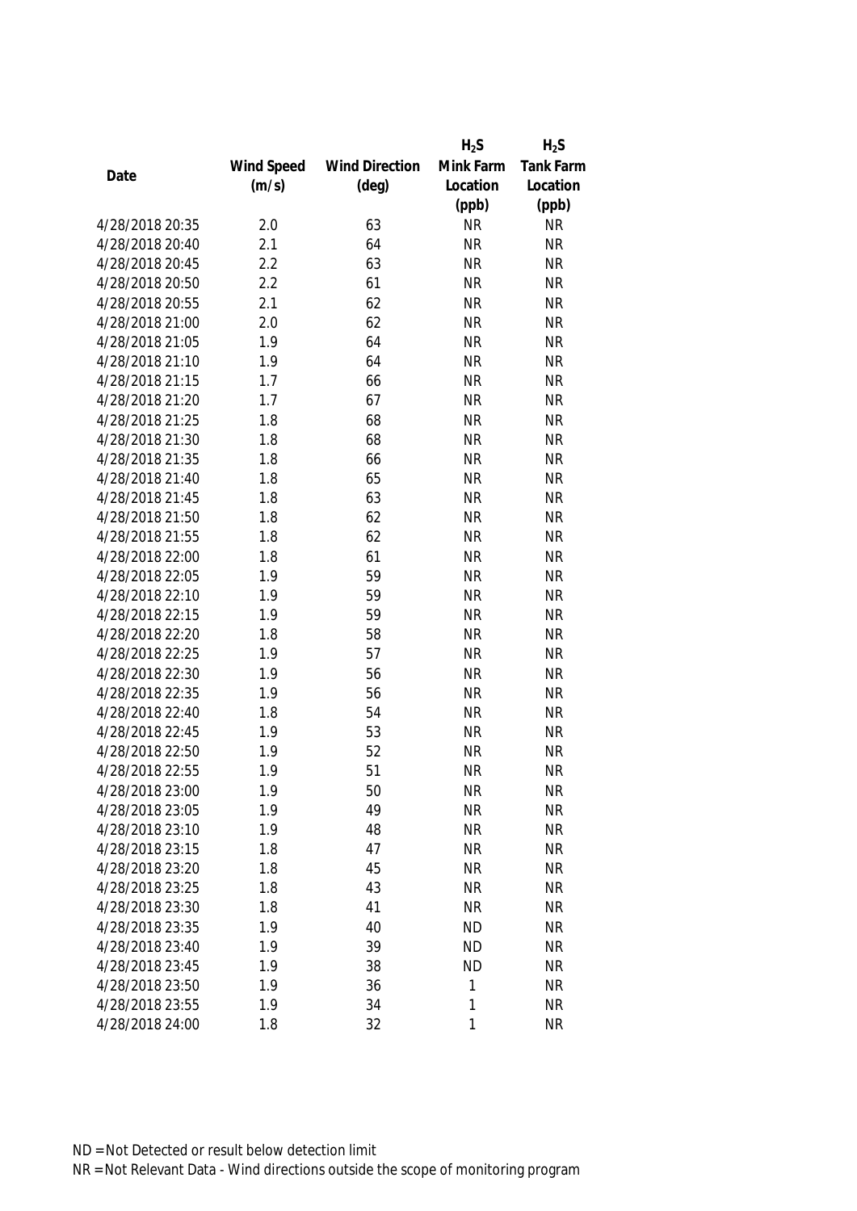| Date | Wind Speed (m/s) | Wind Direction (deg) | $H_2S$ Mink Farm Location (ppb) | $H_2S$ Tank Farm Location (ppb) |
|---|---|---|---|---|
| 4/28/2018 20:35 | 2.0 | 63 | NR | NR |
| 4/28/2018 20:40 | 2.1 | 64 | NR | NR |
| 4/28/2018 20:45 | 2.2 | 63 | NR | NR |
| 4/28/2018 20:50 | 2.2 | 61 | NR | NR |
| 4/28/2018 20:55 | 2.1 | 62 | NR | NR |
| 4/28/2018 21:00 | 2.0 | 62 | NR | NR |
| 4/28/2018 21:05 | 1.9 | 64 | NR | NR |
| 4/28/2018 21:10 | 1.9 | 64 | NR | NR |
| 4/28/2018 21:15 | 1.7 | 66 | NR | NR |
| 4/28/2018 21:20 | 1.7 | 67 | NR | NR |
| 4/28/2018 21:25 | 1.8 | 68 | NR | NR |
| 4/28/2018 21:30 | 1.8 | 68 | NR | NR |
| 4/28/2018 21:35 | 1.8 | 66 | NR | NR |
| 4/28/2018 21:40 | 1.8 | 65 | NR | NR |
| 4/28/2018 21:45 | 1.8 | 63 | NR | NR |
| 4/28/2018 21:50 | 1.8 | 62 | NR | NR |
| 4/28/2018 21:55 | 1.8 | 62 | NR | NR |
| 4/28/2018 22:00 | 1.8 | 61 | NR | NR |
| 4/28/2018 22:05 | 1.9 | 59 | NR | NR |
| 4/28/2018 22:10 | 1.9 | 59 | NR | NR |
| 4/28/2018 22:15 | 1.9 | 59 | NR | NR |
| 4/28/2018 22:20 | 1.8 | 58 | NR | NR |
| 4/28/2018 22:25 | 1.9 | 57 | NR | NR |
| 4/28/2018 22:30 | 1.9 | 56 | NR | NR |
| 4/28/2018 22:35 | 1.9 | 56 | NR | NR |
| 4/28/2018 22:40 | 1.8 | 54 | NR | NR |
| 4/28/2018 22:45 | 1.9 | 53 | NR | NR |
| 4/28/2018 22:50 | 1.9 | 52 | NR | NR |
| 4/28/2018 22:55 | 1.9 | 51 | NR | NR |
| 4/28/2018 23:00 | 1.9 | 50 | NR | NR |
| 4/28/2018 23:05 | 1.9 | 49 | NR | NR |
| 4/28/2018 23:10 | 1.9 | 48 | NR | NR |
| 4/28/2018 23:15 | 1.8 | 47 | NR | NR |
| 4/28/2018 23:20 | 1.8 | 45 | NR | NR |
| 4/28/2018 23:25 | 1.8 | 43 | NR | NR |
| 4/28/2018 23:30 | 1.8 | 41 | NR | NR |
| 4/28/2018 23:35 | 1.9 | 40 | ND | NR |
| 4/28/2018 23:40 | 1.9 | 39 | ND | NR |
| 4/28/2018 23:45 | 1.9 | 38 | ND | NR |
| 4/28/2018 23:50 | 1.9 | 36 | 1 | NR |
| 4/28/2018 23:55 | 1.9 | 34 | 1 | NR |
| 4/28/2018 24:00 | 1.8 | 32 | 1 | NR |

ND = Not Detected or result below detection limit
NR = Not Relevant Data - Wind directions outside the scope of monitoring program